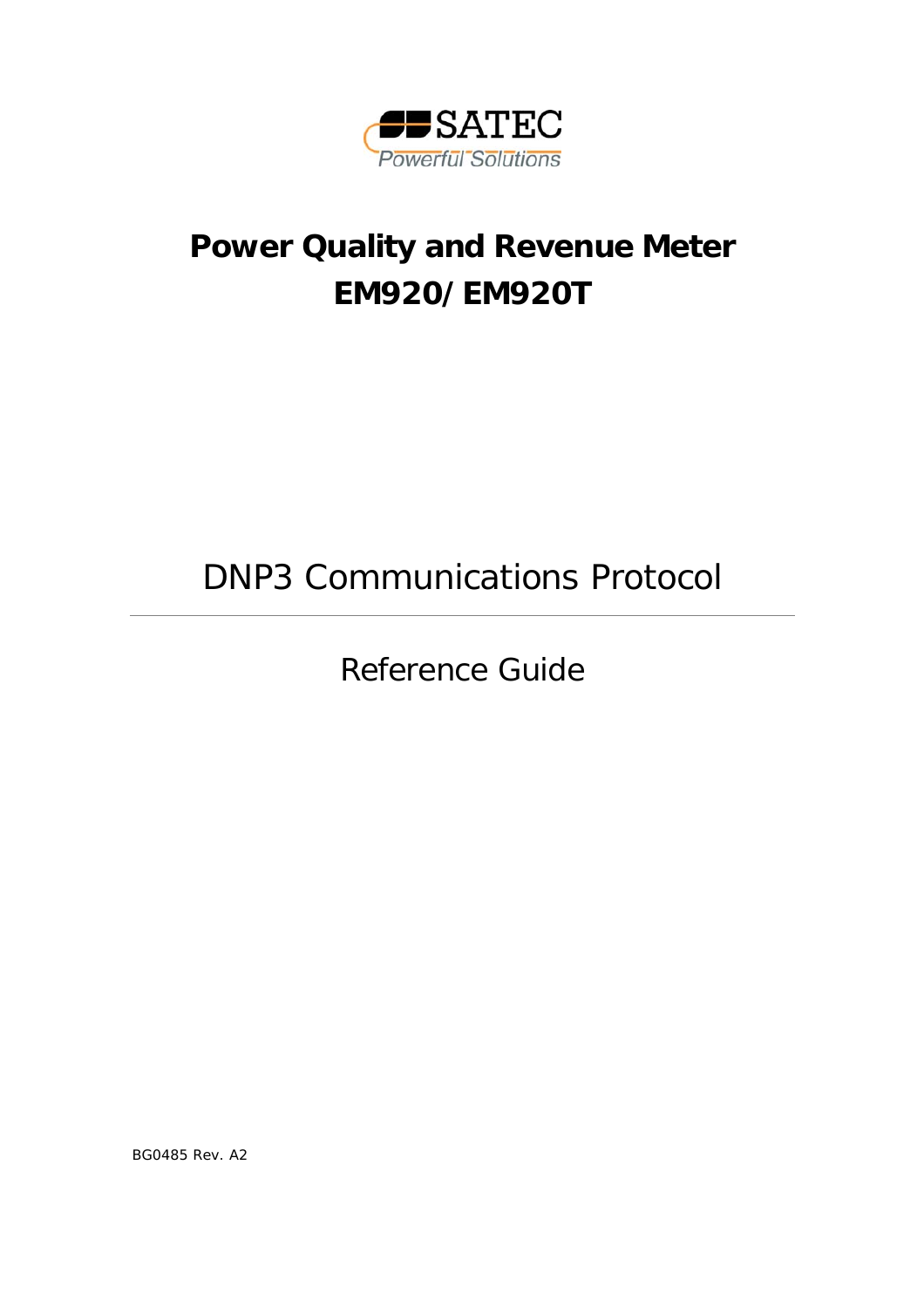SATEC

Powerful Solutions

# Power Quality and Revenue Meter EM920/EM920T

## DNP3 Communications Protocol

Reference Guide

BG0485 Rev. A2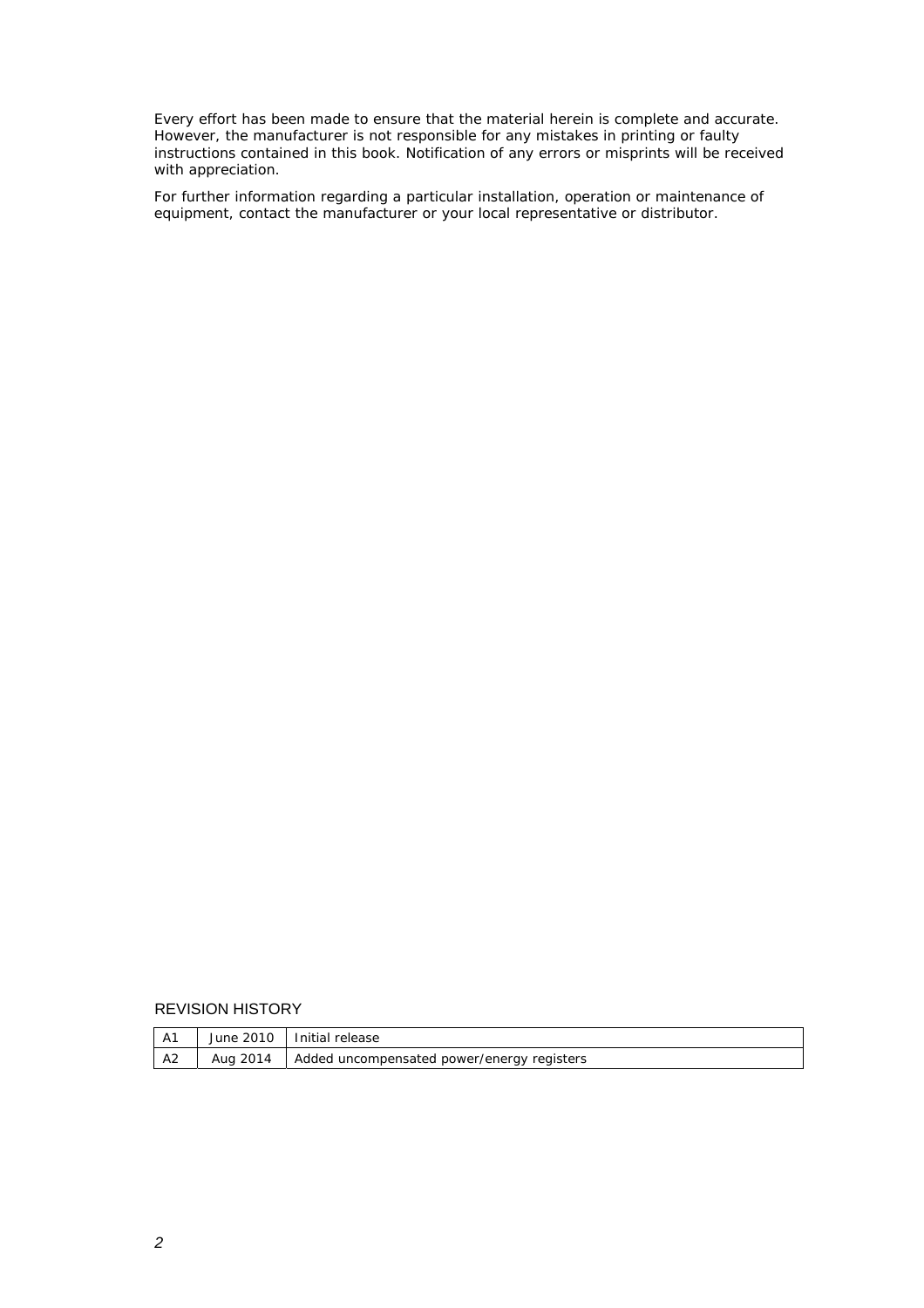Every effort has been made to ensure that the material herein is complete and accurate. However, the manufacturer is not responsible for any mistakes in printing or faulty instructions contained in this book. Notification of any errors or misprints will be received with appreciation.

For further information regarding a particular installation, operation or maintenance of equipment, contact the manufacturer or your local representative or distributor.

REVISION HISTORY

| | | |
|---|---|---|
| A1 | June 2010 | Initial release |
| A2 | Aug 2014 | Added uncompensated power/energy registers |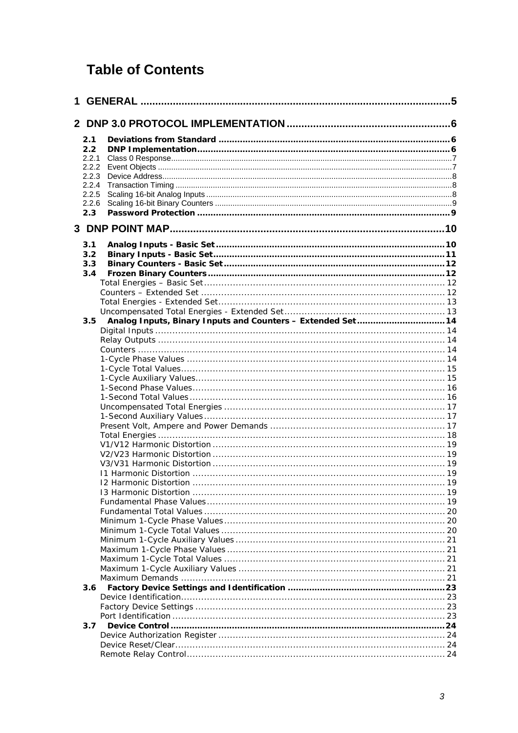# Table of Contents

**1 GENERAL ........................................................................................................ 5**

**2 DNP 3.0 PROTOCOL IMPLEMENTATION ....................................................... 6**

- **2.1 Deviations from Standard ..................................................................... 6**
- **2.2 DNP Implementation ............................................................................. 6**
  - 2.2.1 Class 0 Response ............................................................................ 7
  - 2.2.2 Event Objects .................................................................................. 7
  - 2.2.3 Device Address ................................................................................ 8
  - 2.2.4 Transaction Timing .......................................................................... 8
  - 2.2.5 Scaling 16-bit Analog Inputs ............................................................. 8
  - 2.2.6 Scaling 16-bit Binary Counters .......................................................... 9
- **2.3 Password Protection ............................................................................. 9**

**3 DNP POINT MAP ............................................................................................ 10**

- **3.1 Analog Inputs - Basic Set .................................................................... 10**
- **3.2 Binary Inputs - Basic Set ..................................................................... 11**
- **3.3 Binary Counters - Basic Set ................................................................. 12**
- **3.4 Frozen Binary Counters ....................................................................... 12**
  - Total Energies – Basic Set ..................................................................... 12
  - Counters – Extended Set ....................................................................... 12
  - Total Energies - Extended Set ................................................................ 13
  - Uncompensated Total Energies - Extended Set ......................................... 13
- **3.5 Analog Inputs, Binary Inputs and Counters – Extended Set ..................... 14**
  - Digital Inputs ....................................................................................... 14
  - Relay Outputs ...................................................................................... 14
  - Counters ............................................................................................. 14
  - 1-Cycle Phase Values ............................................................................ 14
  - 1-Cycle Total Values ............................................................................. 15
  - 1-Cycle Auxiliary Values ........................................................................ 15
  - 1-Second Phase Values ......................................................................... 16
  - 1-Second Total Values .......................................................................... 16
  - Uncompensated Total Energies ............................................................... 17
  - 1-Second Auxiliary Values ..................................................................... 17
  - Present Volt, Ampere and Power Demands ............................................... 17
  - Total Energies ...................................................................................... 18
  - V1/V12 Harmonic Distortion ................................................................... 19
  - V2/V23 Harmonic Distortion ................................................................... 19
  - V3/V31 Harmonic Distortion ................................................................... 19
  - I1 Harmonic Distortion .......................................................................... 19
  - I2 Harmonic Distortion .......................................................................... 19
  - I3 Harmonic Distortion .......................................................................... 19
  - Fundamental Phase Values ..................................................................... 19
  - Fundamental Total Values ...................................................................... 20
  - Minimum 1-Cycle Phase Values ............................................................... 20
  - Minimum 1-Cycle Total Values ................................................................ 20
  - Minimum 1-Cycle Auxiliary Values ........................................................... 21
  - Maximum 1-Cycle Phase Values .............................................................. 21
  - Maximum 1-Cycle Total Values ............................................................... 21
  - Maximum 1-Cycle Auxiliary Values .......................................................... 21
  - Maximum Demands .............................................................................. 21
- **3.6 Factory Device Settings and Identification ............................................ 23**
  - Device Identification ............................................................................. 23
  - Factory Device Settings ......................................................................... 23
  - Port Identification ................................................................................ 23
- **3.7 Device Control .................................................................................... 24**
  - Device Authorization Register ................................................................ 24
  - Device Reset/Clear ................................................................................ 24
  - Remote Relay Control ............................................................................ 24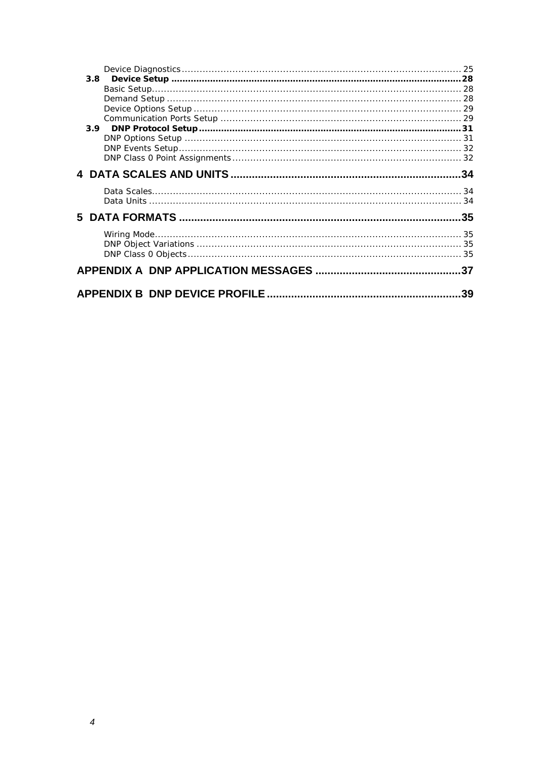Device Diagnostics ........................................................................................ 25

**3.8 Device Setup** ........................................................................................ **28**

Basic Setup ........................................................................................ 28

Demand Setup ........................................................................................ 28

Device Options Setup ........................................................................................ 29

Communication Ports Setup ........................................................................................ 29

**3.9 DNP Protocol Setup** ........................................................................................ **31**

DNP Options Setup ........................................................................................ 31

DNP Events Setup ........................................................................................ 32

DNP Class 0 Point Assignments ........................................................................................ 32

**4 DATA SCALES AND UNITS** ........................................................................................ **34**

Data Scales ........................................................................................ 34

Data Units ........................................................................................ 34

**5 DATA FORMATS** ........................................................................................ **35**

Wiring Mode ........................................................................................ 35

DNP Object Variations ........................................................................................ 35

DNP Class 0 Objects ........................................................................................ 35

**APPENDIX A DNP APPLICATION MESSAGES** ........................................................................................ **37**

**APPENDIX B DNP DEVICE PROFILE** ........................................................................................ **39**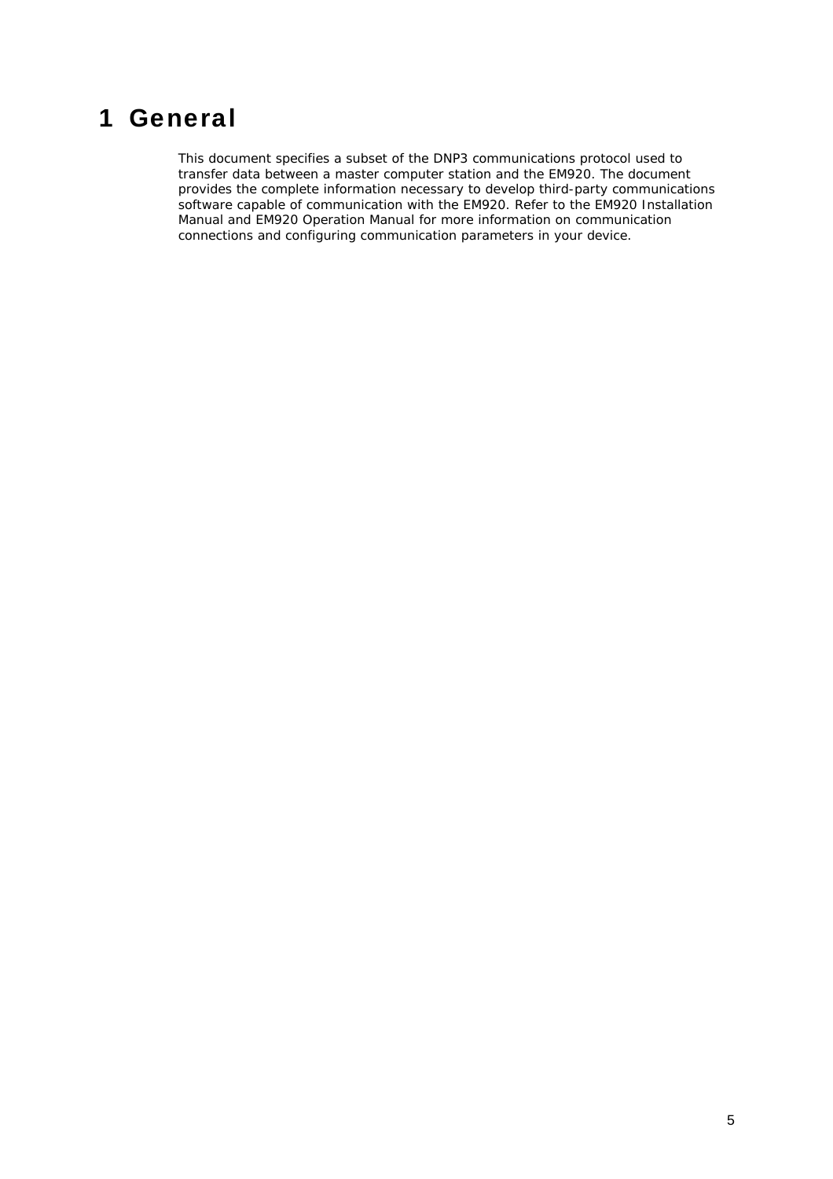# 1 General

This document specifies a subset of the DNP3 communications protocol used to transfer data between a master computer station and the EM920. The document provides the complete information necessary to develop third-party communications software capable of communication with the EM920. Refer to the EM920 Installation Manual and EM920 Operation Manual for more information on communication connections and configuring communication parameters in your device.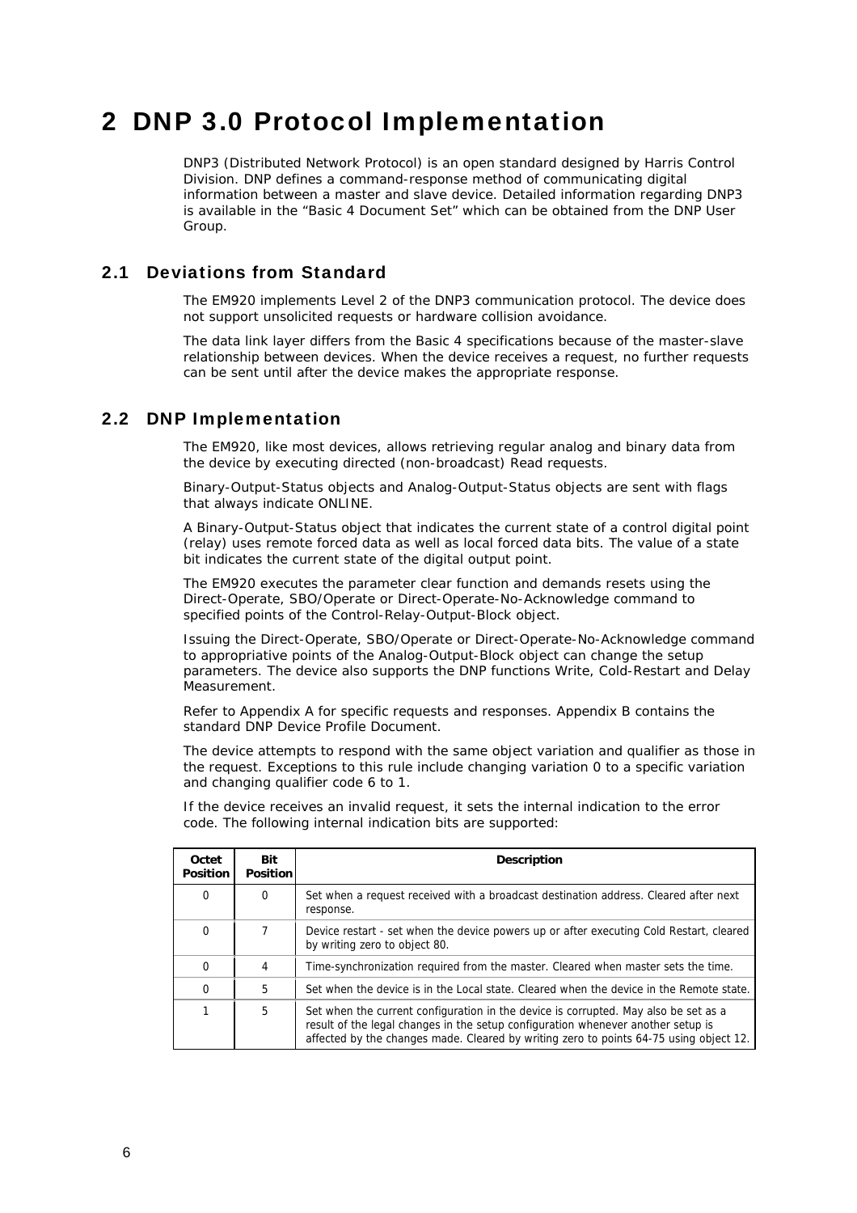# 2 DNP 3.0 Protocol Implementation

DNP3 (Distributed Network Protocol) is an open standard designed by Harris Control Division. DNP defines a command-response method of communicating digital information between a master and slave device. Detailed information regarding DNP3 is available in the "Basic 4 Document Set" which can be obtained from the DNP User Group.

## 2.1 Deviations from Standard

The EM920 implements Level 2 of the DNP3 communication protocol. The device does not support unsolicited requests or hardware collision avoidance.

The data link layer differs from the Basic 4 specifications because of the master-slave relationship between devices. When the device receives a request, no further requests can be sent until after the device makes the appropriate response.

## 2.2 DNP Implementation

The EM920, like most devices, allows retrieving regular analog and binary data from the device by executing directed (non-broadcast) Read requests.

Binary-Output-Status objects and Analog-Output-Status objects are sent with flags that always indicate ONLINE.

A Binary-Output-Status object that indicates the current state of a control digital point (relay) uses remote forced data as well as local forced data bits. The value of a state bit indicates the current state of the digital output point.

The EM920 executes the parameter clear function and demands resets using the Direct-Operate, SBO/Operate or Direct-Operate-No-Acknowledge command to specified points of the Control-Relay-Output-Block object.

Issuing the Direct-Operate, SBO/Operate or Direct-Operate-No-Acknowledge command to appropriative points of the Analog-Output-Block object can change the setup parameters. The device also supports the DNP functions Write, Cold-Restart and Delay Measurement.

Refer to Appendix A for specific requests and responses. Appendix B contains the standard DNP Device Profile Document.

The device attempts to respond with the same object variation and qualifier as those in the request. Exceptions to this rule include changing variation 0 to a specific variation and changing qualifier code 6 to 1.

If the device receives an invalid request, it sets the internal indication to the error code. The following internal indication bits are supported:

| Octet Position | Bit Position | Description |
|---|---|---|
| 0 | 0 | Set when a request received with a broadcast destination address. Cleared after next response. |
| 0 | 7 | Device restart - set when the device powers up or after executing Cold Restart, cleared by writing zero to object 80. |
| 0 | 4 | Time-synchronization required from the master. Cleared when master sets the time. |
| 0 | 5 | Set when the device is in the Local state. Cleared when the device in the Remote state. |
| 1 | 5 | Set when the current configuration in the device is corrupted. May also be set as a result of the legal changes in the setup configuration whenever another setup is affected by the changes made. Cleared by writing zero to points 64-75 using object 12. |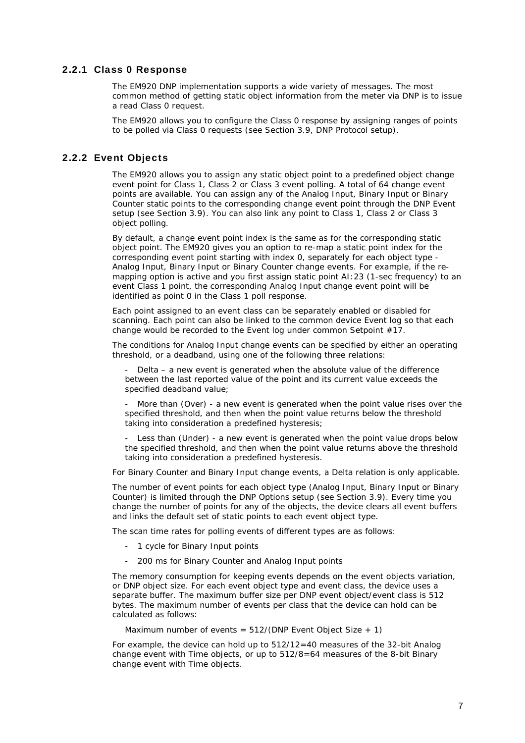### 2.2.1 Class 0 Response

The EM920 DNP implementation supports a wide variety of messages. The most common method of getting static object information from the meter via DNP is to issue a read Class 0 request.

The EM920 allows you to configure the Class 0 response by assigning ranges of points to be polled via Class 0 requests (see Section 3.9, DNP Protocol setup).

### 2.2.2 Event Objects

The EM920 allows you to assign any static object point to a predefined object change event point for Class 1, Class 2 or Class 3 event polling. A total of 64 change event points are available. You can assign any of the Analog Input, Binary Input or Binary Counter static points to the corresponding change event point through the DNP Event setup (see Section 3.9). You can also link any point to Class 1, Class 2 or Class 3 object polling.

By default, a change event point index is the same as for the corresponding static object point. The EM920 gives you an option to re-map a static point index for the corresponding event point starting with index 0, separately for each object type - Analog Input, Binary Input or Binary Counter change events. For example, if the re-mapping option is active and you first assign static point AI:23 (1-sec frequency) to an event Class 1 point, the corresponding Analog Input change event point will be identified as point 0 in the Class 1 poll response.

Each point assigned to an event class can be separately enabled or disabled for scanning. Each point can also be linked to the common device Event log so that each change would be recorded to the Event log under common Setpoint #17.

The conditions for Analog Input change events can be specified by either an operating threshold, or a deadband, using one of the following three relations:

- Delta – a new event is generated when the absolute value of the difference between the last reported value of the point and its current value exceeds the specified deadband value;
- More than (Over) - a new event is generated when the point value rises over the specified threshold, and then when the point value returns below the threshold taking into consideration a predefined hysteresis;
- Less than (Under) - a new event is generated when the point value drops below the specified threshold, and then when the point value returns above the threshold taking into consideration a predefined hysteresis.

For Binary Counter and Binary Input change events, a Delta relation is only applicable.

The number of event points for each object type (Analog Input, Binary Input or Binary Counter) is limited through the DNP Options setup (see Section 3.9). Every time you change the number of points for any of the objects, the device clears all event buffers and links the default set of static points to each event object type.

The scan time rates for polling events of different types are as follows:

- 1 cycle for Binary Input points
- 200 ms for Binary Counter and Analog Input points

The memory consumption for keeping events depends on the event objects variation, or DNP object size. For each event object type and event class, the device uses a separate buffer. The maximum buffer size per DNP event object/event class is 512 bytes. The maximum number of events per class that the device can hold can be calculated as follows:

Maximum number of events = 512/(DNP Event Object Size + 1)

For example, the device can hold up to 512/12=40 measures of the 32-bit Analog change event with Time objects, or up to 512/8=64 measures of the 8-bit Binary change event with Time objects.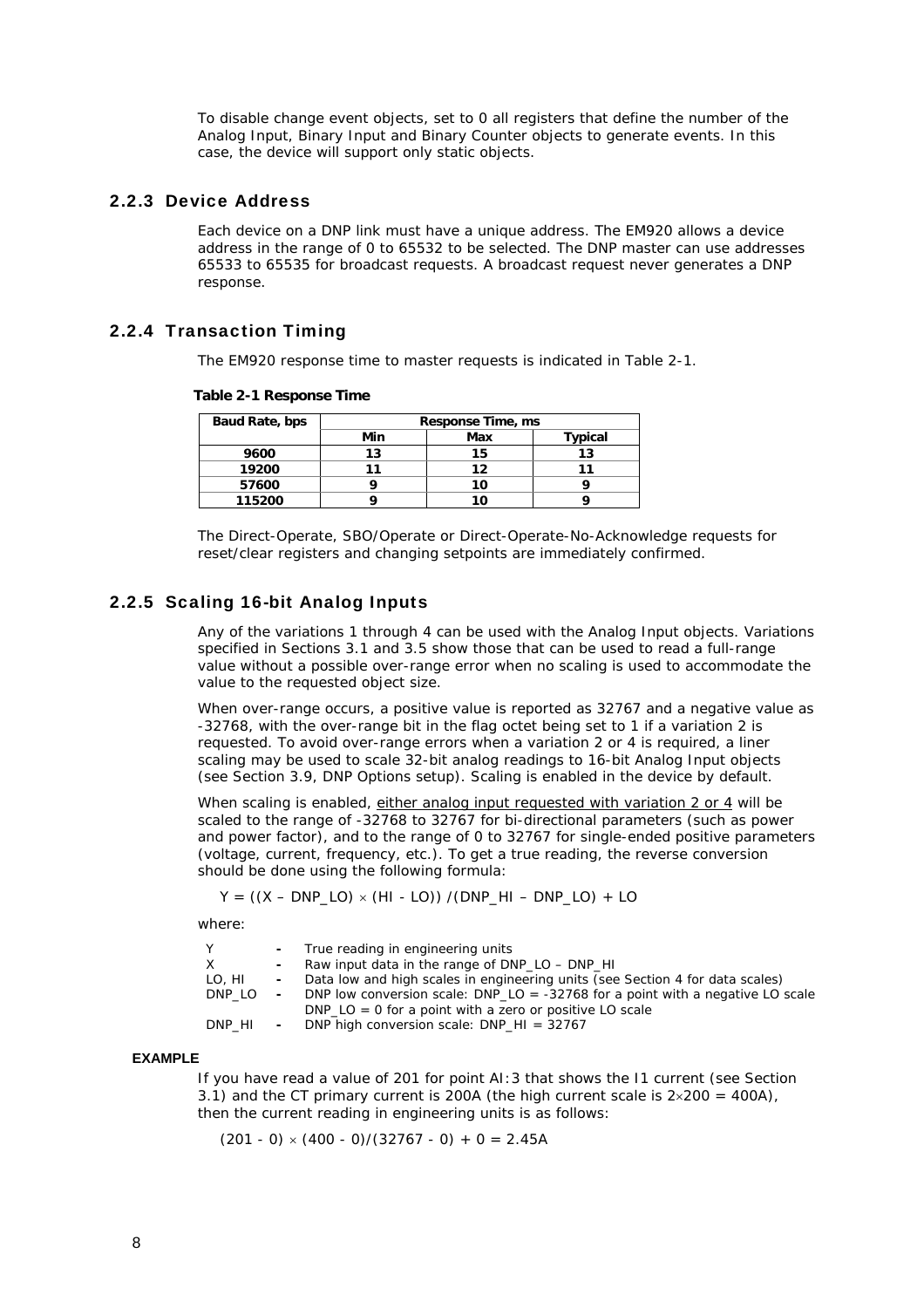To disable change event objects, set to 0 all registers that define the number of the Analog Input, Binary Input and Binary Counter objects to generate events. In this case, the device will support only static objects.

### 2.2.3 Device Address

Each device on a DNP link must have a unique address. The EM920 allows a device address in the range of 0 to 65532 to be selected. The DNP master can use addresses 65533 to 65535 for broadcast requests. A broadcast request never generates a DNP response.

### 2.2.4 Transaction Timing

The EM920 response time to master requests is indicated in Table 2-1.

**Table 2-1 Response Time**

| Baud Rate, bps | Response Time, ms | | |
|---|---|---|---|
| | Min | Max | Typical |
| 9600 | 13 | 15 | 13 |
| 19200 | 11 | 12 | 11 |
| 57600 | 9 | 10 | 9 |
| 115200 | 9 | 10 | 9 |

The Direct-Operate, SBO/Operate or Direct-Operate-No-Acknowledge requests for reset/clear registers and changing setpoints are immediately confirmed.

### 2.2.5 Scaling 16-bit Analog Inputs

Any of the variations 1 through 4 can be used with the Analog Input objects. Variations specified in Sections 3.1 and 3.5 show those that can be used to read a full-range value without a possible over-range error when no scaling is used to accommodate the value to the requested object size.

When over-range occurs, a positive value is reported as 32767 and a negative value as -32768, with the over-range bit in the flag octet being set to 1 if a variation 2 is requested. To avoid over-range errors when a variation 2 or 4 is required, a liner scaling may be used to scale 32-bit analog readings to 16-bit Analog Input objects (see Section 3.9, DNP Options setup). Scaling is enabled in the device by default.

When scaling is enabled, <u>either analog input requested with variation 2 or 4</u> will be scaled to the range of -32768 to 32767 for bi-directional parameters (such as power and power factor), and to the range of 0 to 32767 for single-ended positive parameters (voltage, current, frequency, etc.). To get a true reading, the reverse conversion should be done using the following formula:

$$Y = ((X - DNP\_LO) \times (HI - LO)) / (DNP\_HI - DNP\_LO) + LO$$

where:

| | | |
|---|---|---|
| Y | - | True reading in engineering units |
| X | - | Raw input data in the range of DNP_LO – DNP_HI |
| LO, HI | - | Data low and high scales in engineering units (see Section 4 for data scales) |
| DNP_LO | - | DNP low conversion scale: DNP_LO = -32768 for a point with a negative LO scale<br>DNP_LO = 0 for a point with a zero or positive LO scale |
| DNP_HI | - | DNP high conversion scale: DNP_HI = 32767 |

**EXAMPLE**

If you have read a value of 201 for point AI:3 that shows the I1 current (see Section 3.1) and the CT primary current is 200A (the high current scale is $2 \times 200 = 400$A), then the current reading in engineering units is as follows:

$$(201 - 0) \times (400 - 0)/(32767 - 0) + 0 = 2.45\text{A}$$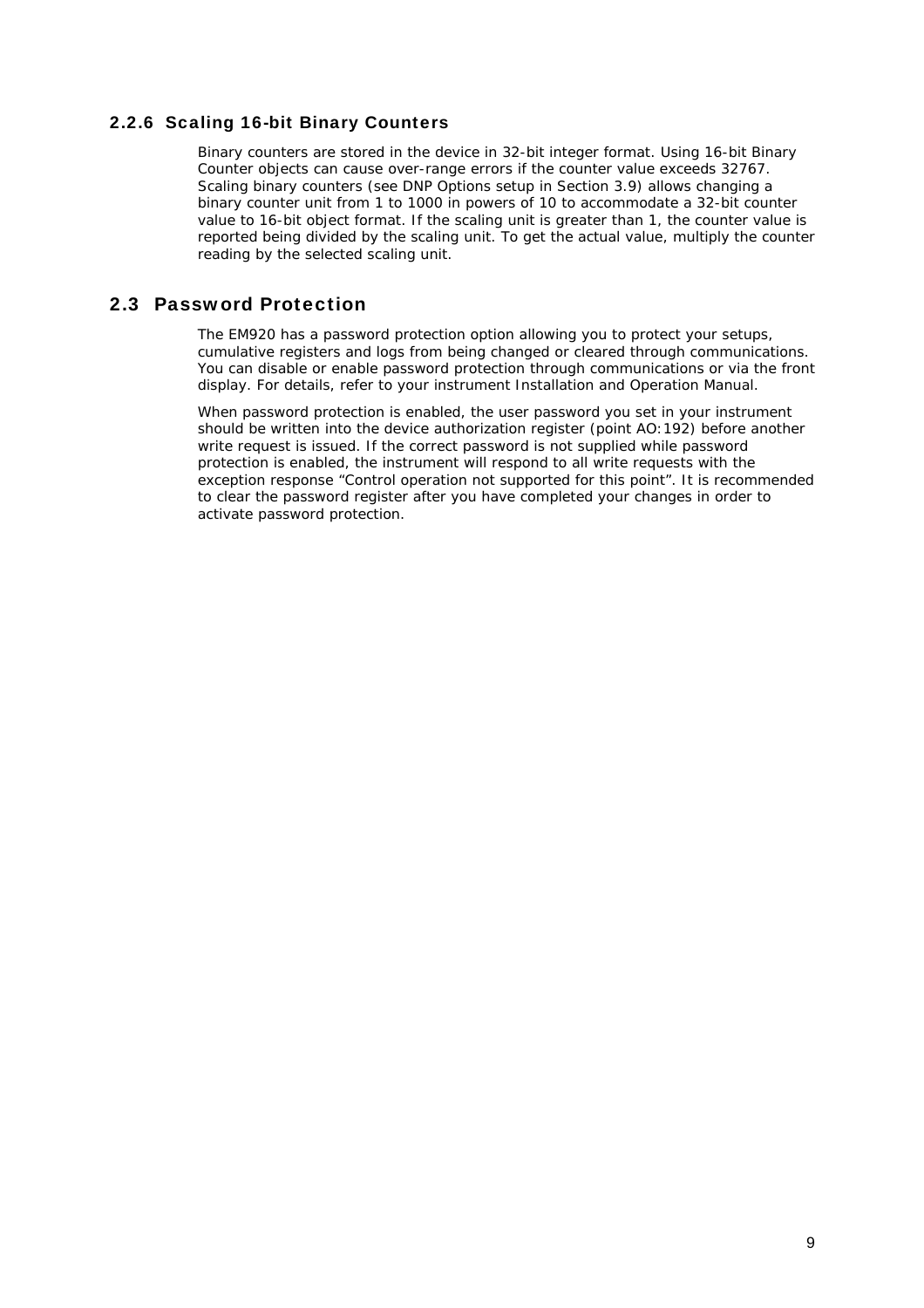### 2.2.6 Scaling 16-bit Binary Counters

Binary counters are stored in the device in 32-bit integer format. Using 16-bit Binary Counter objects can cause over-range errors if the counter value exceeds 32767. Scaling binary counters (see DNP Options setup in Section 3.9) allows changing a binary counter unit from 1 to 1000 in powers of 10 to accommodate a 32-bit counter value to 16-bit object format. If the scaling unit is greater than 1, the counter value is reported being divided by the scaling unit. To get the actual value, multiply the counter reading by the selected scaling unit.

## 2.3 Password Protection

The EM920 has a password protection option allowing you to protect your setups, cumulative registers and logs from being changed or cleared through communications. You can disable or enable password protection through communications or via the front display. For details, refer to your instrument Installation and Operation Manual.

When password protection is enabled, the user password you set in your instrument should be written into the device authorization register (point AO:192) before another write request is issued. If the correct password is not supplied while password protection is enabled, the instrument will respond to all write requests with the exception response "Control operation not supported for this point". It is recommended to clear the password register after you have completed your changes in order to activate password protection.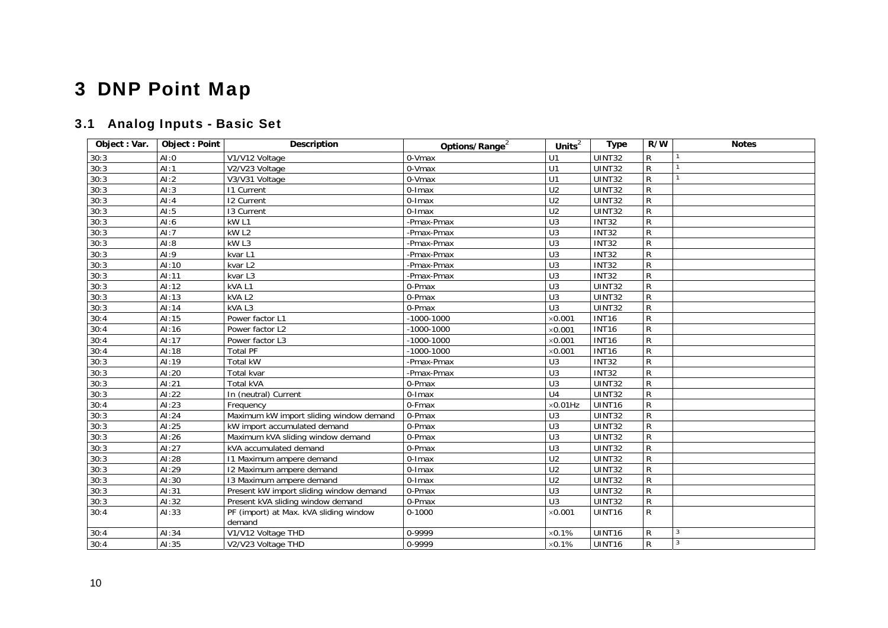# 3 DNP Point Map

## 3.1 Analog Inputs - Basic Set

| Object : Var. | Object : Point | Description | Options/Range[2] | Units[2] | Type | R/W | Notes |
|---|---|---|---|---|---|---|---|
| 30:3 | AI:0 | V1/V12 Voltage | 0-Vmax | U1 | UINT32 | R | [1] |
| 30:3 | AI:1 | V2/V23 Voltage | 0-Vmax | U1 | UINT32 | R | [1] |
| 30:3 | AI:2 | V3/V31 Voltage | 0-Vmax | U1 | UINT32 | R | [1] |
| 30:3 | AI:3 | I1 Current | 0-Imax | U2 | UINT32 | R | |
| 30:3 | AI:4 | I2 Current | 0-Imax | U2 | UINT32 | R | |
| 30:3 | AI:5 | I3 Current | 0-Imax | U2 | UINT32 | R | |
| 30:3 | AI:6 | kW L1 | -Pmax-Pmax | U3 | INT32 | R | |
| 30:3 | AI:7 | kW L2 | -Pmax-Pmax | U3 | INT32 | R | |
| 30:3 | AI:8 | kW L3 | -Pmax-Pmax | U3 | INT32 | R | |
| 30:3 | AI:9 | kvar L1 | -Pmax-Pmax | U3 | INT32 | R | |
| 30:3 | AI:10 | kvar L2 | -Pmax-Pmax | U3 | INT32 | R | |
| 30:3 | AI:11 | kvar L3 | -Pmax-Pmax | U3 | INT32 | R | |
| 30:3 | AI:12 | kVA L1 | 0-Pmax | U3 | UINT32 | R | |
| 30:3 | AI:13 | kVA L2 | 0-Pmax | U3 | UINT32 | R | |
| 30:3 | AI:14 | kVA L3 | 0-Pmax | U3 | UINT32 | R | |
| 30:4 | AI:15 | Power factor L1 | -1000-1000 | ×0.001 | INT16 | R | |
| 30:4 | AI:16 | Power factor L2 | -1000-1000 | ×0.001 | INT16 | R | |
| 30:4 | AI:17 | Power factor L3 | -1000-1000 | ×0.001 | INT16 | R | |
| 30:4 | AI:18 | Total PF | -1000-1000 | ×0.001 | INT16 | R | |
| 30:3 | AI:19 | Total kW | -Pmax-Pmax | U3 | INT32 | R | |
| 30:3 | AI:20 | Total kvar | -Pmax-Pmax | U3 | INT32 | R | |
| 30:3 | AI:21 | Total kVA | 0-Pmax | U3 | UINT32 | R | |
| 30:3 | AI:22 | In (neutral) Current | 0-Imax | U4 | UINT32 | R | |
| 30:4 | AI:23 | Frequency | 0-Fmax | ×0.01Hz | UINT16 | R | |
| 30:3 | AI:24 | Maximum kW import sliding window demand | 0-Pmax | U3 | UINT32 | R | |
| 30:3 | AI:25 | kW import accumulated demand | 0-Pmax | U3 | UINT32 | R | |
| 30:3 | AI:26 | Maximum kVA sliding window demand | 0-Pmax | U3 | UINT32 | R | |
| 30:3 | AI:27 | kVA accumulated demand | 0-Pmax | U3 | UINT32 | R | |
| 30:3 | AI:28 | I1 Maximum ampere demand | 0-Imax | U2 | UINT32 | R | |
| 30:3 | AI:29 | I2 Maximum ampere demand | 0-Imax | U2 | UINT32 | R | |
| 30:3 | AI:30 | I3 Maximum ampere demand | 0-Imax | U2 | UINT32 | R | |
| 30:3 | AI:31 | Present kW import sliding window demand | 0-Pmax | U3 | UINT32 | R | |
| 30:3 | AI:32 | Present kVA sliding window demand | 0-Pmax | U3 | UINT32 | R | |
| 30:4 | AI:33 | PF (import) at Max. kVA sliding window demand | 0-1000 | ×0.001 | UINT16 | R | |
| 30:4 | AI:34 | V1/V12 Voltage THD | 0-9999 | ×0.1% | UINT16 | R | [3] |
| 30:4 | AI:35 | V2/V23 Voltage THD | 0-9999 | ×0.1% | UINT16 | R | [3] |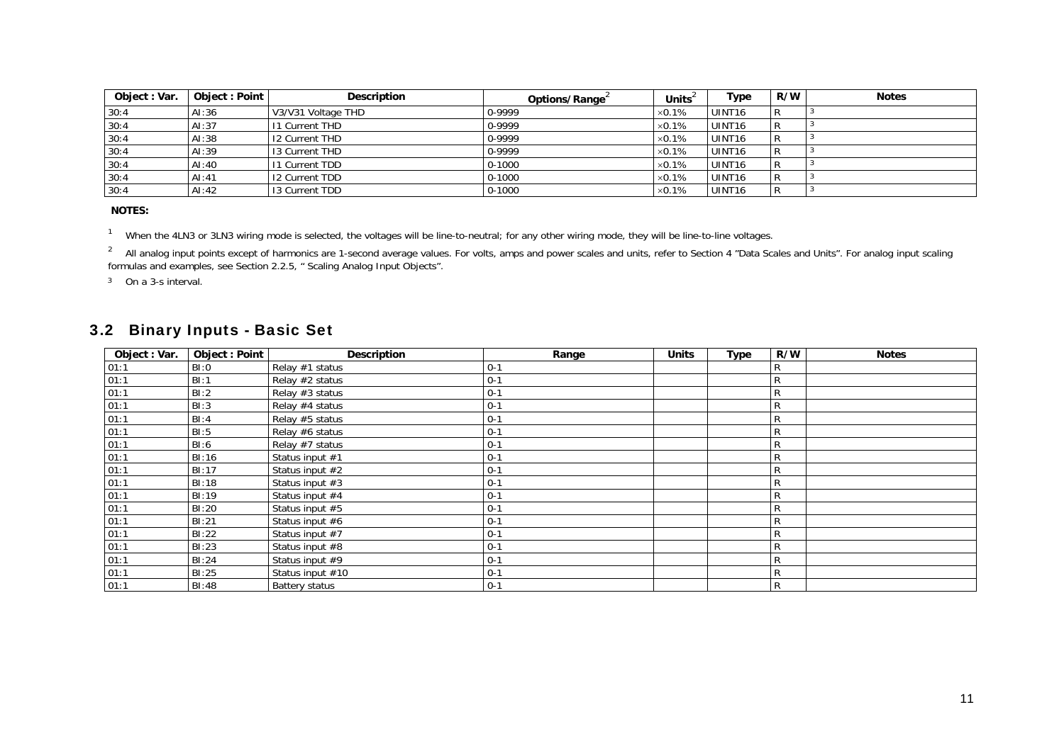| Object : Var. | Object : Point | Description | Options/Range[2] | Units[2] | Type | R/W | Notes |
|---|---|---|---|---|---|---|---|
| 30:4 | AI:36 | V3/V31 Voltage THD | 0-9999 | ×0.1% | UINT16 | R | [3] |
| 30:4 | AI:37 | I1 Current THD | 0-9999 | ×0.1% | UINT16 | R | [3] |
| 30:4 | AI:38 | I2 Current THD | 0-9999 | ×0.1% | UINT16 | R | [3] |
| 30:4 | AI:39 | I3 Current THD | 0-9999 | ×0.1% | UINT16 | R | [3] |
| 30:4 | AI:40 | I1 Current TDD | 0-1000 | ×0.1% | UINT16 | R | [3] |
| 30:4 | AI:41 | I2 Current TDD | 0-1000 | ×0.1% | UINT16 | R | [3] |
| 30:4 | AI:42 | I3 Current TDD | 0-1000 | ×0.1% | UINT16 | R | [3] |

**NOTES:**

[1] When the 4LN3 or 3LN3 wiring mode is selected, the voltages will be line-to-neutral; for any other wiring mode, they will be line-to-line voltages.

[2] All analog input points except of harmonics are 1-second average values. For volts, amps and power scales and units, refer to Section 4 "Data Scales and Units". For analog input scaling formulas and examples, see Section 2.2.5, " Scaling Analog Input Objects".

[3] On a 3-s interval.

## 3.2 Binary Inputs - Basic Set

| Object : Var. | Object : Point | Description | Range | Units | Type | R/W | Notes |
|---|---|---|---|---|---|---|---|
| 01:1 | BI:0 | Relay #1 status | 0-1 | | | R | |
| 01:1 | BI:1 | Relay #2 status | 0-1 | | | R | |
| 01:1 | BI:2 | Relay #3 status | 0-1 | | | R | |
| 01:1 | BI:3 | Relay #4 status | 0-1 | | | R | |
| 01:1 | BI:4 | Relay #5 status | 0-1 | | | R | |
| 01:1 | BI:5 | Relay #6 status | 0-1 | | | R | |
| 01:1 | BI:6 | Relay #7 status | 0-1 | | | R | |
| 01:1 | BI:16 | Status input #1 | 0-1 | | | R | |
| 01:1 | BI:17 | Status input #2 | 0-1 | | | R | |
| 01:1 | BI:18 | Status input #3 | 0-1 | | | R | |
| 01:1 | BI:19 | Status input #4 | 0-1 | | | R | |
| 01:1 | BI:20 | Status input #5 | 0-1 | | | R | |
| 01:1 | BI:21 | Status input #6 | 0-1 | | | R | |
| 01:1 | BI:22 | Status input #7 | 0-1 | | | R | |
| 01:1 | BI:23 | Status input #8 | 0-1 | | | R | |
| 01:1 | BI:24 | Status input #9 | 0-1 | | | R | |
| 01:1 | BI:25 | Status input #10 | 0-1 | | | R | |
| 01:1 | BI:48 | Battery status | 0-1 | | | R | |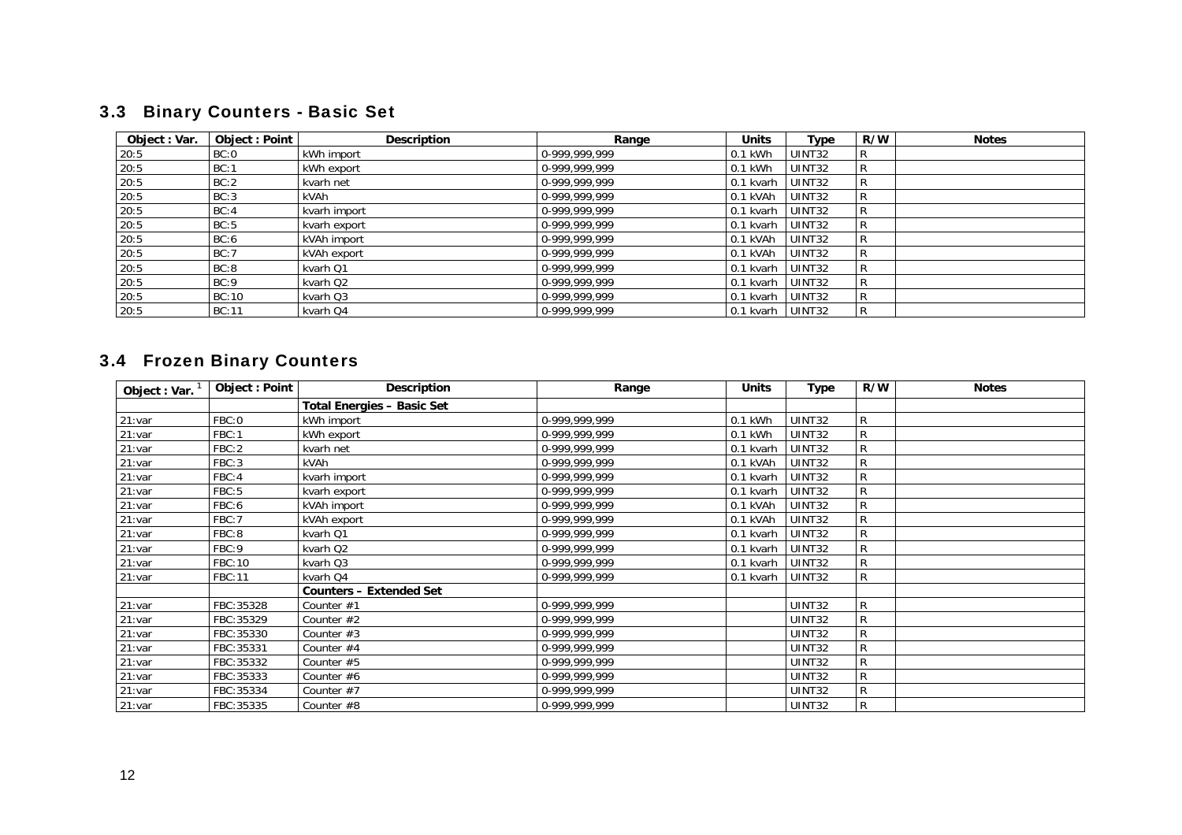## 3.3 Binary Counters - Basic Set

| Object : Var. | Object : Point | Description | Range | Units | Type | R/W | Notes |
|---|---|---|---|---|---|---|---|
| 20:5 | BC:0 | kWh import | 0-999,999,999 | 0.1 kWh | UINT32 | R | |
| 20:5 | BC:1 | kWh export | 0-999,999,999 | 0.1 kWh | UINT32 | R | |
| 20:5 | BC:2 | kvarh net | 0-999,999,999 | 0.1 kvarh | UINT32 | R | |
| 20:5 | BC:3 | kVAh | 0-999,999,999 | 0.1 kVAh | UINT32 | R | |
| 20:5 | BC:4 | kvarh import | 0-999,999,999 | 0.1 kvarh | UINT32 | R | |
| 20:5 | BC:5 | kvarh export | 0-999,999,999 | 0.1 kvarh | UINT32 | R | |
| 20:5 | BC:6 | kVAh import | 0-999,999,999 | 0.1 kVAh | UINT32 | R | |
| 20:5 | BC:7 | kVAh export | 0-999,999,999 | 0.1 kVAh | UINT32 | R | |
| 20:5 | BC:8 | kvarh Q1 | 0-999,999,999 | 0.1 kvarh | UINT32 | R | |
| 20:5 | BC:9 | kvarh Q2 | 0-999,999,999 | 0.1 kvarh | UINT32 | R | |
| 20:5 | BC:10 | kvarh Q3 | 0-999,999,999 | 0.1 kvarh | UINT32 | R | |
| 20:5 | BC:11 | kvarh Q4 | 0-999,999,999 | 0.1 kvarh | UINT32 | R | |

## 3.4 Frozen Binary Counters

| Object : Var. [1] | Object : Point | Description | Range | Units | Type | R/W | Notes |
|---|---|---|---|---|---|---|---|
| | | **Total Energies – Basic Set** | | | | | |
| 21:var | FBC:0 | kWh import | 0-999,999,999 | 0.1 kWh | UINT32 | R | |
| 21:var | FBC:1 | kWh export | 0-999,999,999 | 0.1 kWh | UINT32 | R | |
| 21:var | FBC:2 | kvarh net | 0-999,999,999 | 0.1 kvarh | UINT32 | R | |
| 21:var | FBC:3 | kVAh | 0-999,999,999 | 0.1 kVAh | UINT32 | R | |
| 21:var | FBC:4 | kvarh import | 0-999,999,999 | 0.1 kvarh | UINT32 | R | |
| 21:var | FBC:5 | kvarh export | 0-999,999,999 | 0.1 kvarh | UINT32 | R | |
| 21:var | FBC:6 | kVAh import | 0-999,999,999 | 0.1 kVAh | UINT32 | R | |
| 21:var | FBC:7 | kVAh export | 0-999,999,999 | 0.1 kVAh | UINT32 | R | |
| 21:var | FBC:8 | kvarh Q1 | 0-999,999,999 | 0.1 kvarh | UINT32 | R | |
| 21:var | FBC:9 | kvarh Q2 | 0-999,999,999 | 0.1 kvarh | UINT32 | R | |
| 21:var | FBC:10 | kvarh Q3 | 0-999,999,999 | 0.1 kvarh | UINT32 | R | |
| 21:var | FBC:11 | kvarh Q4 | 0-999,999,999 | 0.1 kvarh | UINT32 | R | |
| | | **Counters – Extended Set** | | | | | |
| 21:var | FBC:35328 | Counter #1 | 0-999,999,999 | | UINT32 | R | |
| 21:var | FBC:35329 | Counter #2 | 0-999,999,999 | | UINT32 | R | |
| 21:var | FBC:35330 | Counter #3 | 0-999,999,999 | | UINT32 | R | |
| 21:var | FBC:35331 | Counter #4 | 0-999,999,999 | | UINT32 | R | |
| 21:var | FBC:35332 | Counter #5 | 0-999,999,999 | | UINT32 | R | |
| 21:var | FBC:35333 | Counter #6 | 0-999,999,999 | | UINT32 | R | |
| 21:var | FBC:35334 | Counter #7 | 0-999,999,999 | | UINT32 | R | |
| 21:var | FBC:35335 | Counter #8 | 0-999,999,999 | | UINT32 | R | |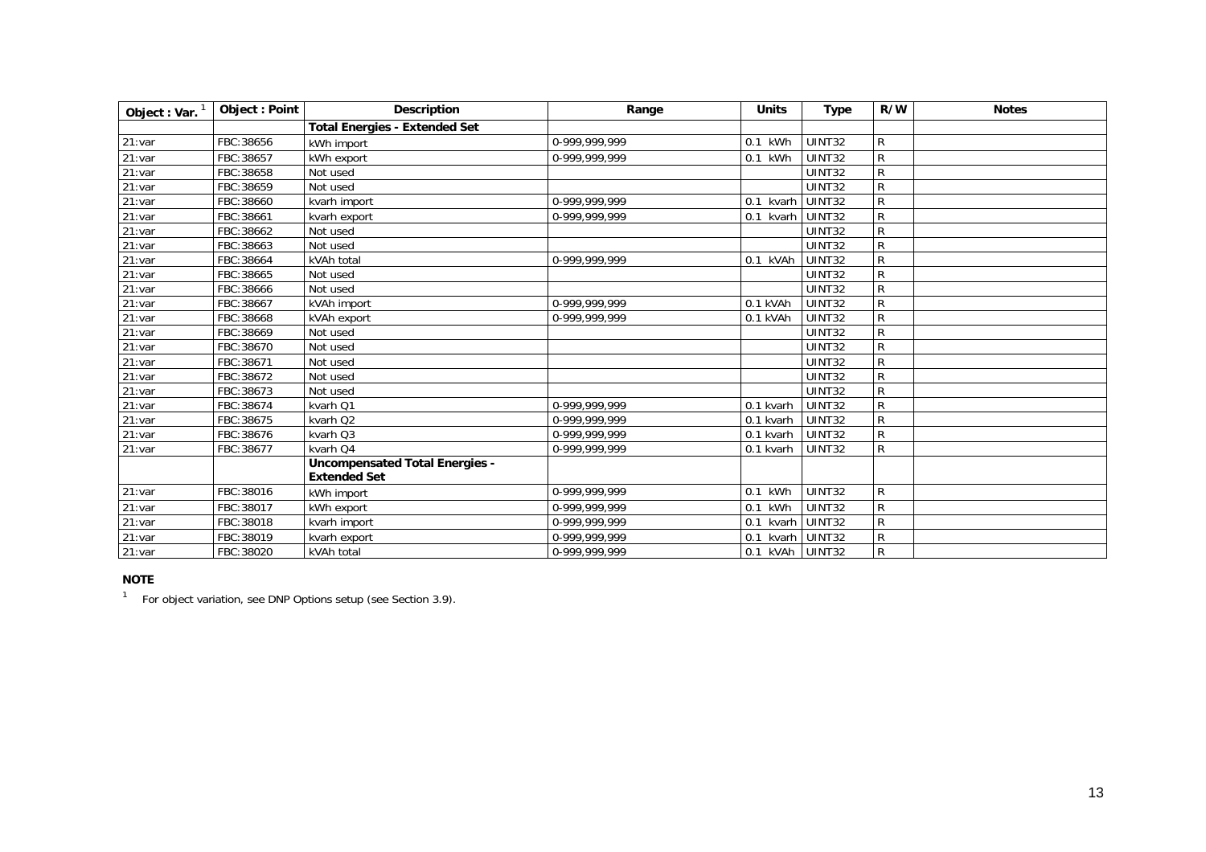| Object : Var. [1] | Object : Point | Description | Range | Units | Type | R/W | Notes |
|---|---|---|---|---|---|---|---|
| | | **Total Energies - Extended Set** | | | | | |
| 21:var | FBC:38656 | kWh import | 0-999,999,999 | 0.1 kWh | UINT32 | R | |
| 21:var | FBC:38657 | kWh export | 0-999,999,999 | 0.1 kWh | UINT32 | R | |
| 21:var | FBC:38658 | Not used | | | UINT32 | R | |
| 21:var | FBC:38659 | Not used | | | UINT32 | R | |
| 21:var | FBC:38660 | kvarh import | 0-999,999,999 | 0.1 kvarh | UINT32 | R | |
| 21:var | FBC:38661 | kvarh export | 0-999,999,999 | 0.1 kvarh | UINT32 | R | |
| 21:var | FBC:38662 | Not used | | | UINT32 | R | |
| 21:var | FBC:38663 | Not used | | | UINT32 | R | |
| 21:var | FBC:38664 | kVAh total | 0-999,999,999 | 0.1 kVAh | UINT32 | R | |
| 21:var | FBC:38665 | Not used | | | UINT32 | R | |
| 21:var | FBC:38666 | Not used | | | UINT32 | R | |
| 21:var | FBC:38667 | kVAh import | 0-999,999,999 | 0.1 kVAh | UINT32 | R | |
| 21:var | FBC:38668 | kVAh export | 0-999,999,999 | 0.1 kVAh | UINT32 | R | |
| 21:var | FBC:38669 | Not used | | | UINT32 | R | |
| 21:var | FBC:38670 | Not used | | | UINT32 | R | |
| 21:var | FBC:38671 | Not used | | | UINT32 | R | |
| 21:var | FBC:38672 | Not used | | | UINT32 | R | |
| 21:var | FBC:38673 | Not used | | | UINT32 | R | |
| 21:var | FBC:38674 | kvarh Q1 | 0-999,999,999 | 0.1 kvarh | UINT32 | R | |
| 21:var | FBC:38675 | kvarh Q2 | 0-999,999,999 | 0.1 kvarh | UINT32 | R | |
| 21:var | FBC:38676 | kvarh Q3 | 0-999,999,999 | 0.1 kvarh | UINT32 | R | |
| 21:var | FBC:38677 | kvarh Q4 | 0-999,999,999 | 0.1 kvarh | UINT32 | R | |
| | | **Uncompensated Total Energies - Extended Set** | | | | | |
| 21:var | FBC:38016 | kWh import | 0-999,999,999 | 0.1 kWh | UINT32 | R | |
| 21:var | FBC:38017 | kWh export | 0-999,999,999 | 0.1 kWh | UINT32 | R | |
| 21:var | FBC:38018 | kvarh import | 0-999,999,999 | 0.1 kvarh | UINT32 | R | |
| 21:var | FBC:38019 | kvarh export | 0-999,999,999 | 0.1 kvarh | UINT32 | R | |
| 21:var | FBC:38020 | kVAh total | 0-999,999,999 | 0.1 kVAh | UINT32 | R | |

**NOTE**

[1] For object variation, see DNP Options setup (see Section 3.9).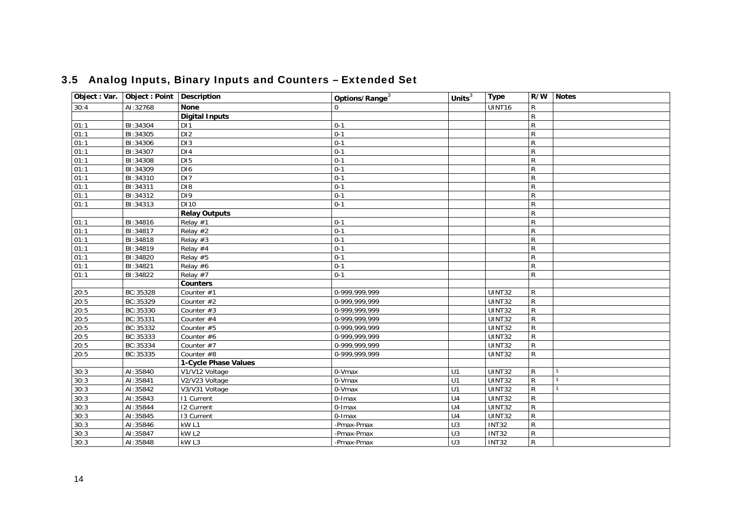## 3.5 Analog Inputs, Binary Inputs and Counters – Extended Set

| Object : Var. | Object : Point | Description | Options/Range[3] | Units[3] | Type | R/W | Notes |
|---|---|---|---|---|---|---|---|
| 30:4 | AI:32768 | **None** | 0 | | UINT16 | R | |
| | | **Digital Inputs** | | | | R | |
| 01:1 | BI:34304 | DI1 | 0-1 | | | R | |
| 01:1 | BI:34305 | DI2 | 0-1 | | | R | |
| 01:1 | BI:34306 | DI3 | 0-1 | | | R | |
| 01:1 | BI:34307 | DI4 | 0-1 | | | R | |
| 01:1 | BI:34308 | DI5 | 0-1 | | | R | |
| 01:1 | BI:34309 | DI6 | 0-1 | | | R | |
| 01:1 | BI:34310 | DI7 | 0-1 | | | R | |
| 01:1 | BI:34311 | DI8 | 0-1 | | | R | |
| 01:1 | BI:34312 | DI9 | 0-1 | | | R | |
| 01:1 | BI:34313 | DI10 | 0-1 | | | R | |
| | | **Relay Outputs** | | | | R | |
| 01:1 | BI:34816 | Relay #1 | 0-1 | | | R | |
| 01:1 | BI:34817 | Relay #2 | 0-1 | | | R | |
| 01:1 | BI:34818 | Relay #3 | 0-1 | | | R | |
| 01:1 | BI:34819 | Relay #4 | 0-1 | | | R | |
| 01:1 | BI:34820 | Relay #5 | 0-1 | | | R | |
| 01:1 | BI:34821 | Relay #6 | 0-1 | | | R | |
| 01:1 | BI:34822 | Relay #7 | 0-1 | | | R | |
| | | **Counters** | | | | | |
| 20:5 | BC:35328 | Counter #1 | 0-999,999,999 | | UINT32 | R | |
| 20:5 | BC:35329 | Counter #2 | 0-999,999,999 | | UINT32 | R | |
| 20:5 | BC:35330 | Counter #3 | 0-999,999,999 | | UINT32 | R | |
| 20:5 | BC:35331 | Counter #4 | 0-999,999,999 | | UINT32 | R | |
| 20:5 | BC:35332 | Counter #5 | 0-999,999,999 | | UINT32 | R | |
| 20:5 | BC:35333 | Counter #6 | 0-999,999,999 | | UINT32 | R | |
| 20:5 | BC:35334 | Counter #7 | 0-999,999,999 | | UINT32 | R | |
| 20:5 | BC:35335 | Counter #8 | 0-999,999,999 | | UINT32 | R | |
| | | **1-Cycle Phase Values** | | | | | |
| 30:3 | AI:35840 | V1/V12 Voltage | 0-Vmax | U1 | UINT32 | R | [1] |
| 30:3 | AI:35841 | V2/V23 Voltage | 0-Vmax | U1 | UINT32 | R | [1] |
| 30:3 | AI:35842 | V3/V31 Voltage | 0-Vmax | U1 | UINT32 | R | [1] |
| 30:3 | AI:35843 | I1 Current | 0-Imax | U4 | UINT32 | R | |
| 30:3 | AI:35844 | I2 Current | 0-Imax | U4 | UINT32 | R | |
| 30:3 | AI:35845 | I3 Current | 0-Imax | U4 | UINT32 | R | |
| 30:3 | AI:35846 | kW L1 | -Pmax-Pmax | U3 | INT32 | R | |
| 30:3 | AI:35847 | kW L2 | -Pmax-Pmax | U3 | INT32 | R | |
| 30:3 | AI:35848 | kW L3 | -Pmax-Pmax | U3 | INT32 | R | |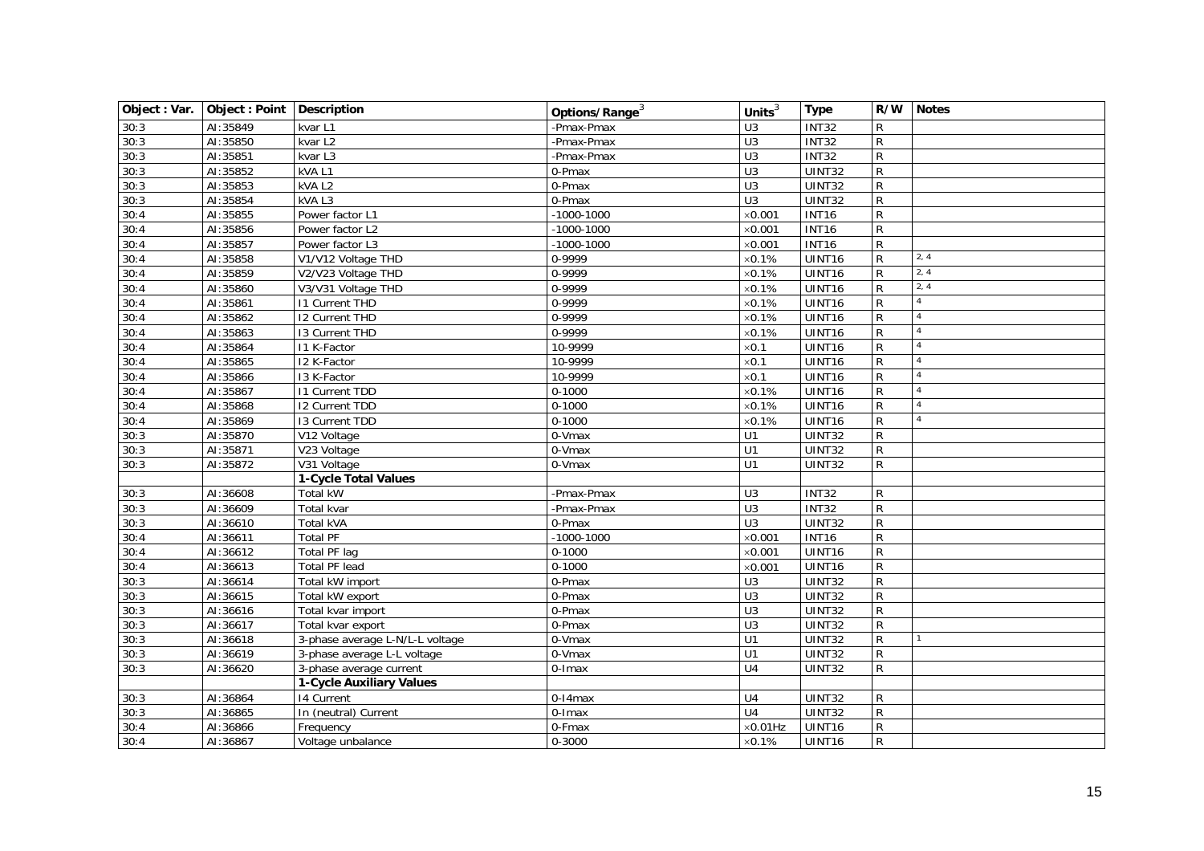| Object : Var. | Object : Point | Description | Options/Range[3] | Units[3] | Type | R/W | Notes |
|---|---|---|---|---|---|---|---|
| 30:3 | AI:35849 | kvar L1 | -Pmax-Pmax | U3 | INT32 | R | |
| 30:3 | AI:35850 | kvar L2 | -Pmax-Pmax | U3 | INT32 | R | |
| 30:3 | AI:35851 | kvar L3 | -Pmax-Pmax | U3 | INT32 | R | |
| 30:3 | AI:35852 | kVA L1 | 0-Pmax | U3 | UINT32 | R | |
| 30:3 | AI:35853 | kVA L2 | 0-Pmax | U3 | UINT32 | R | |
| 30:3 | AI:35854 | kVA L3 | 0-Pmax | U3 | UINT32 | R | |
| 30:4 | AI:35855 | Power factor L1 | -1000-1000 | ×0.001 | INT16 | R | |
| 30:4 | AI:35856 | Power factor L2 | -1000-1000 | ×0.001 | INT16 | R | |
| 30:4 | AI:35857 | Power factor L3 | -1000-1000 | ×0.001 | INT16 | R | |
| 30:4 | AI:35858 | V1/V12 Voltage THD | 0-9999 | ×0.1% | UINT16 | R | 2, 4 |
| 30:4 | AI:35859 | V2/V23 Voltage THD | 0-9999 | ×0.1% | UINT16 | R | 2, 4 |
| 30:4 | AI:35860 | V3/V31 Voltage THD | 0-9999 | ×0.1% | UINT16 | R | 2, 4 |
| 30:4 | AI:35861 | I1 Current THD | 0-9999 | ×0.1% | UINT16 | R | 4 |
| 30:4 | AI:35862 | I2 Current THD | 0-9999 | ×0.1% | UINT16 | R | 4 |
| 30:4 | AI:35863 | I3 Current THD | 0-9999 | ×0.1% | UINT16 | R | 4 |
| 30:4 | AI:35864 | I1 K-Factor | 10-9999 | ×0.1 | UINT16 | R | 4 |
| 30:4 | AI:35865 | I2 K-Factor | 10-9999 | ×0.1 | UINT16 | R | 4 |
| 30:4 | AI:35866 | I3 K-Factor | 10-9999 | ×0.1 | UINT16 | R | 4 |
| 30:4 | AI:35867 | I1 Current TDD | 0-1000 | ×0.1% | UINT16 | R | 4 |
| 30:4 | AI:35868 | I2 Current TDD | 0-1000 | ×0.1% | UINT16 | R | 4 |
| 30:4 | AI:35869 | I3 Current TDD | 0-1000 | ×0.1% | UINT16 | R | 4 |
| 30:3 | AI:35870 | V12 Voltage | 0-Vmax | U1 | UINT32 | R | |
| 30:3 | AI:35871 | V23 Voltage | 0-Vmax | U1 | UINT32 | R | |
| 30:3 | AI:35872 | V31 Voltage | 0-Vmax | U1 | UINT32 | R | |
| | | **1-Cycle Total Values** | | | | | |
| 30:3 | AI:36608 | Total kW | -Pmax-Pmax | U3 | INT32 | R | |
| 30:3 | AI:36609 | Total kvar | -Pmax-Pmax | U3 | INT32 | R | |
| 30:3 | AI:36610 | Total kVA | 0-Pmax | U3 | UINT32 | R | |
| 30:4 | AI:36611 | Total PF | -1000-1000 | ×0.001 | INT16 | R | |
| 30:4 | AI:36612 | Total PF lag | 0-1000 | ×0.001 | UINT16 | R | |
| 30:4 | AI:36613 | Total PF lead | 0-1000 | ×0.001 | UINT16 | R | |
| 30:3 | AI:36614 | Total kW import | 0-Pmax | U3 | UINT32 | R | |
| 30:3 | AI:36615 | Total kW export | 0-Pmax | U3 | UINT32 | R | |
| 30:3 | AI:36616 | Total kvar import | 0-Pmax | U3 | UINT32 | R | |
| 30:3 | AI:36617 | Total kvar export | 0-Pmax | U3 | UINT32 | R | |
| 30:3 | AI:36618 | 3-phase average L-N/L-L voltage | 0-Vmax | U1 | UINT32 | R | 1 |
| 30:3 | AI:36619 | 3-phase average L-L voltage | 0-Vmax | U1 | UINT32 | R | |
| 30:3 | AI:36620 | 3-phase average current | 0-Imax | U4 | UINT32 | R | |
| | | **1-Cycle Auxiliary Values** | | | | | |
| 30:3 | AI:36864 | I4 Current | 0-I4max | U4 | UINT32 | R | |
| 30:3 | AI:36865 | In (neutral) Current | 0-Imax | U4 | UINT32 | R | |
| 30:4 | AI:36866 | Frequency | 0-Fmax | ×0.01Hz | UINT16 | R | |
| 30:4 | AI:36867 | Voltage unbalance | 0-3000 | ×0.1% | UINT16 | R | |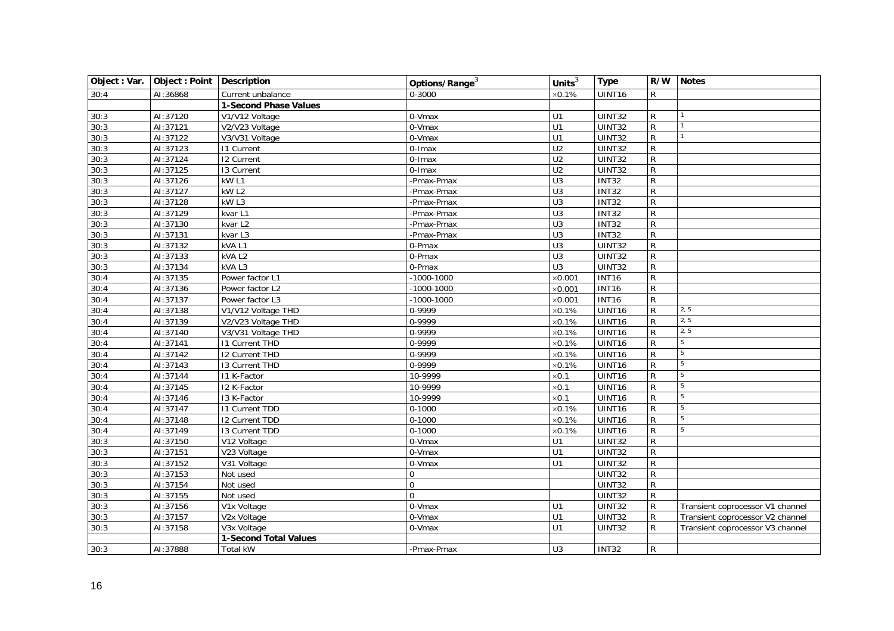| Object : Var. | Object : Point | Description | Options/Range[3] | Units[3] | Type | R/W | Notes |
|---|---|---|---|---|---|---|---|
| 30:4 | AI:36868 | Current unbalance | 0-3000 | ×0.1% | UINT16 | R | |
| | | **1-Second Phase Values** | | | | | |
| 30:3 | AI:37120 | V1/V12 Voltage | 0-Vmax | U1 | UINT32 | R | [1] |
| 30:3 | AI:37121 | V2/V23 Voltage | 0-Vmax | U1 | UINT32 | R | [1] |
| 30:3 | AI:37122 | V3/V31 Voltage | 0-Vmax | U1 | UINT32 | R | [1] |
| 30:3 | AI:37123 | I1 Current | 0-Imax | U2 | UINT32 | R | |
| 30:3 | AI:37124 | I2 Current | 0-Imax | U2 | UINT32 | R | |
| 30:3 | AI:37125 | I3 Current | 0-Imax | U2 | UINT32 | R | |
| 30:3 | AI:37126 | kW L1 | -Pmax-Pmax | U3 | INT32 | R | |
| 30:3 | AI:37127 | kW L2 | -Pmax-Pmax | U3 | INT32 | R | |
| 30:3 | AI:37128 | kW L3 | -Pmax-Pmax | U3 | INT32 | R | |
| 30:3 | AI:37129 | kvar L1 | -Pmax-Pmax | U3 | INT32 | R | |
| 30:3 | AI:37130 | kvar L2 | -Pmax-Pmax | U3 | INT32 | R | |
| 30:3 | AI:37131 | kvar L3 | -Pmax-Pmax | U3 | INT32 | R | |
| 30:3 | AI:37132 | kVA L1 | 0-Pmax | U3 | UINT32 | R | |
| 30:3 | AI:37133 | kVA L2 | 0-Pmax | U3 | UINT32 | R | |
| 30:3 | AI:37134 | kVA L3 | 0-Pmax | U3 | UINT32 | R | |
| 30:4 | AI:37135 | Power factor L1 | -1000-1000 | ×0.001 | INT16 | R | |
| 30:4 | AI:37136 | Power factor L2 | -1000-1000 | ×0.001 | INT16 | R | |
| 30:4 | AI:37137 | Power factor L3 | -1000-1000 | ×0.001 | INT16 | R | |
| 30:4 | AI:37138 | V1/V12 Voltage THD | 0-9999 | ×0.1% | UINT16 | R | [2, 5] |
| 30:4 | AI:37139 | V2/V23 Voltage THD | 0-9999 | ×0.1% | UINT16 | R | [2, 5] |
| 30:4 | AI:37140 | V3/V31 Voltage THD | 0-9999 | ×0.1% | UINT16 | R | [2, 5] |
| 30:4 | AI:37141 | I1 Current THD | 0-9999 | ×0.1% | UINT16 | R | [5] |
| 30:4 | AI:37142 | I2 Current THD | 0-9999 | ×0.1% | UINT16 | R | [5] |
| 30:4 | AI:37143 | I3 Current THD | 0-9999 | ×0.1% | UINT16 | R | [5] |
| 30:4 | AI:37144 | I1 K-Factor | 10-9999 | ×0.1 | UINT16 | R | [5] |
| 30:4 | AI:37145 | I2 K-Factor | 10-9999 | ×0.1 | UINT16 | R | [5] |
| 30:4 | AI:37146 | I3 K-Factor | 10-9999 | ×0.1 | UINT16 | R | [5] |
| 30:4 | AI:37147 | I1 Current TDD | 0-1000 | ×0.1% | UINT16 | R | [5] |
| 30:4 | AI:37148 | I2 Current TDD | 0-1000 | ×0.1% | UINT16 | R | [5] |
| 30:4 | AI:37149 | I3 Current TDD | 0-1000 | ×0.1% | UINT16 | R | [5] |
| 30:3 | AI:37150 | V12 Voltage | 0-Vmax | U1 | UINT32 | R | |
| 30:3 | AI:37151 | V23 Voltage | 0-Vmax | U1 | UINT32 | R | |
| 30:3 | AI:37152 | V31 Voltage | 0-Vmax | U1 | UINT32 | R | |
| 30:3 | AI:37153 | Not used | 0 | | UINT32 | R | |
| 30:3 | AI:37154 | Not used | 0 | | UINT32 | R | |
| 30:3 | AI:37155 | Not used | 0 | | UINT32 | R | |
| 30:3 | AI:37156 | V1x Voltage | 0-Vmax | U1 | UINT32 | R | Transient coprocessor V1 channel |
| 30:3 | AI:37157 | V2x Voltage | 0-Vmax | U1 | UINT32 | R | Transient coprocessor V2 channel |
| 30:3 | AI:37158 | V3x Voltage | 0-Vmax | U1 | UINT32 | R | Transient coprocessor V3 channel |
| | | **1-Second Total Values** | | | | | |
| 30:3 | AI:37888 | Total kW | -Pmax-Pmax | U3 | INT32 | R | |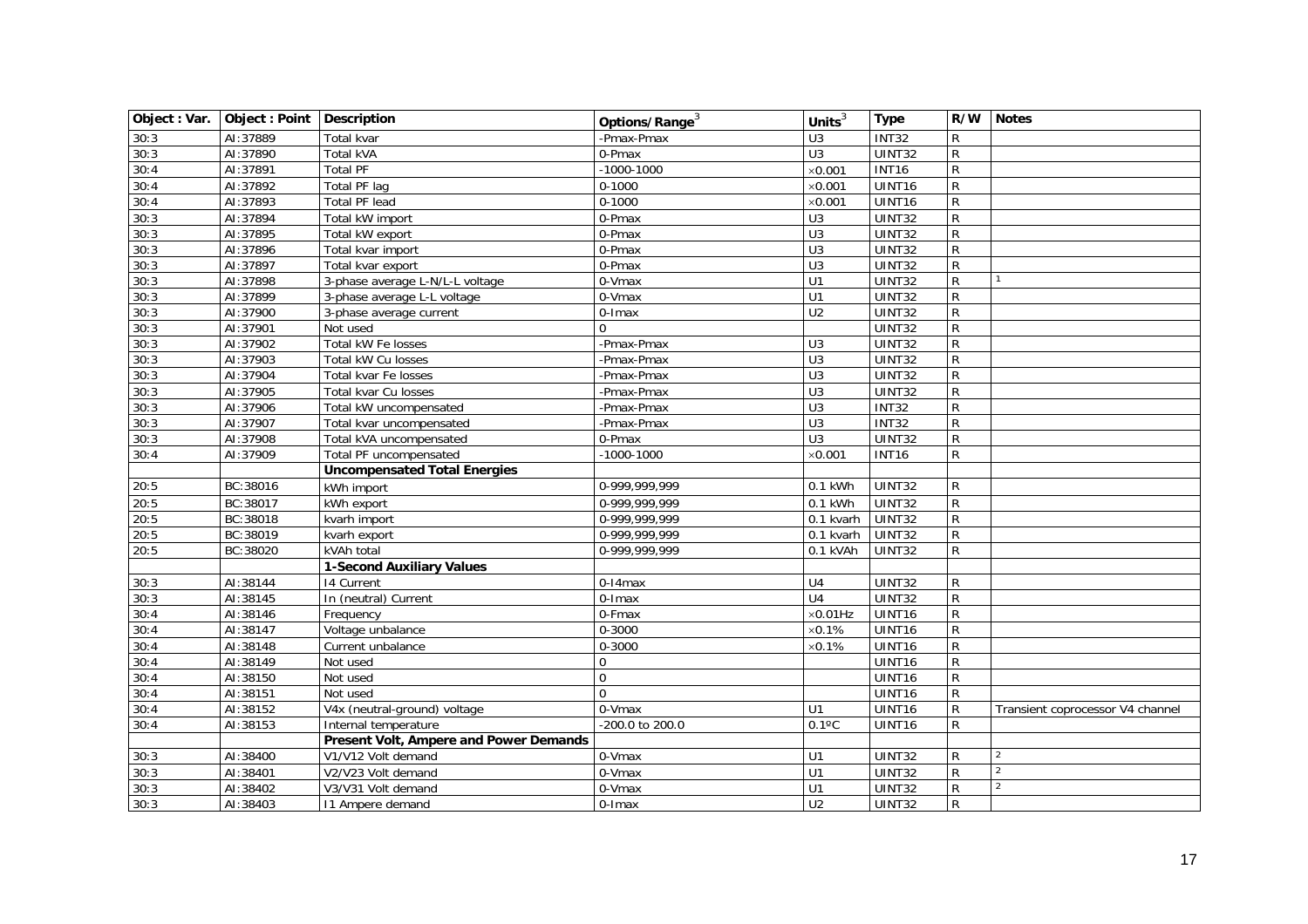| Object : Var. | Object : Point | Description | Options/Range[3] | Units[3] | Type | R/W | Notes |
|---|---|---|---|---|---|---|---|
| 30:3 | AI:37889 | Total kvar | -Pmax-Pmax | U3 | INT32 | R | |
| 30:3 | AI:37890 | Total kVA | 0-Pmax | U3 | UINT32 | R | |
| 30:4 | AI:37891 | Total PF | -1000-1000 | ×0.001 | INT16 | R | |
| 30:4 | AI:37892 | Total PF lag | 0-1000 | ×0.001 | UINT16 | R | |
| 30:4 | AI:37893 | Total PF lead | 0-1000 | ×0.001 | UINT16 | R | |
| 30:3 | AI:37894 | Total kW import | 0-Pmax | U3 | UINT32 | R | |
| 30:3 | AI:37895 | Total kW export | 0-Pmax | U3 | UINT32 | R | |
| 30:3 | AI:37896 | Total kvar import | 0-Pmax | U3 | UINT32 | R | |
| 30:3 | AI:37897 | Total kvar export | 0-Pmax | U3 | UINT32 | R | |
| 30:3 | AI:37898 | 3-phase average L-N/L-L voltage | 0-Vmax | U1 | UINT32 | R | 1 |
| 30:3 | AI:37899 | 3-phase average L-L voltage | 0-Vmax | U1 | UINT32 | R | |
| 30:3 | AI:37900 | 3-phase average current | 0-Imax | U2 | UINT32 | R | |
| 30:3 | AI:37901 | Not used | 0 | | UINT32 | R | |
| 30:3 | AI:37902 | Total kW Fe losses | -Pmax-Pmax | U3 | UINT32 | R | |
| 30:3 | AI:37903 | Total kW Cu losses | -Pmax-Pmax | U3 | UINT32 | R | |
| 30:3 | AI:37904 | Total kvar Fe losses | -Pmax-Pmax | U3 | UINT32 | R | |
| 30:3 | AI:37905 | Total kvar Cu losses | -Pmax-Pmax | U3 | UINT32 | R | |
| 30:3 | AI:37906 | Total kW uncompensated | -Pmax-Pmax | U3 | INT32 | R | |
| 30:3 | AI:37907 | Total kvar uncompensated | -Pmax-Pmax | U3 | INT32 | R | |
| 30:3 | AI:37908 | Total kVA uncompensated | 0-Pmax | U3 | UINT32 | R | |
| 30:4 | AI:37909 | Total PF uncompensated | -1000-1000 | ×0.001 | INT16 | R | |
| | | **Uncompensated Total Energies** | | | | | |
| 20:5 | BC:38016 | kWh import | 0-999,999,999 | 0.1 kWh | UINT32 | R | |
| 20:5 | BC:38017 | kWh export | 0-999,999,999 | 0.1 kWh | UINT32 | R | |
| 20:5 | BC:38018 | kvarh import | 0-999,999,999 | 0.1 kvarh | UINT32 | R | |
| 20:5 | BC:38019 | kvarh export | 0-999,999,999 | 0.1 kvarh | UINT32 | R | |
| 20:5 | BC:38020 | kVAh total | 0-999,999,999 | 0.1 kVAh | UINT32 | R | |
| | | **1-Second Auxiliary Values** | | | | | |
| 30:3 | AI:38144 | I4 Current | 0-I4max | U4 | UINT32 | R | |
| 30:3 | AI:38145 | In (neutral) Current | 0-Imax | U4 | UINT32 | R | |
| 30:4 | AI:38146 | Frequency | 0-Fmax | ×0.01Hz | UINT16 | R | |
| 30:4 | AI:38147 | Voltage unbalance | 0-3000 | ×0.1% | UINT16 | R | |
| 30:4 | AI:38148 | Current unbalance | 0-3000 | ×0.1% | UINT16 | R | |
| 30:4 | AI:38149 | Not used | 0 | | UINT16 | R | |
| 30:4 | AI:38150 | Not used | 0 | | UINT16 | R | |
| 30:4 | AI:38151 | Not used | 0 | | UINT16 | R | |
| 30:4 | AI:38152 | V4x (neutral-ground) voltage | 0-Vmax | U1 | UINT16 | R | Transient coprocessor V4 channel |
| 30:4 | AI:38153 | Internal temperature | -200.0 to 200.0 | 0.1ºC | UINT16 | R | |
| | | **Present Volt, Ampere and Power Demands** | | | | | |
| 30:3 | AI:38400 | V1/V12 Volt demand | 0-Vmax | U1 | UINT32 | R | 2 |
| 30:3 | AI:38401 | V2/V23 Volt demand | 0-Vmax | U1 | UINT32 | R | 2 |
| 30:3 | AI:38402 | V3/V31 Volt demand | 0-Vmax | U1 | UINT32 | R | 2 |
| 30:3 | AI:38403 | I1 Ampere demand | 0-Imax | U2 | UINT32 | R | |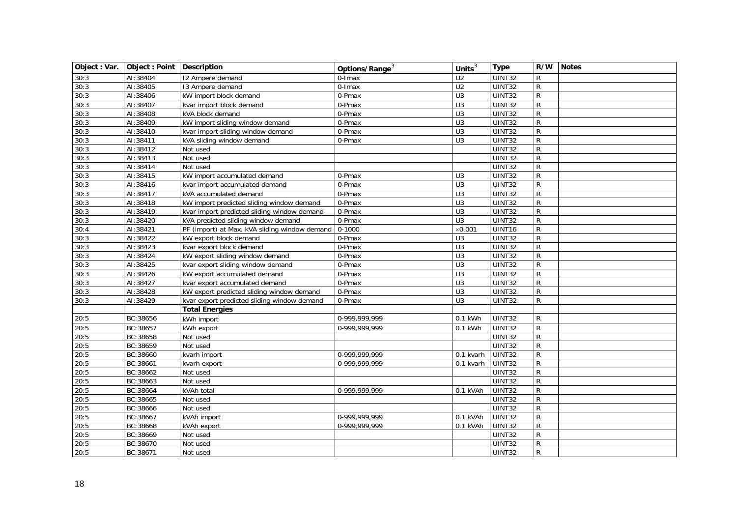| Object : Var. | Object : Point | Description | Options/Range[3] | Units[3] | Type | R/W | Notes |
|---|---|---|---|---|---|---|---|
| 30:3 | AI:38404 | I2 Ampere demand | 0-Imax | U2 | UINT32 | R | |
| 30:3 | AI:38405 | I3 Ampere demand | 0-Imax | U2 | UINT32 | R | |
| 30:3 | AI:38406 | kW import block demand | 0-Pmax | U3 | UINT32 | R | |
| 30:3 | AI:38407 | kvar import block demand | 0-Pmax | U3 | UINT32 | R | |
| 30:3 | AI:38408 | kVA block demand | 0-Pmax | U3 | UINT32 | R | |
| 30:3 | AI:38409 | kW import sliding window demand | 0-Pmax | U3 | UINT32 | R | |
| 30:3 | AI:38410 | kvar import sliding window demand | 0-Pmax | U3 | UINT32 | R | |
| 30:3 | AI:38411 | kVA sliding window demand | 0-Pmax | U3 | UINT32 | R | |
| 30:3 | AI:38412 | Not used | | | UINT32 | R | |
| 30:3 | AI:38413 | Not used | | | UINT32 | R | |
| 30:3 | AI:38414 | Not used | | | UINT32 | R | |
| 30:3 | AI:38415 | kW import accumulated demand | 0-Pmax | U3 | UINT32 | R | |
| 30:3 | AI:38416 | kvar import accumulated demand | 0-Pmax | U3 | UINT32 | R | |
| 30:3 | AI:38417 | kVA accumulated demand | 0-Pmax | U3 | UINT32 | R | |
| 30:3 | AI:38418 | kW import predicted sliding window demand | 0-Pmax | U3 | UINT32 | R | |
| 30:3 | AI:38419 | kvar import predicted sliding window demand | 0-Pmax | U3 | UINT32 | R | |
| 30:3 | AI:38420 | kVA predicted sliding window demand | 0-Pmax | U3 | UINT32 | R | |
| 30:4 | AI:38421 | PF (import) at Max. kVA sliding window demand | 0-1000 | ×0.001 | UINT16 | R | |
| 30:3 | AI:38422 | kW export block demand | 0-Pmax | U3 | UINT32 | R | |
| 30:3 | AI:38423 | kvar export block demand | 0-Pmax | U3 | UINT32 | R | |
| 30:3 | AI:38424 | kW export sliding window demand | 0-Pmax | U3 | UINT32 | R | |
| 30:3 | AI:38425 | kvar export sliding window demand | 0-Pmax | U3 | UINT32 | R | |
| 30:3 | AI:38426 | kW export accumulated demand | 0-Pmax | U3 | UINT32 | R | |
| 30:3 | AI:38427 | kvar export accumulated demand | 0-Pmax | U3 | UINT32 | R | |
| 30:3 | AI:38428 | kW export predicted sliding window demand | 0-Pmax | U3 | UINT32 | R | |
| 30:3 | AI:38429 | kvar export predicted sliding window demand | 0-Pmax | U3 | UINT32 | R | |
| | | **Total Energies** | | | | | |
| 20:5 | BC:38656 | kWh import | 0-999,999,999 | 0.1 kWh | UINT32 | R | |
| 20:5 | BC:38657 | kWh export | 0-999,999,999 | 0.1 kWh | UINT32 | R | |
| 20:5 | BC:38658 | Not used | | | UINT32 | R | |
| 20:5 | BC:38659 | Not used | | | UINT32 | R | |
| 20:5 | BC:38660 | kvarh import | 0-999,999,999 | 0.1 kvarh | UINT32 | R | |
| 20:5 | BC:38661 | kvarh export | 0-999,999,999 | 0.1 kvarh | UINT32 | R | |
| 20:5 | BC:38662 | Not used | | | UINT32 | R | |
| 20:5 | BC:38663 | Not used | | | UINT32 | R | |
| 20:5 | BC:38664 | kVAh total | 0-999,999,999 | 0.1 kVAh | UINT32 | R | |
| 20:5 | BC:38665 | Not used | | | UINT32 | R | |
| 20:5 | BC:38666 | Not used | | | UINT32 | R | |
| 20:5 | BC:38667 | kVAh import | 0-999,999,999 | 0.1 kVAh | UINT32 | R | |
| 20:5 | BC:38668 | kVAh export | 0-999,999,999 | 0.1 kVAh | UINT32 | R | |
| 20:5 | BC:38669 | Not used | | | UINT32 | R | |
| 20:5 | BC:38670 | Not used | | | UINT32 | R | |
| 20:5 | BC:38671 | Not used | | | UINT32 | R | |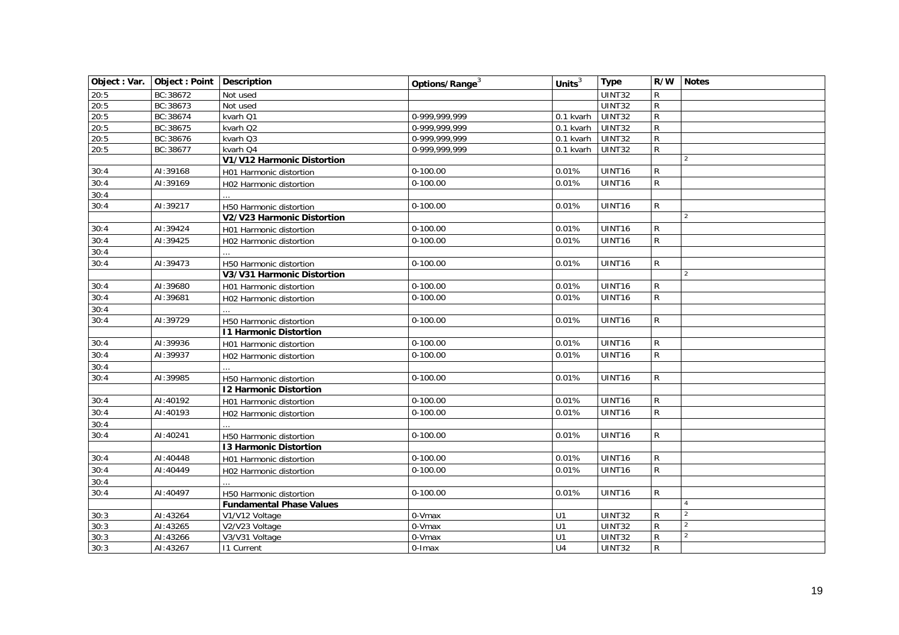| Object : Var. | Object : Point | Description | Options/Range[3] | Units[3] | Type | R/W | Notes |
|---|---|---|---|---|---|---|---|
| 20:5 | BC:38672 | Not used | | | UINT32 | R | |
| 20:5 | BC:38673 | Not used | | | UINT32 | R | |
| 20:5 | BC:38674 | kvarh Q1 | 0-999,999,999 | 0.1 kvarh | UINT32 | R | |
| 20:5 | BC:38675 | kvarh Q2 | 0-999,999,999 | 0.1 kvarh | UINT32 | R | |
| 20:5 | BC:38676 | kvarh Q3 | 0-999,999,999 | 0.1 kvarh | UINT32 | R | |
| 20:5 | BC:38677 | kvarh Q4 | 0-999,999,999 | 0.1 kvarh | UINT32 | R | |
| | | **V1/V12 Harmonic Distortion** | | | | | 2 |
| 30:4 | AI:39168 | H01 Harmonic distortion | 0-100.00 | 0.01% | UINT16 | R | |
| 30:4 | AI:39169 | H02 Harmonic distortion | 0-100.00 | 0.01% | UINT16 | R | |
| 30:4 | | ... | | | | | |
| 30:4 | AI:39217 | H50 Harmonic distortion | 0-100.00 | 0.01% | UINT16 | R | |
| | | **V2/V23 Harmonic Distortion** | | | | | 2 |
| 30:4 | AI:39424 | H01 Harmonic distortion | 0-100.00 | 0.01% | UINT16 | R | |
| 30:4 | AI:39425 | H02 Harmonic distortion | 0-100.00 | 0.01% | UINT16 | R | |
| 30:4 | | ... | | | | | |
| 30:4 | AI:39473 | H50 Harmonic distortion | 0-100.00 | 0.01% | UINT16 | R | |
| | | **V3/V31 Harmonic Distortion** | | | | | 2 |
| 30:4 | AI:39680 | H01 Harmonic distortion | 0-100.00 | 0.01% | UINT16 | R | |
| 30:4 | AI:39681 | H02 Harmonic distortion | 0-100.00 | 0.01% | UINT16 | R | |
| 30:4 | | ... | | | | | |
| 30:4 | AI:39729 | H50 Harmonic distortion | 0-100.00 | 0.01% | UINT16 | R | |
| | | **I1 Harmonic Distortion** | | | | | |
| 30:4 | AI:39936 | H01 Harmonic distortion | 0-100.00 | 0.01% | UINT16 | R | |
| 30:4 | AI:39937 | H02 Harmonic distortion | 0-100.00 | 0.01% | UINT16 | R | |
| 30:4 | | ... | | | | | |
| 30:4 | AI:39985 | H50 Harmonic distortion | 0-100.00 | 0.01% | UINT16 | R | |
| | | **I2 Harmonic Distortion** | | | | | |
| 30:4 | AI:40192 | H01 Harmonic distortion | 0-100.00 | 0.01% | UINT16 | R | |
| 30:4 | AI:40193 | H02 Harmonic distortion | 0-100.00 | 0.01% | UINT16 | R | |
| 30:4 | | ... | | | | | |
| 30:4 | AI:40241 | H50 Harmonic distortion | 0-100.00 | 0.01% | UINT16 | R | |
| | | **I3 Harmonic Distortion** | | | | | |
| 30:4 | AI:40448 | H01 Harmonic distortion | 0-100.00 | 0.01% | UINT16 | R | |
| 30:4 | AI:40449 | H02 Harmonic distortion | 0-100.00 | 0.01% | UINT16 | R | |
| 30:4 | | ... | | | | | |
| 30:4 | AI:40497 | H50 Harmonic distortion | 0-100.00 | 0.01% | UINT16 | R | |
| | | **Fundamental Phase Values** | | | | | 4 |
| 30:3 | AI:43264 | V1/V12 Voltage | 0-Vmax | U1 | UINT32 | R | 2 |
| 30:3 | AI:43265 | V2/V23 Voltage | 0-Vmax | U1 | UINT32 | R | 2 |
| 30:3 | AI:43266 | V3/V31 Voltage | 0-Vmax | U1 | UINT32 | R | 2 |
| 30:3 | AI:43267 | I1 Current | 0-Imax | U4 | UINT32 | R | |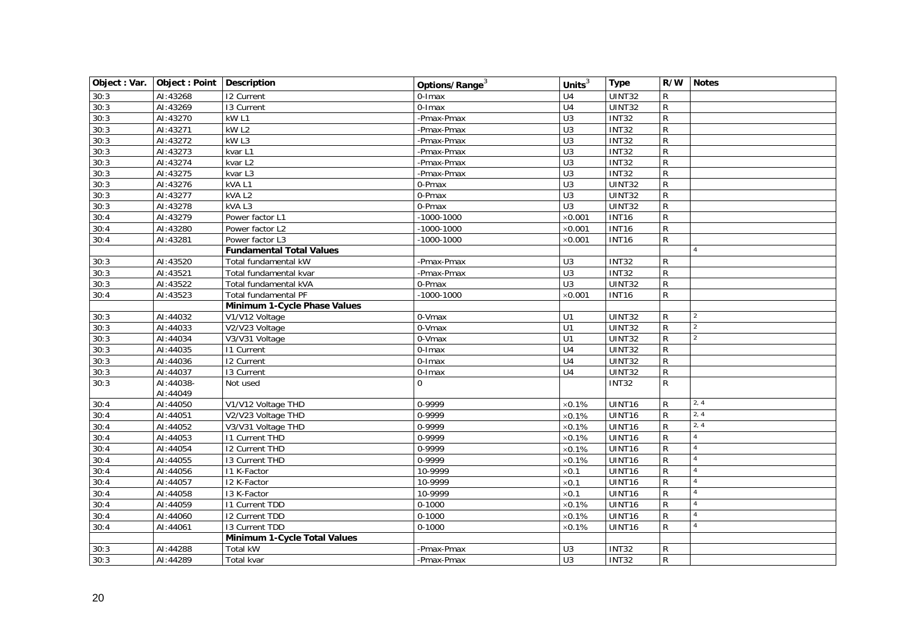| Object : Var. | Object : Point | Description | Options/Range[3] | Units[3] | Type | R/W | Notes |
|---|---|---|---|---|---|---|---|
| 30:3 | AI:43268 | I2 Current | 0-Imax | U4 | UINT32 | R | |
| 30:3 | AI:43269 | I3 Current | 0-Imax | U4 | UINT32 | R | |
| 30:3 | AI:43270 | kW L1 | -Pmax-Pmax | U3 | INT32 | R | |
| 30:3 | AI:43271 | kW L2 | -Pmax-Pmax | U3 | INT32 | R | |
| 30:3 | AI:43272 | kW L3 | -Pmax-Pmax | U3 | INT32 | R | |
| 30:3 | AI:43273 | kvar L1 | -Pmax-Pmax | U3 | INT32 | R | |
| 30:3 | AI:43274 | kvar L2 | -Pmax-Pmax | U3 | INT32 | R | |
| 30:3 | AI:43275 | kvar L3 | -Pmax-Pmax | U3 | INT32 | R | |
| 30:3 | AI:43276 | kVA L1 | 0-Pmax | U3 | UINT32 | R | |
| 30:3 | AI:43277 | kVA L2 | 0-Pmax | U3 | UINT32 | R | |
| 30:3 | AI:43278 | kVA L3 | 0-Pmax | U3 | UINT32 | R | |
| 30:4 | AI:43279 | Power factor L1 | -1000-1000 | ×0.001 | INT16 | R | |
| 30:4 | AI:43280 | Power factor L2 | -1000-1000 | ×0.001 | INT16 | R | |
| 30:4 | AI:43281 | Power factor L3 | -1000-1000 | ×0.001 | INT16 | R | |
| | | **Fundamental Total Values** | | | | | 4 |
| 30:3 | AI:43520 | Total fundamental kW | -Pmax-Pmax | U3 | INT32 | R | |
| 30:3 | AI:43521 | Total fundamental kvar | -Pmax-Pmax | U3 | INT32 | R | |
| 30:3 | AI:43522 | Total fundamental kVA | 0-Pmax | U3 | UINT32 | R | |
| 30:4 | AI:43523 | Total fundamental PF | -1000-1000 | ×0.001 | INT16 | R | |
| | | **Minimum 1-Cycle Phase Values** | | | | | |
| 30:3 | AI:44032 | V1/V12 Voltage | 0-Vmax | U1 | UINT32 | R | 2 |
| 30:3 | AI:44033 | V2/V23 Voltage | 0-Vmax | U1 | UINT32 | R | 2 |
| 30:3 | AI:44034 | V3/V31 Voltage | 0-Vmax | U1 | UINT32 | R | 2 |
| 30:3 | AI:44035 | I1 Current | 0-Imax | U4 | UINT32 | R | |
| 30:3 | AI:44036 | I2 Current | 0-Imax | U4 | UINT32 | R | |
| 30:3 | AI:44037 | I3 Current | 0-Imax | U4 | UINT32 | R | |
| 30:3 | AI:44038-AI:44049 | Not used | 0 | | INT32 | R | |
| 30:4 | AI:44050 | V1/V12 Voltage THD | 0-9999 | ×0.1% | UINT16 | R | 2, 4 |
| 30:4 | AI:44051 | V2/V23 Voltage THD | 0-9999 | ×0.1% | UINT16 | R | 2, 4 |
| 30:4 | AI:44052 | V3/V31 Voltage THD | 0-9999 | ×0.1% | UINT16 | R | 2, 4 |
| 30:4 | AI:44053 | I1 Current THD | 0-9999 | ×0.1% | UINT16 | R | 4 |
| 30:4 | AI:44054 | I2 Current THD | 0-9999 | ×0.1% | UINT16 | R | 4 |
| 30:4 | AI:44055 | I3 Current THD | 0-9999 | ×0.1% | UINT16 | R | 4 |
| 30:4 | AI:44056 | I1 K-Factor | 10-9999 | ×0.1 | UINT16 | R | 4 |
| 30:4 | AI:44057 | I2 K-Factor | 10-9999 | ×0.1 | UINT16 | R | 4 |
| 30:4 | AI:44058 | I3 K-Factor | 10-9999 | ×0.1 | UINT16 | R | 4 |
| 30:4 | AI:44059 | I1 Current TDD | 0-1000 | ×0.1% | UINT16 | R | 4 |
| 30:4 | AI:44060 | I2 Current TDD | 0-1000 | ×0.1% | UINT16 | R | 4 |
| 30:4 | AI:44061 | I3 Current TDD | 0-1000 | ×0.1% | UINT16 | R | 4 |
| | | **Minimum 1-Cycle Total Values** | | | | | |
| 30:3 | AI:44288 | Total kW | -Pmax-Pmax | U3 | INT32 | R | |
| 30:3 | AI:44289 | Total kvar | -Pmax-Pmax | U3 | INT32 | R | |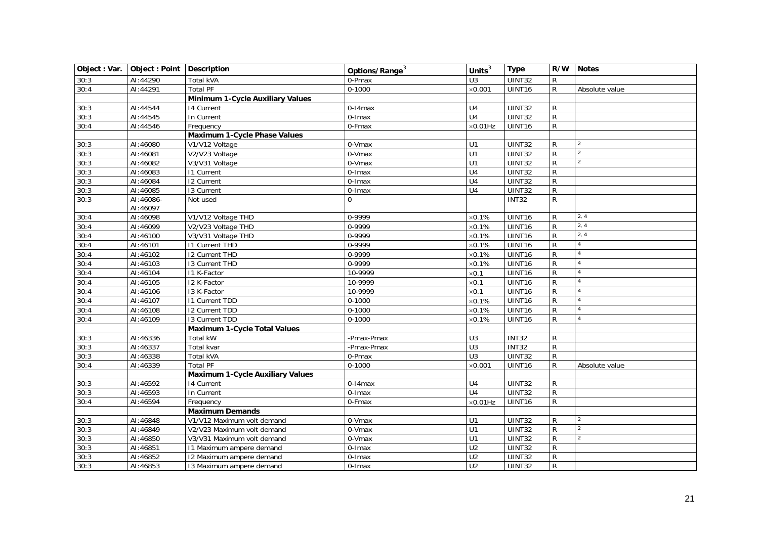| Object : Var. | Object : Point | Description | Options/Range[3] | Units[3] | Type | R/W | Notes |
|---|---|---|---|---|---|---|---|
| 30:3 | AI:44290 | Total kVA | 0-Pmax | U3 | UINT32 | R | |
| 30:4 | AI:44291 | Total PF | 0-1000 | ×0.001 | UINT16 | R | Absolute value |
| | | **Minimum 1-Cycle Auxiliary Values** | | | | | |
| 30:3 | AI:44544 | I4 Current | 0-I4max | U4 | UINT32 | R | |
| 30:3 | AI:44545 | In Current | 0-Imax | U4 | UINT32 | R | |
| 30:4 | AI:44546 | Frequency | 0-Fmax | ×0.01Hz | UINT16 | R | |
| | | **Maximum 1-Cycle Phase Values** | | | | | |
| 30:3 | AI:46080 | V1/V12 Voltage | 0-Vmax | U1 | UINT32 | R | 2 |
| 30:3 | AI:46081 | V2/V23 Voltage | 0-Vmax | U1 | UINT32 | R | 2 |
| 30:3 | AI:46082 | V3/V31 Voltage | 0-Vmax | U1 | UINT32 | R | 2 |
| 30:3 | AI:46083 | I1 Current | 0-Imax | U4 | UINT32 | R | |
| 30:3 | AI:46084 | I2 Current | 0-Imax | U4 | UINT32 | R | |
| 30:3 | AI:46085 | I3 Current | 0-Imax | U4 | UINT32 | R | |
| 30:3 | AI:46086-AI:46097 | Not used | 0 | | INT32 | R | |
| 30:4 | AI:46098 | V1/V12 Voltage THD | 0-9999 | ×0.1% | UINT16 | R | 2, 4 |
| 30:4 | AI:46099 | V2/V23 Voltage THD | 0-9999 | ×0.1% | UINT16 | R | 2, 4 |
| 30:4 | AI:46100 | V3/V31 Voltage THD | 0-9999 | ×0.1% | UINT16 | R | 2, 4 |
| 30:4 | AI:46101 | I1 Current THD | 0-9999 | ×0.1% | UINT16 | R | 4 |
| 30:4 | AI:46102 | I2 Current THD | 0-9999 | ×0.1% | UINT16 | R | 4 |
| 30:4 | AI:46103 | I3 Current THD | 0-9999 | ×0.1% | UINT16 | R | 4 |
| 30:4 | AI:46104 | I1 K-Factor | 10-9999 | ×0.1 | UINT16 | R | 4 |
| 30:4 | AI:46105 | I2 K-Factor | 10-9999 | ×0.1 | UINT16 | R | 4 |
| 30:4 | AI:46106 | I3 K-Factor | 10-9999 | ×0.1 | UINT16 | R | 4 |
| 30:4 | AI:46107 | I1 Current TDD | 0-1000 | ×0.1% | UINT16 | R | 4 |
| 30:4 | AI:46108 | I2 Current TDD | 0-1000 | ×0.1% | UINT16 | R | 4 |
| 30:4 | AI:46109 | I3 Current TDD | 0-1000 | ×0.1% | UINT16 | R | 4 |
| | | **Maximum 1-Cycle Total Values** | | | | | |
| 30:3 | AI:46336 | Total kW | -Pmax-Pmax | U3 | INT32 | R | |
| 30:3 | AI:46337 | Total kvar | -Pmax-Pmax | U3 | INT32 | R | |
| 30:3 | AI:46338 | Total kVA | 0-Pmax | U3 | UINT32 | R | |
| 30:4 | AI:46339 | Total PF | 0-1000 | ×0.001 | UINT16 | R | Absolute value |
| | | **Maximum 1-Cycle Auxiliary Values** | | | | | |
| 30:3 | AI:46592 | I4 Current | 0-I4max | U4 | UINT32 | R | |
| 30:3 | AI:46593 | In Current | 0-Imax | U4 | UINT32 | R | |
| 30:4 | AI:46594 | Frequency | 0-Fmax | ×0.01Hz | UINT16 | R | |
| | | **Maximum Demands** | | | | | |
| 30:3 | AI:46848 | V1/V12 Maximum volt demand | 0-Vmax | U1 | UINT32 | R | 2 |
| 30:3 | AI:46849 | V2/V23 Maximum volt demand | 0-Vmax | U1 | UINT32 | R | 2 |
| 30:3 | AI:46850 | V3/V31 Maximum volt demand | 0-Vmax | U1 | UINT32 | R | 2 |
| 30:3 | AI:46851 | I1 Maximum ampere demand | 0-Imax | U2 | UINT32 | R | |
| 30:3 | AI:46852 | I2 Maximum ampere demand | 0-Imax | U2 | UINT32 | R | |
| 30:3 | AI:46853 | I3 Maximum ampere demand | 0-Imax | U2 | UINT32 | R | |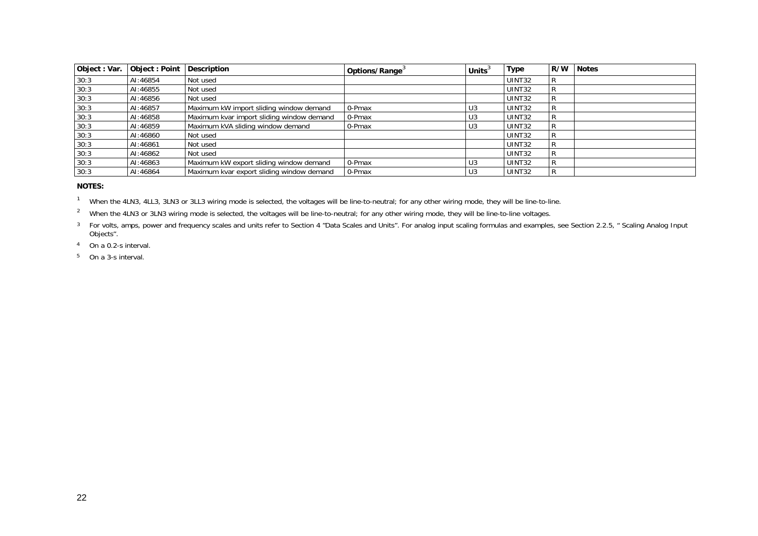| Object : Var. | Object : Point | Description | Options/Range[3] | Units[3] | Type | R/W | Notes |
|---|---|---|---|---|---|---|---|
| 30:3 | AI:46854 | Not used | | | UINT32 | R | |
| 30:3 | AI:46855 | Not used | | | UINT32 | R | |
| 30:3 | AI:46856 | Not used | | | UINT32 | R | |
| 30:3 | AI:46857 | Maximum kW import sliding window demand | 0-Pmax | U3 | UINT32 | R | |
| 30:3 | AI:46858 | Maximum kvar import sliding window demand | 0-Pmax | U3 | UINT32 | R | |
| 30:3 | AI:46859 | Maximum kVA sliding window demand | 0-Pmax | U3 | UINT32 | R | |
| 30:3 | AI:46860 | Not used | | | UINT32 | R | |
| 30:3 | AI:46861 | Not used | | | UINT32 | R | |
| 30:3 | AI:46862 | Not used | | | UINT32 | R | |
| 30:3 | AI:46863 | Maximum kW export sliding window demand | 0-Pmax | U3 | UINT32 | R | |
| 30:3 | AI:46864 | Maximum kvar export sliding window demand | 0-Pmax | U3 | UINT32 | R | |

**NOTES:**

[1] When the 4LN3, 4LL3, 3LN3 or 3LL3 wiring mode is selected, the voltages will be line-to-neutral; for any other wiring mode, they will be line-to-line.

[2] When the 4LN3 or 3LN3 wiring mode is selected, the voltages will be line-to-neutral; for any other wiring mode, they will be line-to-line voltages.

[3] For volts, amps, power and frequency scales and units refer to Section 4 "Data Scales and Units". For analog input scaling formulas and examples, see Section 2.2.5, " Scaling Analog Input Objects".

[4] On a 0.2-s interval.

[5] On a 3-s interval.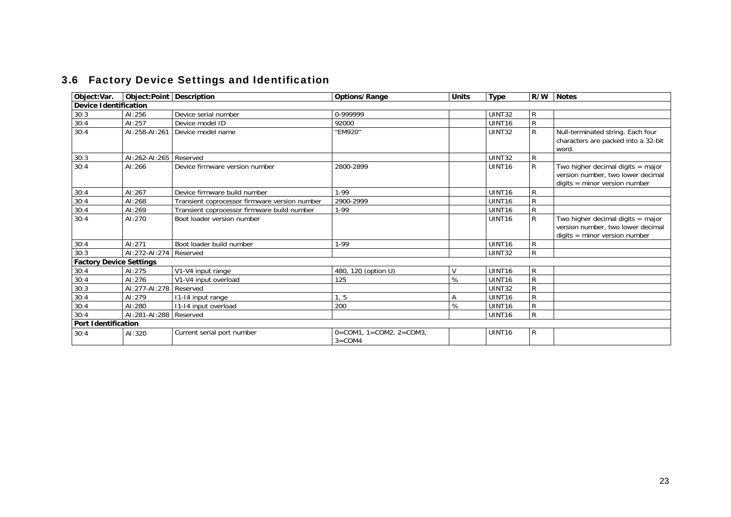## 3.6 Factory Device Settings and Identification

| Object:Var. | Object:Point | Description | Options/Range | Units | Type | R/W | Notes |
|---|---|---|---|---|---|---|---|
| **Device Identification** | | | | | | | |
| 30:3 | AI:256 | Device serial number | 0-999999 | | UINT32 | R | |
| 30:4 | AI:257 | Device model ID | 92000 | | UINT16 | R | |
| 30:4 | AI:258-AI:261 | Device model name | "EM920" | | UINT32 | R | Null-terminated string. Each four characters are packed into a 32-bit word. |
| 30:3 | AI:262-AI:265 | Reserved | | | UINT32 | R | |
| 30:4 | AI:266 | Device firmware version number | 2800-2899 | | UINT16 | R | Two higher decimal digits = major version number, two lower decimal digits = minor version number |
| 30:4 | AI:267 | Device firmware build number | 1-99 | | UINT16 | R | |
| 30:4 | AI:268 | Transient coprocessor firmware version number | 2900-2999 | | UINT16 | R | |
| 30:4 | AI:269 | Transient coprocessor firmware build number | 1-99 | | UINT16 | R | |
| 30:4 | AI:270 | Boot loader version number | | | UINT16 | R | Two higher decimal digits = major version number, two lower decimal digits = minor version number |
| 30:4 | AI:271 | Boot loader build number | 1-99 | | UINT16 | R | |
| 30:3 | AI:272-AI:274 | Reserved | | | UINT32 | R | |
| **Factory Device Settings** | | | | | | | |
| 30:4 | AI:275 | V1-V4 input range | 480, 120 (option U) | V | UINT16 | R | |
| 30:4 | AI:276 | V1-V4 input overload | 125 | % | UINT16 | R | |
| 30:3 | AI:277-AI:278 | Reserved | | | UINT32 | R | |
| 30:4 | AI:279 | I1-I4 input range | 1, 5 | A | UINT16 | R | |
| 30:4 | AI:280 | I1-I4 input overload | 200 | % | UINT16 | R | |
| 30:4 | AI:281-AI:288 | Reserved | | | UINT16 | R | |
| **Port Identification** | | | | | | | |
| 30:4 | AI:320 | Current serial port number | 0=COM1, 1=COM2, 2=COM3, 3=COM4 | | UINT16 | R | |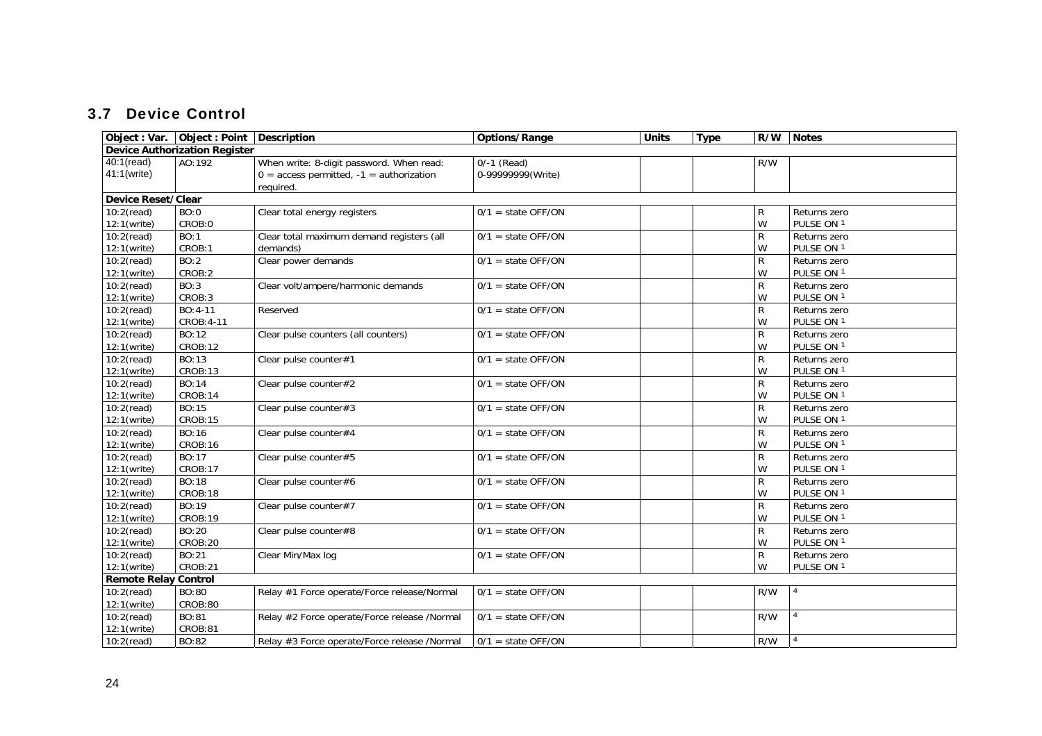## 3.7 Device Control

| Object : Var. | Object : Point | Description | Options/Range | Units | Type | R/W | Notes |
|---|---|---|---|---|---|---|---|
| **Device Authorization Register** | | | | | | | |
| 40:1(read)<br>41:1(write) | AO:192 | When write: 8-digit password. When read: 0 = access permitted, -1 = authorization required. | 0/-1 (Read)<br>0-99999999(Write) | | | R/W | |
| **Device Reset/Clear** | | | | | | | |
| 10:2(read)<br>12:1(write) | BO:0<br>CROB:0 | Clear total energy registers | 0/1 = state OFF/ON | | | R<br>W | Returns zero<br>PULSE ON [1] |
| 10:2(read)<br>12:1(write) | BO:1<br>CROB:1 | Clear total maximum demand registers (all demands) | 0/1 = state OFF/ON | | | R<br>W | Returns zero<br>PULSE ON [1] |
| 10:2(read)<br>12:1(write) | BO:2<br>CROB:2 | Clear power demands | 0/1 = state OFF/ON | | | R<br>W | Returns zero<br>PULSE ON [1] |
| 10:2(read)<br>12:1(write) | BO:3<br>CROB:3 | Clear volt/ampere/harmonic demands | 0/1 = state OFF/ON | | | R<br>W | Returns zero<br>PULSE ON [1] |
| 10:2(read)<br>12:1(write) | BO:4-11<br>CROB:4-11 | Reserved | 0/1 = state OFF/ON | | | R<br>W | Returns zero<br>PULSE ON [1] |
| 10:2(read)<br>12:1(write) | BO:12<br>CROB:12 | Clear pulse counters (all counters) | 0/1 = state OFF/ON | | | R<br>W | Returns zero<br>PULSE ON [1] |
| 10:2(read)<br>12:1(write) | BO:13<br>CROB:13 | Clear pulse counter#1 | 0/1 = state OFF/ON | | | R<br>W | Returns zero<br>PULSE ON [1] |
| 10:2(read)<br>12:1(write) | BO:14<br>CROB:14 | Clear pulse counter#2 | 0/1 = state OFF/ON | | | R<br>W | Returns zero<br>PULSE ON [1] |
| 10:2(read)<br>12:1(write) | BO:15<br>CROB:15 | Clear pulse counter#3 | 0/1 = state OFF/ON | | | R<br>W | Returns zero<br>PULSE ON [1] |
| 10:2(read)<br>12:1(write) | BO:16<br>CROB:16 | Clear pulse counter#4 | 0/1 = state OFF/ON | | | R<br>W | Returns zero<br>PULSE ON [1] |
| 10:2(read)<br>12:1(write) | BO:17<br>CROB:17 | Clear pulse counter#5 | 0/1 = state OFF/ON | | | R<br>W | Returns zero<br>PULSE ON [1] |
| 10:2(read)<br>12:1(write) | BO:18<br>CROB:18 | Clear pulse counter#6 | 0/1 = state OFF/ON | | | R<br>W | Returns zero<br>PULSE ON [1] |
| 10:2(read)<br>12:1(write) | BO:19<br>CROB:19 | Clear pulse counter#7 | 0/1 = state OFF/ON | | | R<br>W | Returns zero<br>PULSE ON [1] |
| 10:2(read)<br>12:1(write) | BO:20<br>CROB:20 | Clear pulse counter#8 | 0/1 = state OFF/ON | | | R<br>W | Returns zero<br>PULSE ON [1] |
| 10:2(read)<br>12:1(write) | BO:21<br>CROB:21 | Clear Min/Max log | 0/1 = state OFF/ON | | | R<br>W | Returns zero<br>PULSE ON [1] |
| **Remote Relay Control** | | | | | | | |
| 10:2(read)<br>12:1(write) | BO:80<br>CROB:80 | Relay #1 Force operate/Force release/Normal | 0/1 = state OFF/ON | | | R/W | [4] |
| 10:2(read)<br>12:1(write) | BO:81<br>CROB:81 | Relay #2 Force operate/Force release /Normal | 0/1 = state OFF/ON | | | R/W | [4] |
| 10:2(read) | BO:82 | Relay #3 Force operate/Force release /Normal | 0/1 = state OFF/ON | | | R/W | [4] |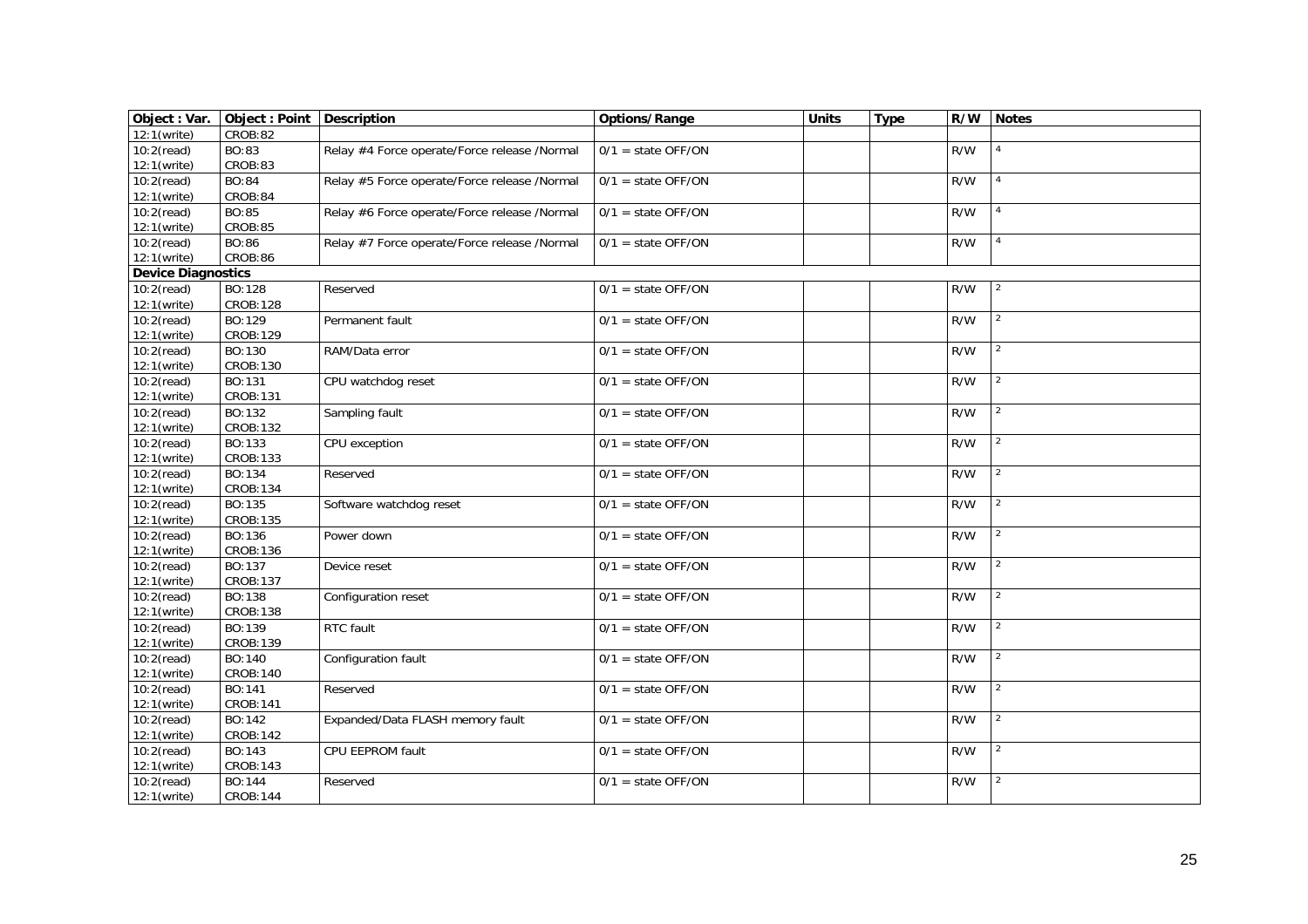| Object : Var. | Object : Point | Description | Options/Range | Units | Type | R/W | Notes |
|---|---|---|---|---|---|---|---|
| 12:1(write) | CROB:82 | | | | | | |
| 10:2(read)<br>12:1(write) | BO:83<br>CROB:83 | Relay #4 Force operate/Force release /Normal | 0/1 = state OFF/ON | | | R/W | 4 |
| 10:2(read)<br>12:1(write) | BO:84<br>CROB:84 | Relay #5 Force operate/Force release /Normal | 0/1 = state OFF/ON | | | R/W | 4 |
| 10:2(read)<br>12:1(write) | BO:85<br>CROB:85 | Relay #6 Force operate/Force release /Normal | 0/1 = state OFF/ON | | | R/W | 4 |
| 10:2(read)<br>12:1(write) | BO:86<br>CROB:86 | Relay #7 Force operate/Force release /Normal | 0/1 = state OFF/ON | | | R/W | 4 |
| **Device Diagnostics** | | | | | | | |
| 10:2(read)<br>12:1(write) | BO:128<br>CROB:128 | Reserved | 0/1 = state OFF/ON | | | R/W | 2 |
| 10:2(read)<br>12:1(write) | BO:129<br>CROB:129 | Permanent fault | 0/1 = state OFF/ON | | | R/W | 2 |
| 10:2(read)<br>12:1(write) | BO:130<br>CROB:130 | RAM/Data error | 0/1 = state OFF/ON | | | R/W | 2 |
| 10:2(read)<br>12:1(write) | BO:131<br>CROB:131 | CPU watchdog reset | 0/1 = state OFF/ON | | | R/W | 2 |
| 10:2(read)<br>12:1(write) | BO:132<br>CROB:132 | Sampling fault | 0/1 = state OFF/ON | | | R/W | 2 |
| 10:2(read)<br>12:1(write) | BO:133<br>CROB:133 | CPU exception | 0/1 = state OFF/ON | | | R/W | 2 |
| 10:2(read)<br>12:1(write) | BO:134<br>CROB:134 | Reserved | 0/1 = state OFF/ON | | | R/W | 2 |
| 10:2(read)<br>12:1(write) | BO:135<br>CROB:135 | Software watchdog reset | 0/1 = state OFF/ON | | | R/W | 2 |
| 10:2(read)<br>12:1(write) | BO:136<br>CROB:136 | Power down | 0/1 = state OFF/ON | | | R/W | 2 |
| 10:2(read)<br>12:1(write) | BO:137<br>CROB:137 | Device reset | 0/1 = state OFF/ON | | | R/W | 2 |
| 10:2(read)<br>12:1(write) | BO:138<br>CROB:138 | Configuration reset | 0/1 = state OFF/ON | | | R/W | 2 |
| 10:2(read)<br>12:1(write) | BO:139<br>CROB:139 | RTC fault | 0/1 = state OFF/ON | | | R/W | 2 |
| 10:2(read)<br>12:1(write) | BO:140<br>CROB:140 | Configuration fault | 0/1 = state OFF/ON | | | R/W | 2 |
| 10:2(read)<br>12:1(write) | BO:141<br>CROB:141 | Reserved | 0/1 = state OFF/ON | | | R/W | 2 |
| 10:2(read)<br>12:1(write) | BO:142<br>CROB:142 | Expanded/Data FLASH memory fault | 0/1 = state OFF/ON | | | R/W | 2 |
| 10:2(read)<br>12:1(write) | BO:143<br>CROB:143 | CPU EEPROM fault | 0/1 = state OFF/ON | | | R/W | 2 |
| 10:2(read)<br>12:1(write) | BO:144<br>CROB:144 | Reserved | 0/1 = state OFF/ON | | | R/W | 2 |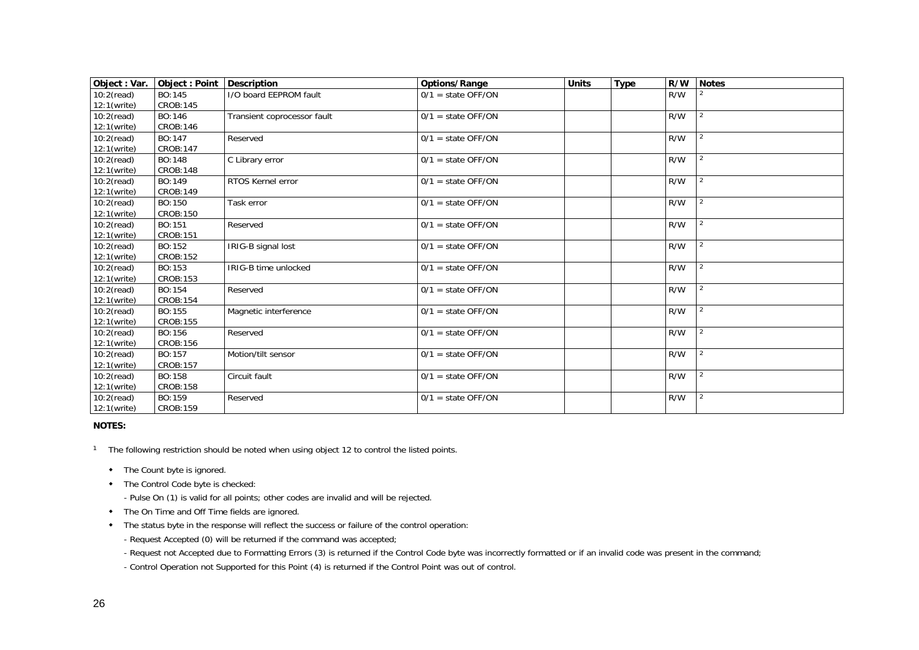| Object : Var. | Object : Point | Description | Options/Range | Units | Type | R/W | Notes |
|---|---|---|---|---|---|---|---|
| 10:2(read) 12:1(write) | BO:145 CROB:145 | I/O board EEPROM fault | 0/1 = state OFF/ON | | | R/W | 2 |
| 10:2(read) 12:1(write) | BO:146 CROB:146 | Transient coprocessor fault | 0/1 = state OFF/ON | | | R/W | 2 |
| 10:2(read) 12:1(write) | BO:147 CROB:147 | Reserved | 0/1 = state OFF/ON | | | R/W | 2 |
| 10:2(read) 12:1(write) | BO:148 CROB:148 | C Library error | 0/1 = state OFF/ON | | | R/W | 2 |
| 10:2(read) 12:1(write) | BO:149 CROB:149 | RTOS Kernel error | 0/1 = state OFF/ON | | | R/W | 2 |
| 10:2(read) 12:1(write) | BO:150 CROB:150 | Task error | 0/1 = state OFF/ON | | | R/W | 2 |
| 10:2(read) 12:1(write) | BO:151 CROB:151 | Reserved | 0/1 = state OFF/ON | | | R/W | 2 |
| 10:2(read) 12:1(write) | BO:152 CROB:152 | IRIG-B signal lost | 0/1 = state OFF/ON | | | R/W | 2 |
| 10:2(read) 12:1(write) | BO:153 CROB:153 | IRIG-B time unlocked | 0/1 = state OFF/ON | | | R/W | 2 |
| 10:2(read) 12:1(write) | BO:154 CROB:154 | Reserved | 0/1 = state OFF/ON | | | R/W | 2 |
| 10:2(read) 12:1(write) | BO:155 CROB:155 | Magnetic interference | 0/1 = state OFF/ON | | | R/W | 2 |
| 10:2(read) 12:1(write) | BO:156 CROB:156 | Reserved | 0/1 = state OFF/ON | | | R/W | 2 |
| 10:2(read) 12:1(write) | BO:157 CROB:157 | Motion/tilt sensor | 0/1 = state OFF/ON | | | R/W | 2 |
| 10:2(read) 12:1(write) | BO:158 CROB:158 | Circuit fault | 0/1 = state OFF/ON | | | R/W | 2 |
| 10:2(read) 12:1(write) | BO:159 CROB:159 | Reserved | 0/1 = state OFF/ON | | | R/W | 2 |

**NOTES:**

[1] The following restriction should be noted when using object 12 to control the listed points.

- The Count byte is ignored.
- The Control Code byte is checked:
  - Pulse On (1) is valid for all points; other codes are invalid and will be rejected.
- The On Time and Off Time fields are ignored.
- The status byte in the response will reflect the success or failure of the control operation:
  - Request Accepted (0) will be returned if the command was accepted;
  - Request not Accepted due to Formatting Errors (3) is returned if the Control Code byte was incorrectly formatted or if an invalid code was present in the command;
  - Control Operation not Supported for this Point (4) is returned if the Control Point was out of control.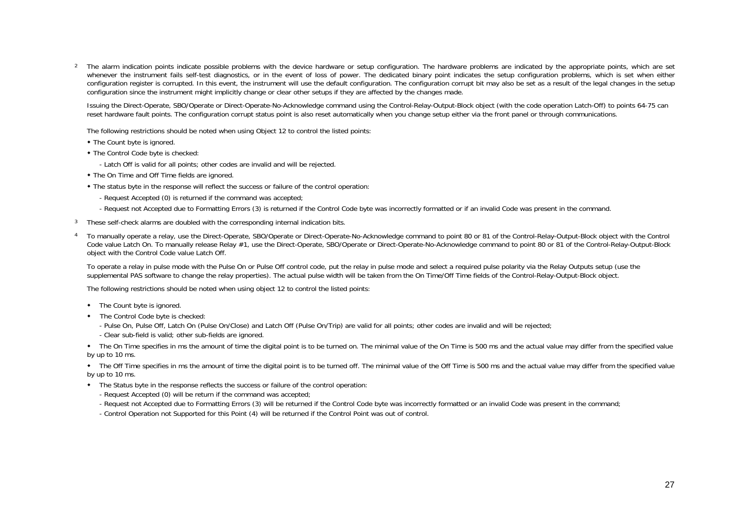[2] The alarm indication points indicate possible problems with the device hardware or setup configuration. The hardware problems are indicated by the appropriate points, which are set whenever the instrument fails self-test diagnostics, or in the event of loss of power. The dedicated binary point indicates the setup configuration problems, which is set when either configuration register is corrupted. In this event, the instrument will use the default configuration. The configuration corrupt bit may also be set as a result of the legal changes in the setup configuration since the instrument might implicitly change or clear other setups if they are affected by the changes made.

Issuing the Direct-Operate, SBO/Operate or Direct-Operate-No-Acknowledge command using the Control-Relay-Output-Block object (with the code operation Latch-Off) to points 64-75 can reset hardware fault points. The configuration corrupt status point is also reset automatically when you change setup either via the front panel or through communications.

The following restrictions should be noted when using Object 12 to control the listed points:

- The Count byte is ignored.
- The Control Code byte is checked:
  - Latch Off is valid for all points; other codes are invalid and will be rejected.
- The On Time and Off Time fields are ignored.
- The status byte in the response will reflect the success or failure of the control operation:
  - Request Accepted (0) is returned if the command was accepted;
  - Request not Accepted due to Formatting Errors (3) is returned if the Control Code byte was incorrectly formatted or if an invalid Code was present in the command.

[3] These self-check alarms are doubled with the corresponding internal indication bits.

[4] To manually operate a relay, use the Direct-Operate, SBO/Operate or Direct-Operate-No-Acknowledge command to point 80 or 81 of the Control-Relay-Output-Block object with the Control Code value Latch On. To manually release Relay #1, use the Direct-Operate, SBO/Operate or Direct-Operate-No-Acknowledge command to point 80 or 81 of the Control-Relay-Output-Block object with the Control Code value Latch Off.

To operate a relay in pulse mode with the Pulse On or Pulse Off control code, put the relay in pulse mode and select a required pulse polarity via the Relay Outputs setup (use the supplemental PAS software to change the relay properties). The actual pulse width will be taken from the On Time/Off Time fields of the Control-Relay-Output-Block object.

The following restrictions should be noted when using object 12 to control the listed points:

- The Count byte is ignored.
- The Control Code byte is checked:
  - Pulse On, Pulse Off, Latch On (Pulse On/Close) and Latch Off (Pulse On/Trip) are valid for all points; other codes are invalid and will be rejected;
  - Clear sub-field is valid; other sub-fields are ignored.
- The On Time specifies in ms the amount of time the digital point is to be turned on. The minimal value of the On Time is 500 ms and the actual value may differ from the specified value by up to 10 ms.
- The Off Time specifies in ms the amount of time the digital point is to be turned off. The minimal value of the Off Time is 500 ms and the actual value may differ from the specified value by up to 10 ms.
- The Status byte in the response reflects the success or failure of the control operation:
  - Request Accepted (0) will be return if the command was accepted;
  - Request not Accepted due to Formatting Errors (3) will be returned if the Control Code byte was incorrectly formatted or an invalid Code was present in the command;
  - Control Operation not Supported for this Point (4) will be returned if the Control Point was out of control.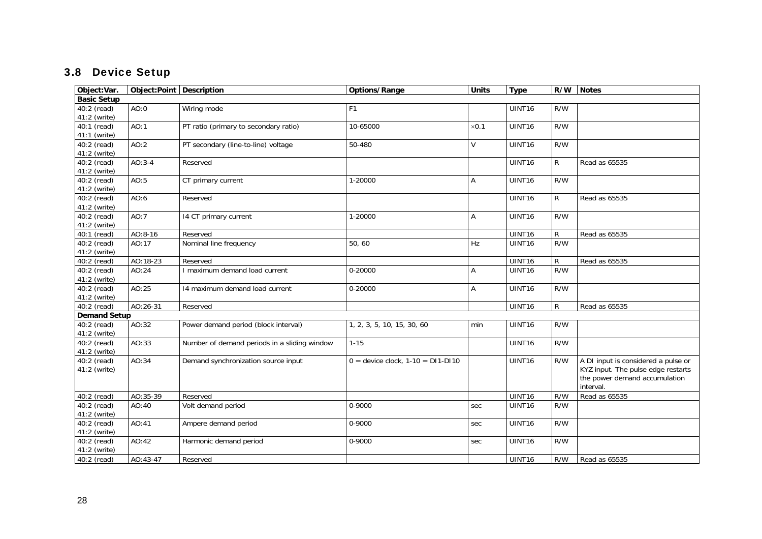## 3.8 Device Setup

| Object:Var. | Object:Point | Description | Options/Range | Units | Type | R/W | Notes |
|---|---|---|---|---|---|---|---|
| **Basic Setup** | | | | | | | |
| 40:2 (read) 41:2 (write) | AO:0 | Wiring mode | F1 | | UINT16 | R/W | |
| 40:1 (read) 41:1 (write) | AO:1 | PT ratio (primary to secondary ratio) | 10-65000 | ×0.1 | UINT16 | R/W | |
| 40:2 (read) 41:2 (write) | AO:2 | PT secondary (line-to-line) voltage | 50-480 | V | UINT16 | R/W | |
| 40:2 (read) 41:2 (write) | AO:3-4 | Reserved | | | UINT16 | R | Read as 65535 |
| 40:2 (read) 41:2 (write) | AO:5 | CT primary current | 1-20000 | A | UINT16 | R/W | |
| 40:2 (read) 41:2 (write) | AO:6 | Reserved | | | UINT16 | R | Read as 65535 |
| 40:2 (read) 41:2 (write) | AO:7 | I4 CT primary current | 1-20000 | A | UINT16 | R/W | |
| 40:1 (read) | AO:8-16 | Reserved | | | UINT16 | R | Read as 65535 |
| 40:2 (read) 41:2 (write) | AO:17 | Nominal line frequency | 50, 60 | Hz | UINT16 | R/W | |
| 40:2 (read) | AO:18-23 | Reserved | | | UINT16 | R | Read as 65535 |
| 40:2 (read) 41:2 (write) | AO:24 | I maximum demand load current | 0-20000 | A | UINT16 | R/W | |
| 40:2 (read) 41:2 (write) | AO:25 | I4 maximum demand load current | 0-20000 | A | UINT16 | R/W | |
| 40:2 (read) | AO:26-31 | Reserved | | | UINT16 | R | Read as 65535 |
| **Demand Setup** | | | | | | | |
| 40:2 (read) 41:2 (write) | AO:32 | Power demand period (block interval) | 1, 2, 3, 5, 10, 15, 30, 60 | min | UINT16 | R/W | |
| 40:2 (read) 41:2 (write) | AO:33 | Number of demand periods in a sliding window | 1-15 | | UINT16 | R/W | |
| 40:2 (read) 41:2 (write) | AO:34 | Demand synchronization source input | 0 = device clock, 1-10 = DI1-DI10 | | UINT16 | R/W | A DI input is considered a pulse or KYZ input. The pulse edge restarts the power demand accumulation interval. |
| 40:2 (read) | AO:35-39 | Reserved | | | UINT16 | R/W | Read as 65535 |
| 40:2 (read) 41:2 (write) | AO:40 | Volt demand period | 0-9000 | sec | UINT16 | R/W | |
| 40:2 (read) 41:2 (write) | AO:41 | Ampere demand period | 0-9000 | sec | UINT16 | R/W | |
| 40:2 (read) 41:2 (write) | AO:42 | Harmonic demand period | 0-9000 | sec | UINT16 | R/W | |
| 40:2 (read) | AO:43-47 | Reserved | | | UINT16 | R/W | Read as 65535 |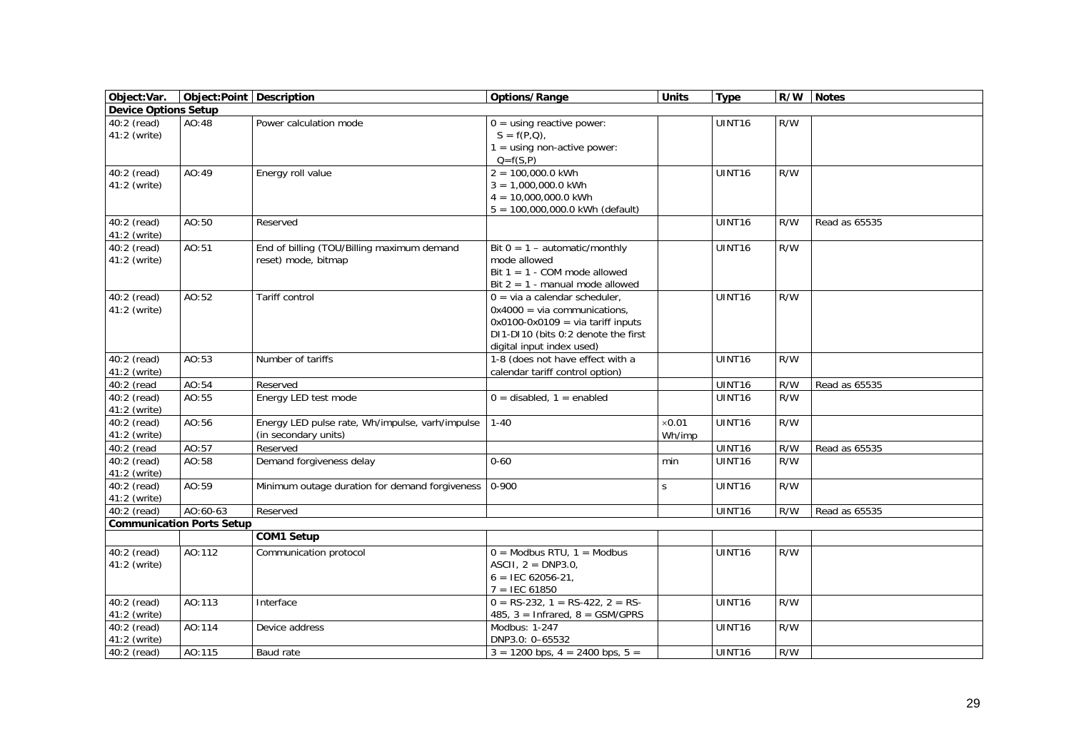| Object:Var. | Object:Point | Description | Options/Range | Units | Type | R/W | Notes |
|---|---|---|---|---|---|---|---|
| **Device Options Setup** | | | | | | | |
| 40:2 (read) 41:2 (write) | AO:48 | Power calculation mode | 0 = using reactive power: S = f(P,Q), 1 = using non-active power: Q=f(S,P) | | UINT16 | R/W | |
| 40:2 (read) 41:2 (write) | AO:49 | Energy roll value | 2 = 100,000.0 kWh 3 = 1,000,000.0 kWh 4 = 10,000,000.0 kWh 5 = 100,000,000.0 kWh (default) | | UINT16 | R/W | |
| 40:2 (read) 41:2 (write) | AO:50 | Reserved | | | UINT16 | R/W | Read as 65535 |
| 40:2 (read) 41:2 (write) | AO:51 | End of billing (TOU/Billing maximum demand reset) mode, bitmap | Bit 0 = 1 – automatic/monthly mode allowed Bit 1 = 1 - COM mode allowed Bit 2 = 1 - manual mode allowed | | UINT16 | R/W | |
| 40:2 (read) 41:2 (write) | AO:52 | Tariff control | 0 = via a calendar scheduler, 0x4000 = via communications, 0x0100-0x0109 = via tariff inputs DI1-DI10 (bits 0:2 denote the first digital input index used) | | UINT16 | R/W | |
| 40:2 (read) 41:2 (write) | AO:53 | Number of tariffs | 1-8 (does not have effect with a calendar tariff control option) | | UINT16 | R/W | |
| 40:2 (read | AO:54 | Reserved | | | UINT16 | R/W | Read as 65535 |
| 40:2 (read) 41:2 (write) | AO:55 | Energy LED test mode | 0 = disabled, 1 = enabled | | UINT16 | R/W | |
| 40:2 (read) 41:2 (write) | AO:56 | Energy LED pulse rate, Wh/impulse, varh/impulse (in secondary units) | 1-40 | ×0.01 Wh/imp | UINT16 | R/W | |
| 40:2 (read | AO:57 | Reserved | | | UINT16 | R/W | Read as 65535 |
| 40:2 (read) 41:2 (write) | AO:58 | Demand forgiveness delay | 0-60 | min | UINT16 | R/W | |
| 40:2 (read) 41:2 (write) | AO:59 | Minimum outage duration for demand forgiveness | 0-900 | s | UINT16 | R/W | |
| 40:2 (read) | AO:60-63 | Reserved | | | UINT16 | R/W | Read as 65535 |
| **Communication Ports Setup** | | | | | | | |
| | | **COM1 Setup** | | | | | |
| 40:2 (read) 41:2 (write) | AO:112 | Communication protocol | 0 = Modbus RTU, 1 = Modbus ASCII, 2 = DNP3.0, 6 = IEC 62056-21, 7 = IEC 61850 | | UINT16 | R/W | |
| 40:2 (read) 41:2 (write) | AO:113 | Interface | 0 = RS-232, 1 = RS-422, 2 = RS-485, 3 = Infrared, 8 = GSM/GPRS | | UINT16 | R/W | |
| 40:2 (read) 41:2 (write) | AO:114 | Device address | Modbus: 1-247 DNP3.0: 0–65532 | | UINT16 | R/W | |
| 40:2 (read) | AO:115 | Baud rate | 3 = 1200 bps, 4 = 2400 bps, 5 = | | UINT16 | R/W | |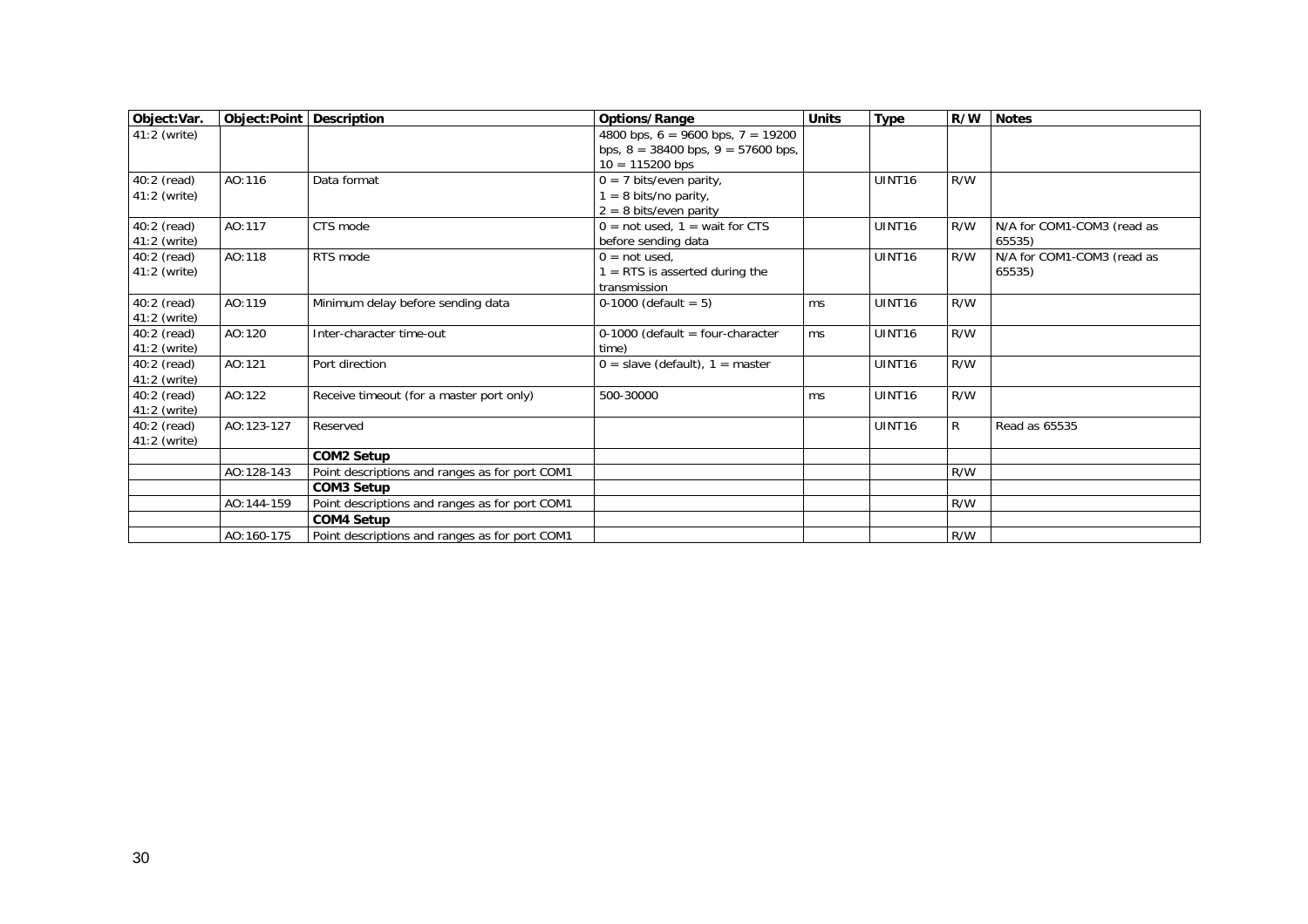| Object:Var. | Object:Point | Description | Options/Range | Units | Type | R/W | Notes |
|---|---|---|---|---|---|---|---|
| 41:2 (write) | | | 4800 bps, 6 = 9600 bps, 7 = 19200 bps, 8 = 38400 bps, 9 = 57600 bps, 10 = 115200 bps | | | | |
| 40:2 (read) 41:2 (write) | AO:116 | Data format | 0 = 7 bits/even parity, 1 = 8 bits/no parity, 2 = 8 bits/even parity | | UINT16 | R/W | |
| 40:2 (read) 41:2 (write) | AO:117 | CTS mode | 0 = not used, 1 = wait for CTS before sending data | | UINT16 | R/W | N/A for COM1-COM3 (read as 65535) |
| 40:2 (read) 41:2 (write) | AO:118 | RTS mode | 0 = not used, 1 = RTS is asserted during the transmission | | UINT16 | R/W | N/A for COM1-COM3 (read as 65535) |
| 40:2 (read) 41:2 (write) | AO:119 | Minimum delay before sending data | 0-1000 (default = 5) | ms | UINT16 | R/W | |
| 40:2 (read) 41:2 (write) | AO:120 | Inter-character time-out | 0-1000 (default = four-character time) | ms | UINT16 | R/W | |
| 40:2 (read) 41:2 (write) | AO:121 | Port direction | 0 = slave (default), 1 = master | | UINT16 | R/W | |
| 40:2 (read) 41:2 (write) | AO:122 | Receive timeout (for a master port only) | 500-30000 | ms | UINT16 | R/W | |
| 40:2 (read) 41:2 (write) | AO:123-127 | Reserved | | | UINT16 | R | Read as 65535 |
| | | **COM2 Setup** | | | | | |
| | AO:128-143 | Point descriptions and ranges as for port COM1 | | | | R/W | |
| | | **COM3 Setup** | | | | | |
| | AO:144-159 | Point descriptions and ranges as for port COM1 | | | | R/W | |
| | | **COM4 Setup** | | | | | |
| | AO:160-175 | Point descriptions and ranges as for port COM1 | | | | R/W | |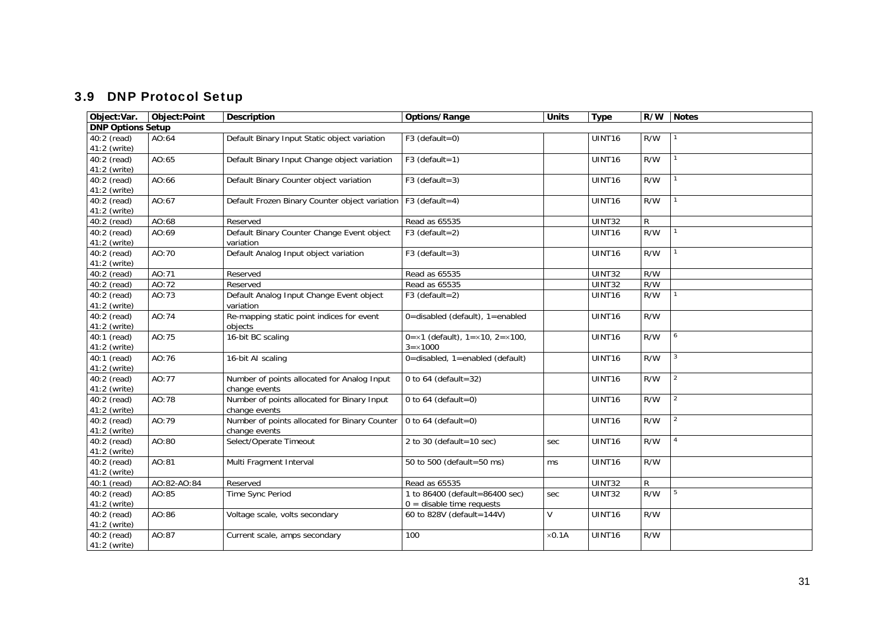## 3.9 DNP Protocol Setup

| Object:Var. | Object:Point | Description | Options/Range | Units | Type | R/W | Notes |
|---|---|---|---|---|---|---|---|
| **DNP Options Setup** | | | | | | | |
| 40:2 (read) 41:2 (write) | AO:64 | Default Binary Input Static object variation | F3 (default=0) | | UINT16 | R/W | 1 |
| 40:2 (read) 41:2 (write) | AO:65 | Default Binary Input Change object variation | F3 (default=1) | | UINT16 | R/W | 1 |
| 40:2 (read) 41:2 (write) | AO:66 | Default Binary Counter object variation | F3 (default=3) | | UINT16 | R/W | 1 |
| 40:2 (read) 41:2 (write) | AO:67 | Default Frozen Binary Counter object variation | F3 (default=4) | | UINT16 | R/W | 1 |
| 40:2 (read) | AO:68 | Reserved | Read as 65535 | | UINT32 | R | |
| 40:2 (read) 41:2 (write) | AO:69 | Default Binary Counter Change Event object variation | F3 (default=2) | | UINT16 | R/W | 1 |
| 40:2 (read) 41:2 (write) | AO:70 | Default Analog Input object variation | F3 (default=3) | | UINT16 | R/W | 1 |
| 40:2 (read) | AO:71 | Reserved | Read as 65535 | | UINT32 | R/W | |
| 40:2 (read) | AO:72 | Reserved | Read as 65535 | | UINT32 | R/W | |
| 40:2 (read) 41:2 (write) | AO:73 | Default Analog Input Change Event object variation | F3 (default=2) | | UINT16 | R/W | 1 |
| 40:2 (read) 41:2 (write) | AO:74 | Re-mapping static point indices for event objects | 0=disabled (default), 1=enabled | | UINT16 | R/W | |
| 40:1 (read) 41:2 (write) | AO:75 | 16-bit BC scaling | 0=×1 (default), 1=×10, 2=×100, 3=×1000 | | UINT16 | R/W | 6 |
| 40:1 (read) 41:2 (write) | AO:76 | 16-bit AI scaling | 0=disabled, 1=enabled (default) | | UINT16 | R/W | 3 |
| 40:2 (read) 41:2 (write) | AO:77 | Number of points allocated for Analog Input change events | 0 to 64 (default=32) | | UINT16 | R/W | 2 |
| 40:2 (read) 41:2 (write) | AO:78 | Number of points allocated for Binary Input change events | 0 to 64 (default=0) | | UINT16 | R/W | 2 |
| 40:2 (read) 41:2 (write) | AO:79 | Number of points allocated for Binary Counter change events | 0 to 64 (default=0) | | UINT16 | R/W | 2 |
| 40:2 (read) 41:2 (write) | AO:80 | Select/Operate Timeout | 2 to 30 (default=10 sec) | sec | UINT16 | R/W | 4 |
| 40:2 (read) 41:2 (write) | AO:81 | Multi Fragment Interval | 50 to 500 (default=50 ms) | ms | UINT16 | R/W | |
| 40:1 (read) | AO:82-AO:84 | Reserved | Read as 65535 | | UINT32 | R | |
| 40:2 (read) 41:2 (write) | AO:85 | Time Sync Period | 1 to 86400 (default=86400 sec) 0 = disable time requests | sec | UINT32 | R/W | 5 |
| 40:2 (read) 41:2 (write) | AO:86 | Voltage scale, volts secondary | 60 to 828V (default=144V) | V | UINT16 | R/W | |
| 40:2 (read) 41:2 (write) | AO:87 | Current scale, amps secondary | 100 | ×0.1A | UINT16 | R/W | |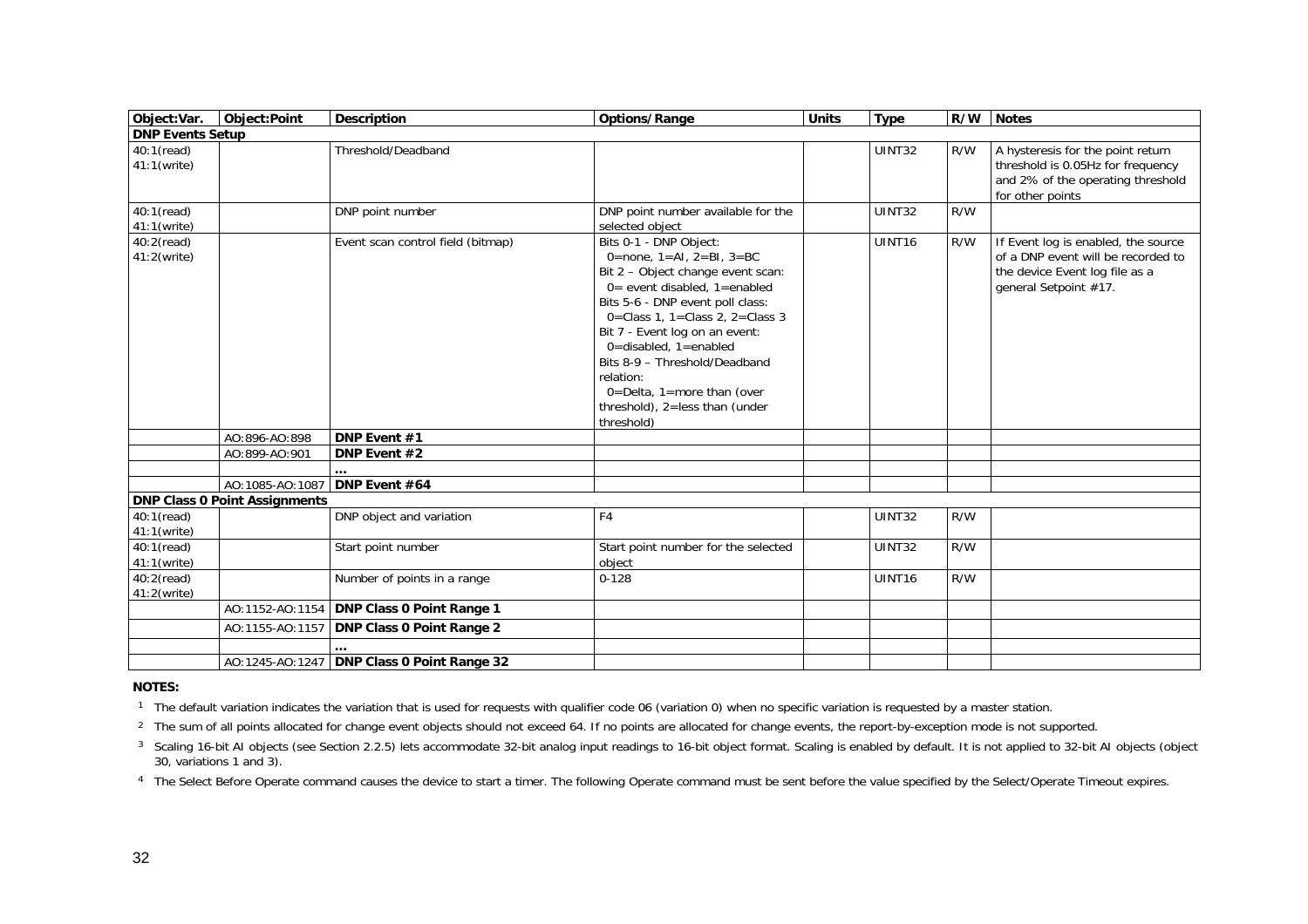| Object:Var. | Object:Point | Description | Options/Range | Units | Type | R/W | Notes |
|---|---|---|---|---|---|---|---|
| **DNP Events Setup** | | | | | | | |
| 40:1(read) 41:1(write) | | Threshold/Deadband | | | UINT32 | R/W | A hysteresis for the point return threshold is 0.05Hz for frequency and 2% of the operating threshold for other points |
| 40:1(read) 41:1(write) | | DNP point number | DNP point number available for the selected object | | UINT32 | R/W | |
| 40:2(read) 41:2(write) | | Event scan control field (bitmap) | Bits 0-1 - DNP Object: 0=none, 1=AI, 2=BI, 3=BC Bit 2 – Object change event scan: 0= event disabled, 1=enabled Bits 5-6 - DNP event poll class: 0=Class 1, 1=Class 2, 2=Class 3 Bit 7 - Event log on an event: 0=disabled, 1=enabled Bits 8-9 – Threshold/Deadband relation: 0=Delta, 1=more than (over threshold), 2=less than (under threshold) | | UINT16 | R/W | If Event log is enabled, the source of a DNP event will be recorded to the device Event log file as a general Setpoint #17. |
| | AO:896-AO:898 | **DNP Event #1** | | | | | |
| | AO:899-AO:901 | **DNP Event #2** | | | | | |
| | | **…** | | | | | |
| | AO:1085-AO:1087 | **DNP Event #64** | | | | | |
| **DNP Class 0 Point Assignments** | | | | | | | |
| 40:1(read) 41:1(write) | | DNP object and variation | F4 | | UINT32 | R/W | |
| 40:1(read) 41:1(write) | | Start point number | Start point number for the selected object | | UINT32 | R/W | |
| 40:2(read) 41:2(write) | | Number of points in a range | 0-128 | | UINT16 | R/W | |
| | AO:1152-AO:1154 | **DNP Class 0 Point Range 1** | | | | | |
| | AO:1155-AO:1157 | **DNP Class 0 Point Range 2** | | | | | |
| | | **…** | | | | | |
| | AO:1245-AO:1247 | **DNP Class 0 Point Range 32** | | | | | |

**NOTES:**

[1] The default variation indicates the variation that is used for requests with qualifier code 06 (variation 0) when no specific variation is requested by a master station.

[2] The sum of all points allocated for change event objects should not exceed 64. If no points are allocated for change events, the report-by-exception mode is not supported.

[3] Scaling 16-bit AI objects (see Section 2.2.5) lets accommodate 32-bit analog input readings to 16-bit object format. Scaling is enabled by default. It is not applied to 32-bit AI objects (object 30, variations 1 and 3).

[4] The Select Before Operate command causes the device to start a timer. The following Operate command must be sent before the value specified by the Select/Operate Timeout expires.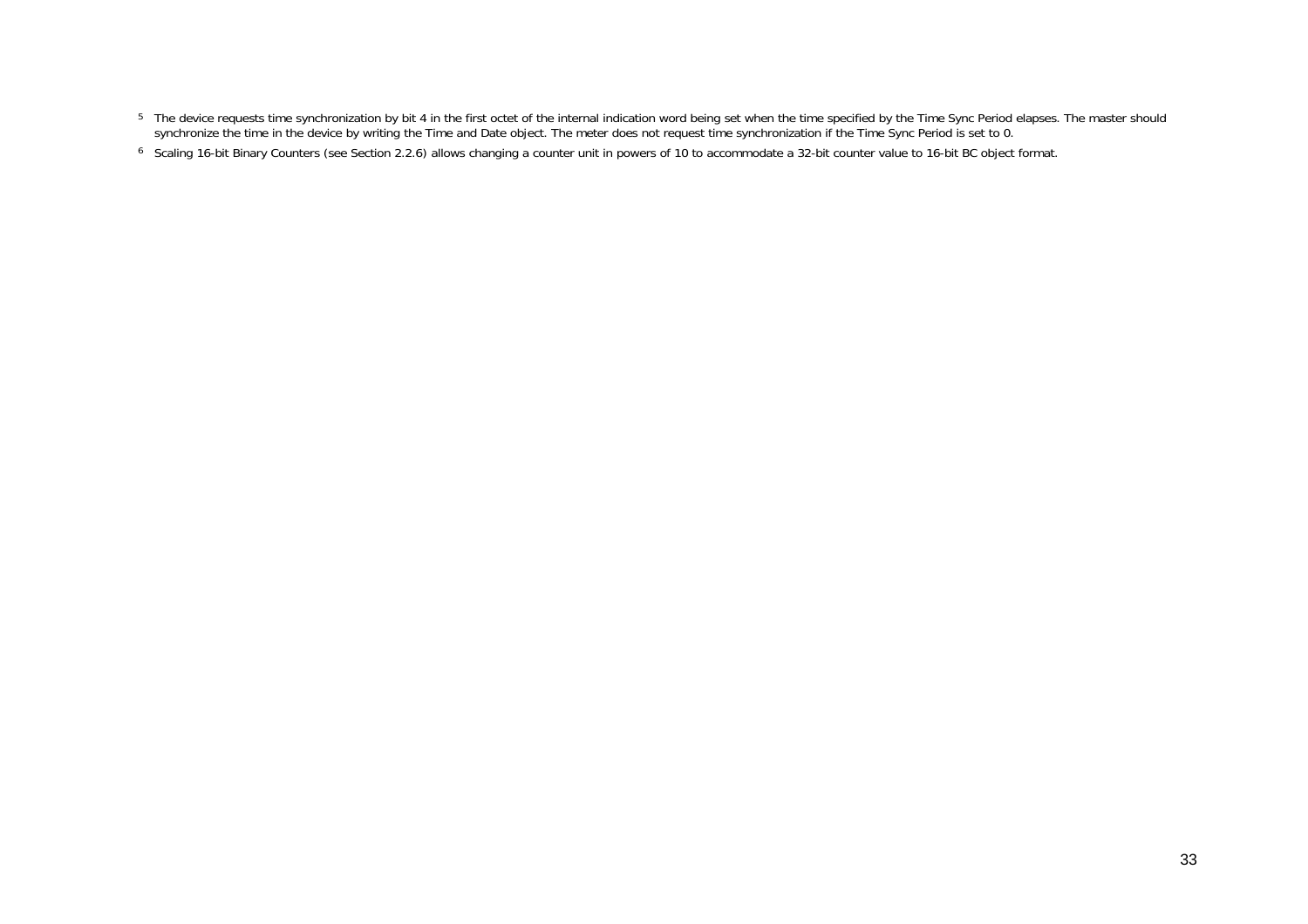[5] The device requests time synchronization by bit 4 in the first octet of the internal indication word being set when the time specified by the Time Sync Period elapses. The master should synchronize the time in the device by writing the Time and Date object. The meter does not request time synchronization if the Time Sync Period is set to 0.

[6] Scaling 16-bit Binary Counters (see Section 2.2.6) allows changing a counter unit in powers of 10 to accommodate a 32-bit counter value to 16-bit BC object format.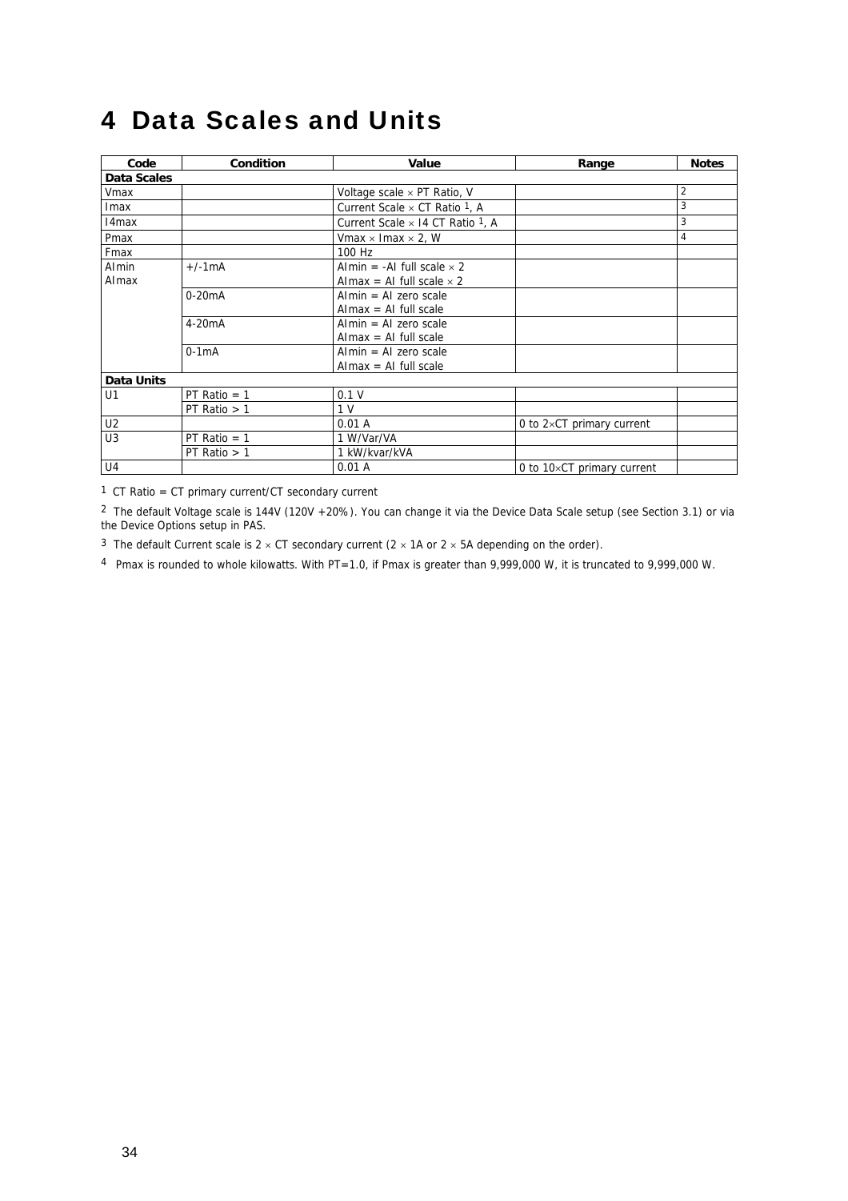# 4 Data Scales and Units

| Code | Condition | Value | Range | Notes |
|---|---|---|---|---|
| **Data Scales** | | | | |
| Vmax | | Voltage scale × PT Ratio, V | | 2 |
| Imax | | Current Scale × CT Ratio [1], A | | 3 |
| I4max | | Current Scale × I4 CT Ratio [1], A | | 3 |
| Pmax | | Vmax × Imax × 2, W | | 4 |
| Fmax | | 100 Hz | | |
| AImin AImax | +/-1mA | AImin = -AI full scale × 2 AImax = AI full scale × 2 | | |
| | 0-20mA | AImin = AI zero scale AImax = AI full scale | | |
| | 4-20mA | AImin = AI zero scale AImax = AI full scale | | |
| | 0-1mA | AImin = AI zero scale AImax = AI full scale | | |
| **Data Units** | | | | |
| U1 | PT Ratio = 1 | 0.1 V | | |
| | PT Ratio > 1 | 1 V | | |
| U2 | | 0.01 A | 0 to 2×CT primary current | |
| U3 | PT Ratio = 1 | 1 W/Var/VA | | |
| | PT Ratio > 1 | 1 kW/kvar/kVA | | |
| U4 | | 0.01 A | 0 to 10×CT primary current | |

[1] CT Ratio = CT primary current/CT secondary current

[2] The default Voltage scale is 144V (120V +20%). You can change it via the Device Data Scale setup (see Section 3.1) or via the Device Options setup in PAS.

[3] The default Current scale is 2 × CT secondary current (2 × 1A or 2 × 5A depending on the order).

[4] Pmax is rounded to whole kilowatts. With PT=1.0, if Pmax is greater than 9,999,000 W, it is truncated to 9,999,000 W.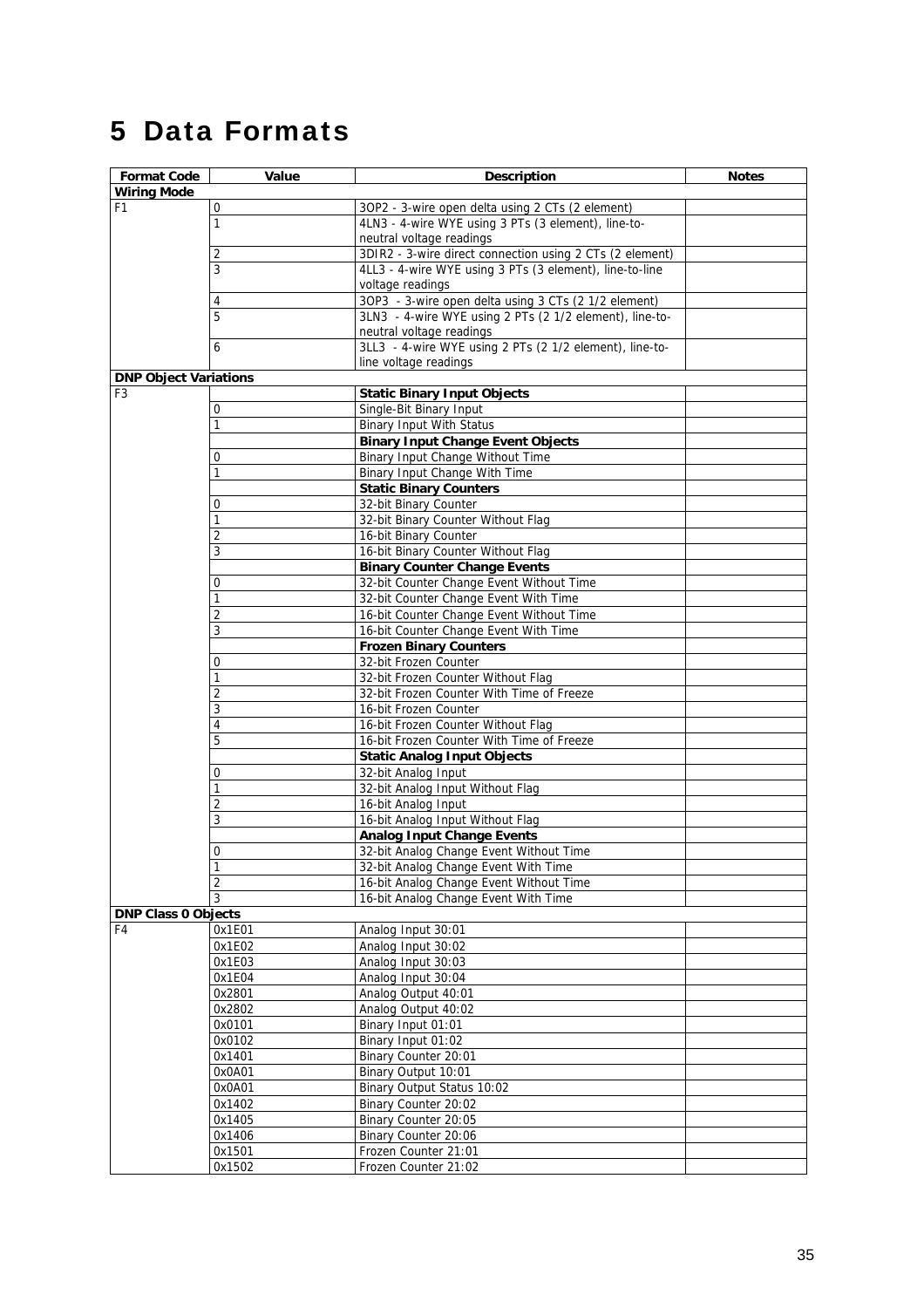# 5 Data Formats

| Format Code | Value | Description | Notes |
|---|---|---|---|
| **Wiring Mode** | | | |
| F1 | 0 | 3OP2 - 3-wire open delta using 2 CTs (2 element) | |
| | 1 | 4LN3 - 4-wire WYE using 3 PTs (3 element), line-to-neutral voltage readings | |
| | 2 | 3DIR2 - 3-wire direct connection using 2 CTs (2 element) | |
| | 3 | 4LL3 - 4-wire WYE using 3 PTs (3 element), line-to-line voltage readings | |
| | 4 | 3OP3 - 3-wire open delta using 3 CTs (2 1/2 element) | |
| | 5 | 3LN3 - 4-wire WYE using 2 PTs (2 1/2 element), line-to-neutral voltage readings | |
| | 6 | 3LL3 - 4-wire WYE using 2 PTs (2 1/2 element), line-to-line voltage readings | |
| **DNP Object Variations** | | | |
| F3 | | **Static Binary Input Objects** | |
| | 0 | Single-Bit Binary Input | |
| | 1 | Binary Input With Status | |
| | | **Binary Input Change Event Objects** | |
| | 0 | Binary Input Change Without Time | |
| | 1 | Binary Input Change With Time | |
| | | **Static Binary Counters** | |
| | 0 | 32-bit Binary Counter | |
| | 1 | 32-bit Binary Counter Without Flag | |
| | 2 | 16-bit Binary Counter | |
| | 3 | 16-bit Binary Counter Without Flag | |
| | | **Binary Counter Change Events** | |
| | 0 | 32-bit Counter Change Event Without Time | |
| | 1 | 32-bit Counter Change Event With Time | |
| | 2 | 16-bit Counter Change Event Without Time | |
| | 3 | 16-bit Counter Change Event With Time | |
| | | **Frozen Binary Counters** | |
| | 0 | 32-bit Frozen Counter | |
| | 1 | 32-bit Frozen Counter Without Flag | |
| | 2 | 32-bit Frozen Counter With Time of Freeze | |
| | 3 | 16-bit Frozen Counter | |
| | 4 | 16-bit Frozen Counter Without Flag | |
| | 5 | 16-bit Frozen Counter With Time of Freeze | |
| | | **Static Analog Input Objects** | |
| | 0 | 32-bit Analog Input | |
| | 1 | 32-bit Analog Input Without Flag | |
| | 2 | 16-bit Analog Input | |
| | 3 | 16-bit Analog Input Without Flag | |
| | | **Analog Input Change Events** | |
| | 0 | 32-bit Analog Change Event Without Time | |
| | 1 | 32-bit Analog Change Event With Time | |
| | 2 | 16-bit Analog Change Event Without Time | |
| | 3 | 16-bit Analog Change Event With Time | |
| **DNP Class 0 Objects** | | | |
| F4 | 0x1E01 | Analog Input 30:01 | |
| | 0x1E02 | Analog Input 30:02 | |
| | 0x1E03 | Analog Input 30:03 | |
| | 0x1E04 | Analog Input 30:04 | |
| | 0x2801 | Analog Output 40:01 | |
| | 0x2802 | Analog Output 40:02 | |
| | 0x0101 | Binary Input 01:01 | |
| | 0x0102 | Binary Input 01:02 | |
| | 0x1401 | Binary Counter 20:01 | |
| | 0x0A01 | Binary Output 10:01 | |
| | 0x0A01 | Binary Output Status 10:02 | |
| | 0x1402 | Binary Counter 20:02 | |
| | 0x1405 | Binary Counter 20:05 | |
| | 0x1406 | Binary Counter 20:06 | |
| | 0x1501 | Frozen Counter 21:01 | |
| | 0x1502 | Frozen Counter 21:02 | |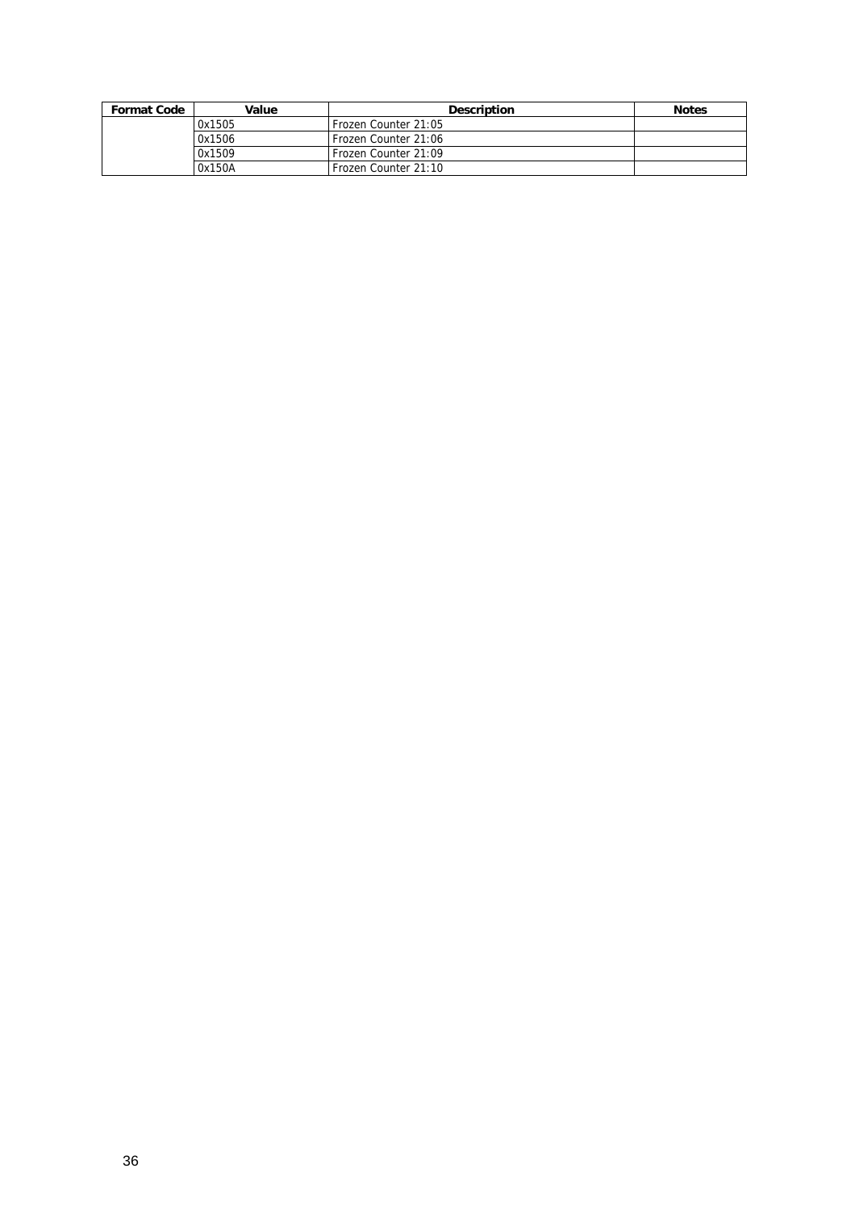| Format Code | Value | Description | Notes |
|---|---|---|---|
| | 0x1505 | Frozen Counter 21:05 | |
| | 0x1506 | Frozen Counter 21:06 | |
| | 0x1509 | Frozen Counter 21:09 | |
| | 0x150A | Frozen Counter 21:10 | |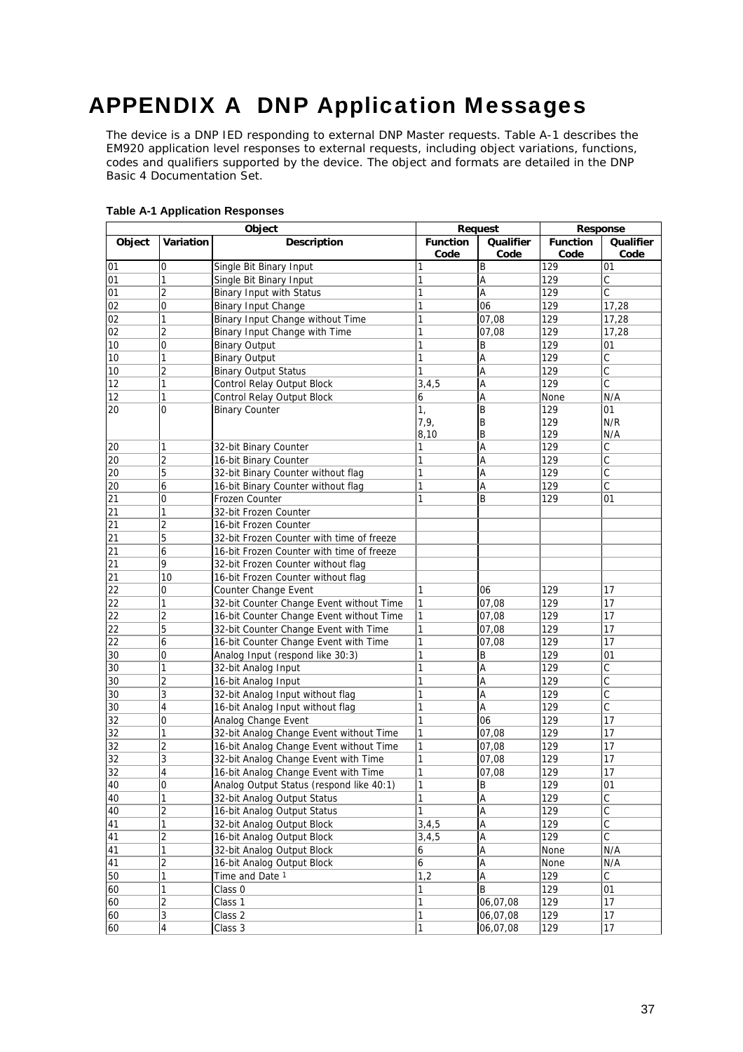# APPENDIX A DNP Application Messages

The device is a DNP IED responding to external DNP Master requests. Table A-1 describes the EM920 application level responses to external requests, including object variations, functions, codes and qualifiers supported by the device. The object and formats are detailed in the DNP Basic 4 Documentation Set.

**Table A-1 Application Responses**

| Object | | | Request | | Response | |
|---|---|---|---|---|---|---|
| **Object** | **Variation** | **Description** | **Function Code** | **Qualifier Code** | **Function Code** | **Qualifier Code** |
| 01 | 0 | Single Bit Binary Input | 1 | B | 129 | 01 |
| 01 | 1 | Single Bit Binary Input | 1 | A | 129 | C |
| 01 | 2 | Binary Input with Status | 1 | A | 129 | C |
| 02 | 0 | Binary Input Change | 1 | 06 | 129 | 17,28 |
| 02 | 1 | Binary Input Change without Time | 1 | 07,08 | 129 | 17,28 |
| 02 | 2 | Binary Input Change with Time | 1 | 07,08 | 129 | 17,28 |
| 10 | 0 | Binary Output | 1 | B | 129 | 01 |
| 10 | 1 | Binary Output | 1 | A | 129 | C |
| 10 | 2 | Binary Output Status | 1 | A | 129 | C |
| 12 | 1 | Control Relay Output Block | 3,4,5 | A | 129 | C |
| 12 | 1 | Control Relay Output Block | 6 | A | None | N/A |
| 20 | 0 | Binary Counter | 1,<br>7,9,<br>8,10 | B<br>B<br>B | 129<br>129<br>129 | 01<br>N/R<br>N/A |
| 20 | 1 | 32-bit Binary Counter | 1 | A | 129 | C |
| 20 | 2 | 16-bit Binary Counter | 1 | A | 129 | C |
| 20 | 5 | 32-bit Binary Counter without flag | 1 | A | 129 | C |
| 20 | 6 | 16-bit Binary Counter without flag | 1 | A | 129 | C |
| 21 | 0 | Frozen Counter | 1 | B | 129 | 01 |
| 21 | 1 | 32-bit Frozen Counter | | | | |
| 21 | 2 | 16-bit Frozen Counter | | | | |
| 21 | 5 | 32-bit Frozen Counter with time of freeze | | | | |
| 21 | 6 | 16-bit Frozen Counter with time of freeze | | | | |
| 21 | 9 | 32-bit Frozen Counter without flag | | | | |
| 21 | 10 | 16-bit Frozen Counter without flag | | | | |
| 22 | 0 | Counter Change Event | 1 | 06 | 129 | 17 |
| 22 | 1 | 32-bit Counter Change Event without Time | 1 | 07,08 | 129 | 17 |
| 22 | 2 | 16-bit Counter Change Event without Time | 1 | 07,08 | 129 | 17 |
| 22 | 5 | 32-bit Counter Change Event with Time | 1 | 07,08 | 129 | 17 |
| 22 | 6 | 16-bit Counter Change Event with Time | 1 | 07,08 | 129 | 17 |
| 30 | 0 | Analog Input (respond like 30:3) | 1 | B | 129 | 01 |
| 30 | 1 | 32-bit Analog Input | 1 | A | 129 | C |
| 30 | 2 | 16-bit Analog Input | 1 | A | 129 | C |
| 30 | 3 | 32-bit Analog Input without flag | 1 | A | 129 | C |
| 30 | 4 | 16-bit Analog Input without flag | 1 | A | 129 | C |
| 32 | 0 | Analog Change Event | 1 | 06 | 129 | 17 |
| 32 | 1 | 32-bit Analog Change Event without Time | 1 | 07,08 | 129 | 17 |
| 32 | 2 | 16-bit Analog Change Event without Time | 1 | 07,08 | 129 | 17 |
| 32 | 3 | 32-bit Analog Change Event with Time | 1 | 07,08 | 129 | 17 |
| 32 | 4 | 16-bit Analog Change Event with Time | 1 | 07,08 | 129 | 17 |
| 40 | 0 | Analog Output Status (respond like 40:1) | 1 | B | 129 | 01 |
| 40 | 1 | 32-bit Analog Output Status | 1 | A | 129 | C |
| 40 | 2 | 16-bit Analog Output Status | 1 | A | 129 | C |
| 41 | 1 | 32-bit Analog Output Block | 3,4,5 | A | 129 | C |
| 41 | 2 | 16-bit Analog Output Block | 3,4,5 | A | 129 | C |
| 41 | 1 | 32-bit Analog Output Block | 6 | A | None | N/A |
| 41 | 2 | 16-bit Analog Output Block | 6 | A | None | N/A |
| 50 | 1 | Time and Date [1] | 1,2 | A | 129 | C |
| 60 | 1 | Class 0 | 1 | B | 129 | 01 |
| 60 | 2 | Class 1 | 1 | 06,07,08 | 129 | 17 |
| 60 | 3 | Class 2 | 1 | 06,07,08 | 129 | 17 |
| 60 | 4 | Class 3 | 1 | 06,07,08 | 129 | 17 |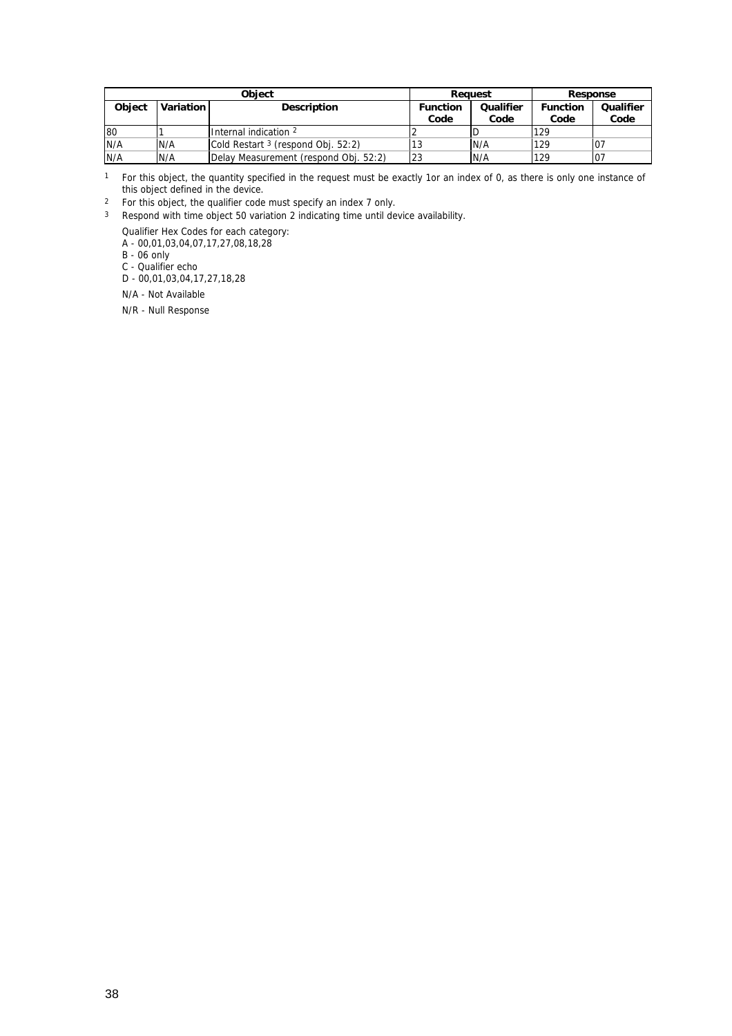| Object | | | Request | | Response | |
|---|---|---|---|---|---|---|
| Object | Variation | Description | Function Code | Qualifier Code | Function Code | Qualifier Code |
| 80 | 1 | Internal indication [2] | 2 | D | 129 | |
| N/A | N/A | Cold Restart [3] (respond Obj. 52:2) | 13 | N/A | 129 | 07 |
| N/A | N/A | Delay Measurement (respond Obj. 52:2) | 23 | N/A | 129 | 07 |

[1] For this object, the quantity specified in the request must be exactly 1or an index of 0, as there is only one instance of this object defined in the device.

[2] For this object, the qualifier code must specify an index 7 only.

[3] Respond with time object 50 variation 2 indicating time until device availability.

Qualifier Hex Codes for each category:
A - 00,01,03,04,07,17,27,08,18,28
B - 06 only
C - Qualifier echo
D - 00,01,03,04,17,27,18,28

N/A - Not Available

N/R - Null Response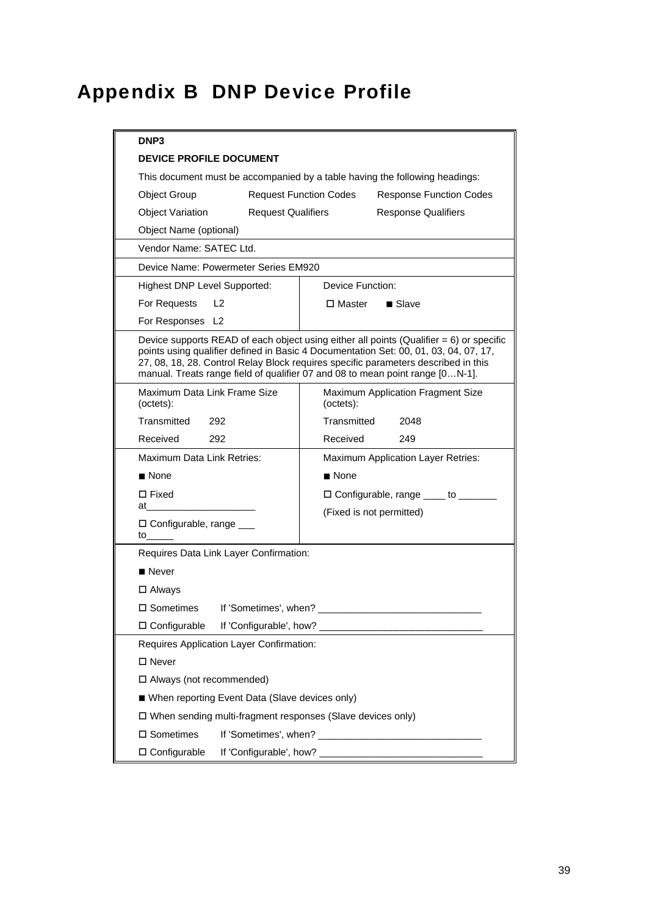# Appendix B DNP Device Profile

| | |
|---|---|
| **DNP3**<br>**DEVICE PROFILE DOCUMENT**<br>This document must be accompanied by a table having the following headings:<br>Object Group — Request Function Codes — Response Function Codes<br>Object Variation — Request Qualifiers — Response Qualifiers<br>Object Name (optional) | |
| Vendor Name: SATEC Ltd. | |
| Device Name: Powermeter Series EM920 | |
| Highest DNP Level Supported:<br>For Requests L2<br>For Responses L2 | Device Function:<br>☐ Master ■ Slave |
| Device supports READ of each object using either all points (Qualifier = 6) or specific points using qualifier defined in Basic 4 Documentation Set: 00, 01, 03, 04, 07, 17, 27, 08, 18, 28. Control Relay Block requires specific parameters described in this manual. Treats range field of qualifier 07 and 08 to mean point range [0…N-1]. | |
| Maximum Data Link Frame Size (octets):<br>Transmitted 292<br>Received 292 | Maximum Application Fragment Size (octets):<br>Transmitted 2048<br>Received 249 |
| Maximum Data Link Retries:<br>■ None<br>☐ Fixed at____________________<br>☐ Configurable, range ___ to_____ | Maximum Application Layer Retries:<br>■ None<br>☐ Configurable, range ____ to _______<br>(Fixed is not permitted) |
| Requires Data Link Layer Confirmation:<br>■ Never<br>☐ Always<br>☐ Sometimes If 'Sometimes', when? ______________________________<br>☐ Configurable If 'Configurable', how? ______________________________ | |
| Requires Application Layer Confirmation:<br>☐ Never<br>☐ Always (not recommended)<br>■ When reporting Event Data (Slave devices only)<br>☐ When sending multi-fragment responses (Slave devices only)<br>☐ Sometimes If 'Sometimes', when? ______________________________<br>☐ Configurable If 'Configurable', how? ______________________________ | |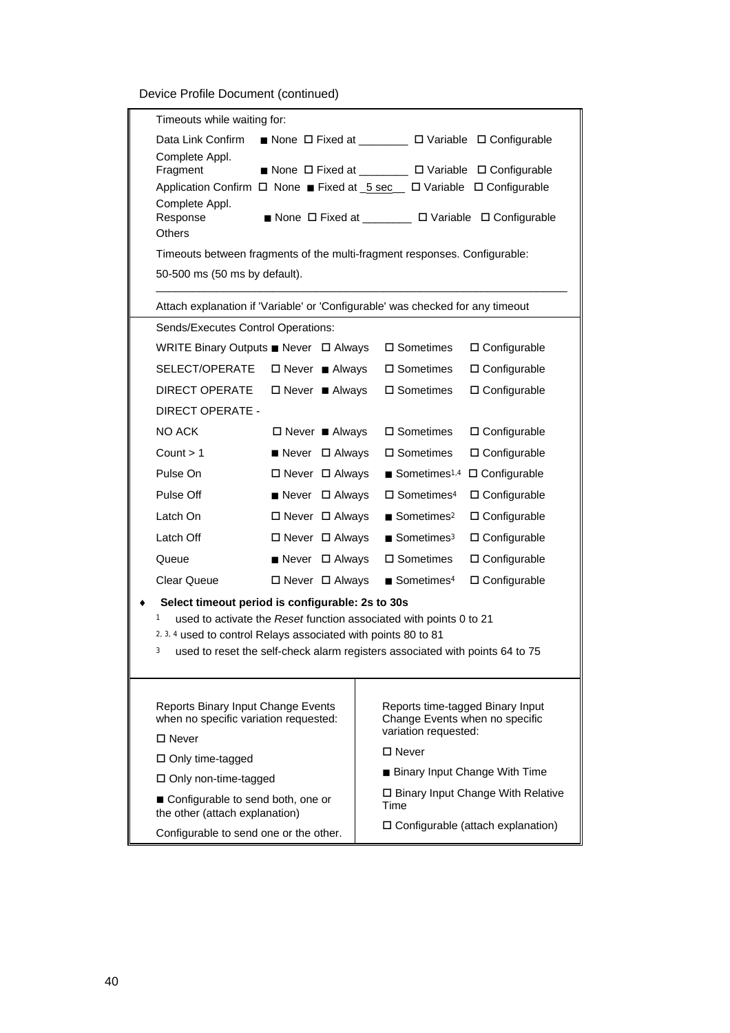Device Profile Document (continued)

Timeouts while waiting for:

| | | | | |
|---|---|---|---|---|
| Data Link Confirm | ■ None | □ Fixed at ________ | □ Variable | □ Configurable |
| Complete Appl. Fragment | ■ None | □ Fixed at ________ | □ Variable | □ Configurable |
| Application Confirm | □ None | ■ Fixed at _5 sec__ | □ Variable | □ Configurable |
| Complete Appl. Response | ■ None | □ Fixed at ________ | □ Variable | □ Configurable |
| Others | | | | |

Timeouts between fragments of the multi-fragment responses. Configurable:

50-500 ms (50 ms by default).

Attach explanation if 'Variable' or 'Configurable' was checked for any timeout

Sends/Executes Control Operations:

| | | | | |
|---|---|---|---|---|
| WRITE Binary Outputs | ■ Never | □ Always | □ Sometimes | □ Configurable |
| SELECT/OPERATE | □ Never | ■ Always | □ Sometimes | □ Configurable |
| DIRECT OPERATE | □ Never | ■ Always | □ Sometimes | □ Configurable |
| DIRECT OPERATE - NO ACK | □ Never | ■ Always | □ Sometimes | □ Configurable |
| Count > 1 | ■ Never | □ Always | □ Sometimes | □ Configurable |
| Pulse On | □ Never | □ Always | ■ Sometimes[1,4] | □ Configurable |
| Pulse Off | ■ Never | □ Always | □ Sometimes[4] | □ Configurable |
| Latch On | □ Never | □ Always | ■ Sometimes[2] | □ Configurable |
| Latch Off | □ Never | □ Always | ■ Sometimes[3] | □ Configurable |
| Queue | ■ Never | □ Always | □ Sometimes | □ Configurable |
| Clear Queue | □ Never | □ Always | ■ Sometimes[4] | □ Configurable |

♦ **Select timeout period is configurable: 2s to 30s**

[1] used to activate the *Reset* function associated with points 0 to 21

[2, 3, 4] used to control Relays associated with points 80 to 81

[3] used to reset the self-check alarm registers associated with points 64 to 75

| Reports Binary Input Change Events when no specific variation requested: | Reports time-tagged Binary Input Change Events when no specific variation requested: |
|---|---|
| □ Never | □ Never |
| □ Only time-tagged | ■ Binary Input Change With Time |
| □ Only non-time-tagged | □ Binary Input Change With Relative Time |
| ■ Configurable to send both, one or the other (attach explanation) | □ Configurable (attach explanation) |
| Configurable to send one or the other. | |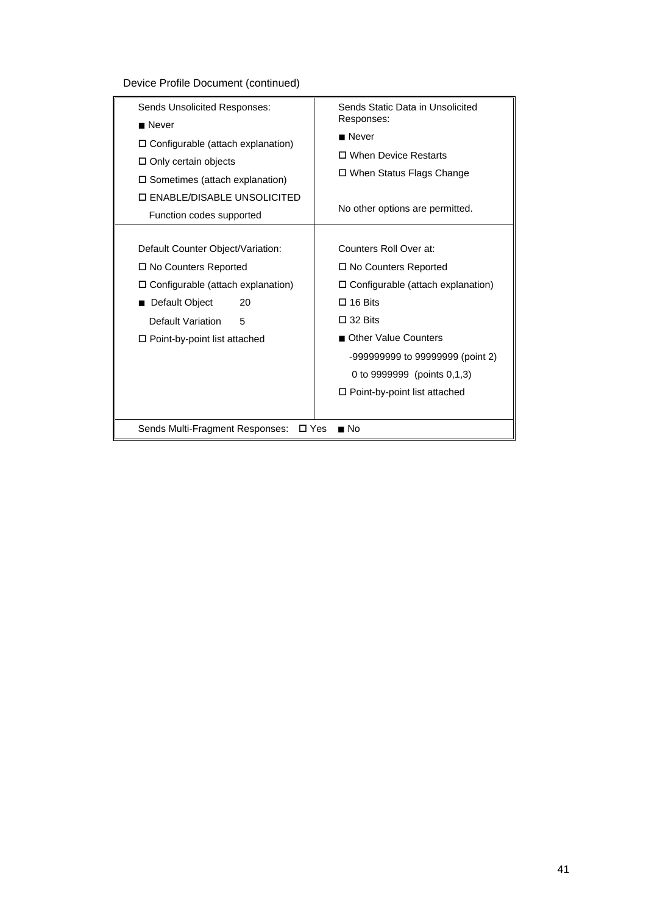Device Profile Document (continued)

| | |
|---|---|
| Sends Unsolicited Responses:<br>■ Never<br>☐ Configurable (attach explanation)<br>☐ Only certain objects<br>☐ Sometimes (attach explanation)<br>☐ ENABLE/DISABLE UNSOLICITED<br>Function codes supported | Sends Static Data in Unsolicited Responses:<br>■ Never<br>☐ When Device Restarts<br>☐ When Status Flags Change<br><br>No other options are permitted. |
| Default Counter Object/Variation:<br>☐ No Counters Reported<br>☐ Configurable (attach explanation)<br>■ Default Object 20<br>Default Variation 5<br>☐ Point-by-point list attached | Counters Roll Over at:<br>☐ No Counters Reported<br>☐ Configurable (attach explanation)<br>☐ 16 Bits<br>☐ 32 Bits<br>■ Other Value Counters<br>-999999999 to 99999999 (point 2)<br>0 to 9999999 (points 0,1,3)<br>☐ Point-by-point list attached |
| Sends Multi-Fragment Responses: ☐ Yes ■ No | |